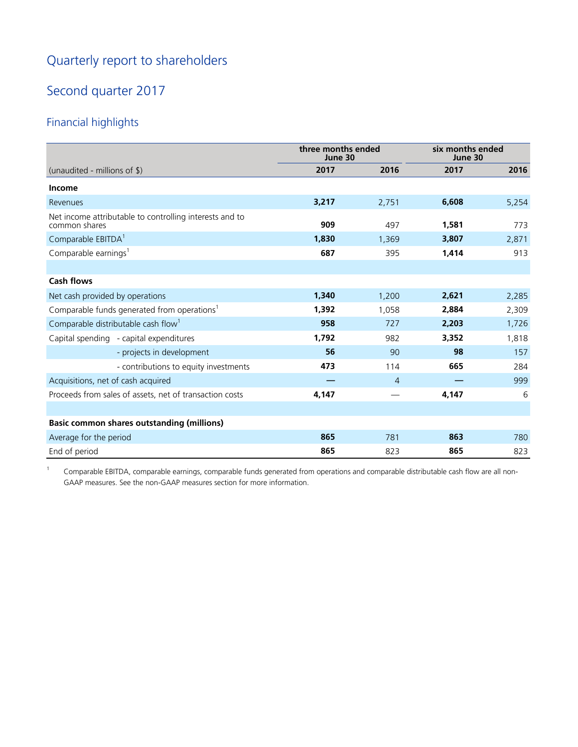# Quarterly report to shareholders

## Second quarter 2017

### Financial highlights

| (unaudited - millions of $) | three months ended June 30 | | six months ended June 30 | |
|---|---|---|---|---|
| | **2017** | **2016** | **2017** | **2016** |
| **Income** | | | | |
| Revenues | **3,217** | 2,751 | **6,608** | 5,254 |
| Net income attributable to controlling interests and to common shares | **909** | 497 | **1,581** | 773 |
| Comparable EBITDA[1] | **1,830** | 1,369 | **3,807** | 2,871 |
| Comparable earnings[1] | **687** | 395 | **1,414** | 913 |
| | | | | |
| **Cash flows** | | | | |
| Net cash provided by operations | **1,340** | 1,200 | **2,621** | 2,285 |
| Comparable funds generated from operations[1] | **1,392** | 1,058 | **2,884** | 2,309 |
| Comparable distributable cash flow[1] | **958** | 727 | **2,203** | 1,726 |
| Capital spending - capital expenditures | **1,792** | 982 | **3,352** | 1,818 |
| - projects in development | **56** | 90 | **98** | 157 |
| - contributions to equity investments | **473** | 114 | **665** | 284 |
| Acquisitions, net of cash acquired | **—** | 4 | **—** | 999 |
| Proceeds from sales of assets, net of transaction costs | **4,147** | — | **4,147** | 6 |
| | | | | |
| **Basic common shares outstanding (millions)** | | | | |
| Average for the period | **865** | 781 | **863** | 780 |
| End of period | **865** | 823 | **865** | 823 |

[1] Comparable EBITDA, comparable earnings, comparable funds generated from operations and comparable distributable cash flow are all non-GAAP measures. See the non-GAAP measures section for more information.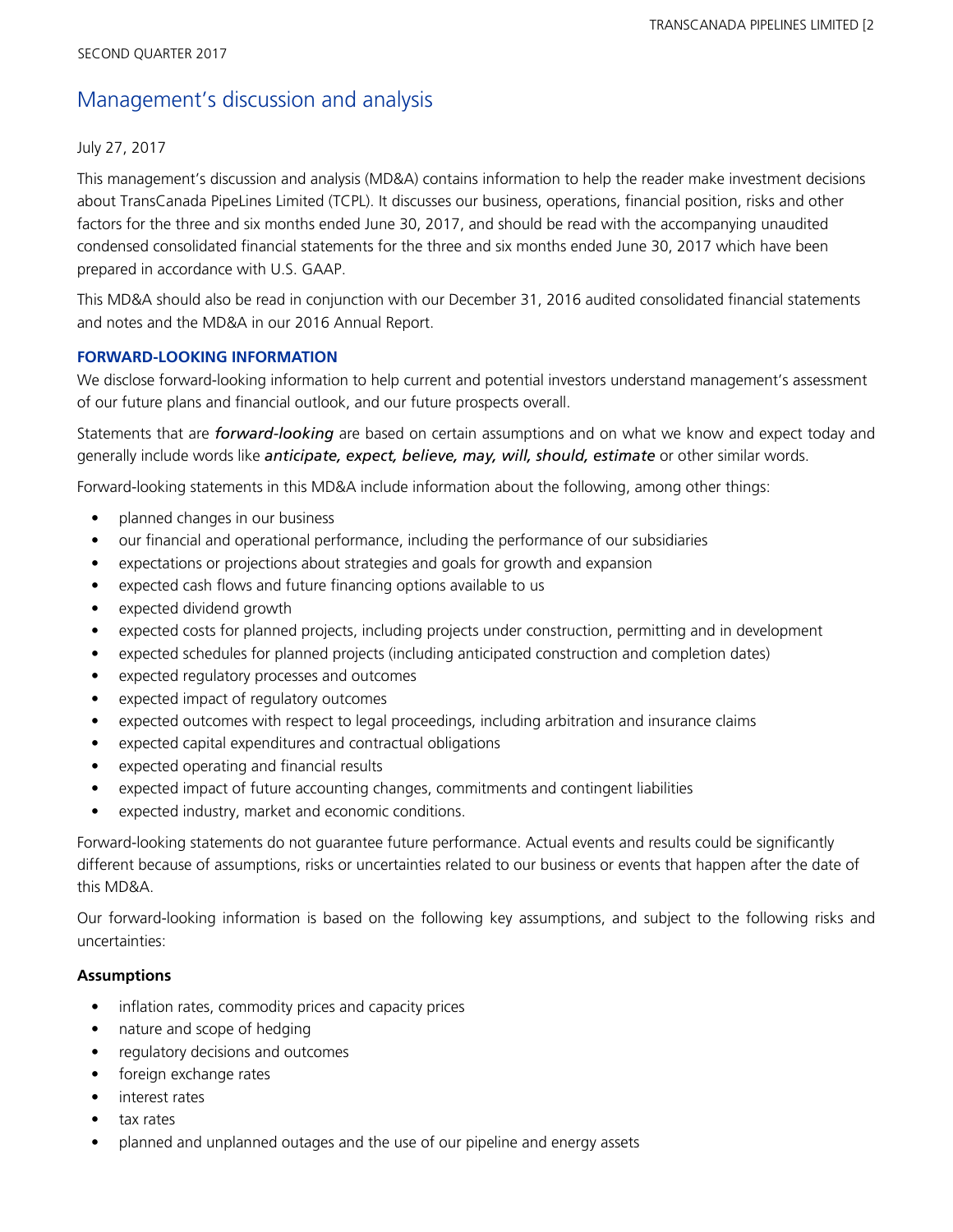SECOND QUARTER 2017

# Management's discussion and analysis

July 27, 2017

This management's discussion and analysis (MD&A) contains information to help the reader make investment decisions about TransCanada PipeLines Limited (TCPL). It discusses our business, operations, financial position, risks and other factors for the three and six months ended June 30, 2017, and should be read with the accompanying unaudited condensed consolidated financial statements for the three and six months ended June 30, 2017 which have been prepared in accordance with U.S. GAAP.

This MD&A should also be read in conjunction with our December 31, 2016 audited consolidated financial statements and notes and the MD&A in our 2016 Annual Report.

## FORWARD-LOOKING INFORMATION

We disclose forward-looking information to help current and potential investors understand management's assessment of our future plans and financial outlook, and our future prospects overall.

Statements that are ***forward-looking*** are based on certain assumptions and on what we know and expect today and generally include words like ***anticipate, expect, believe, may, will, should, estimate*** or other similar words.

Forward-looking statements in this MD&A include information about the following, among other things:

- planned changes in our business
- our financial and operational performance, including the performance of our subsidiaries
- expectations or projections about strategies and goals for growth and expansion
- expected cash flows and future financing options available to us
- expected dividend growth
- expected costs for planned projects, including projects under construction, permitting and in development
- expected schedules for planned projects (including anticipated construction and completion dates)
- expected regulatory processes and outcomes
- expected impact of regulatory outcomes
- expected outcomes with respect to legal proceedings, including arbitration and insurance claims
- expected capital expenditures and contractual obligations
- expected operating and financial results
- expected impact of future accounting changes, commitments and contingent liabilities
- expected industry, market and economic conditions.

Forward-looking statements do not guarantee future performance. Actual events and results could be significantly different because of assumptions, risks or uncertainties related to our business or events that happen after the date of this MD&A.

Our forward-looking information is based on the following key assumptions, and subject to the following risks and uncertainties:

### Assumptions

- inflation rates, commodity prices and capacity prices
- nature and scope of hedging
- regulatory decisions and outcomes
- foreign exchange rates
- interest rates
- tax rates
- planned and unplanned outages and the use of our pipeline and energy assets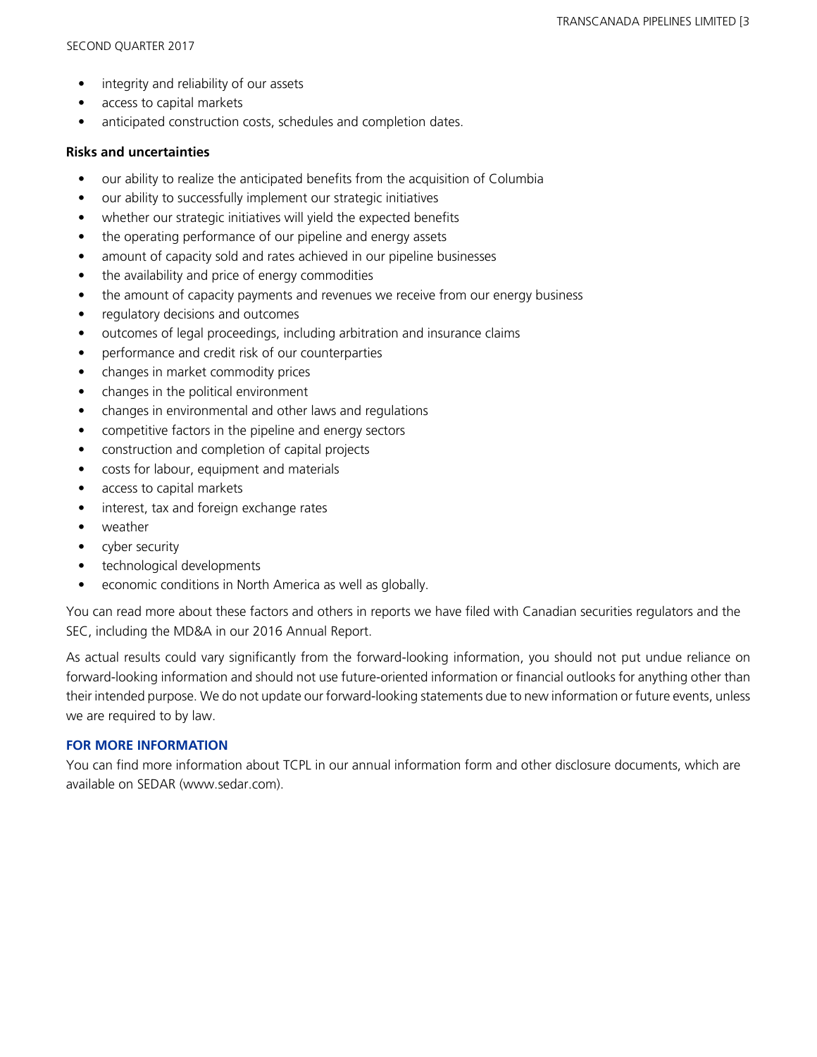- integrity and reliability of our assets
- access to capital markets
- anticipated construction costs, schedules and completion dates.

**Risks and uncertainties**

- our ability to realize the anticipated benefits from the acquisition of Columbia
- our ability to successfully implement our strategic initiatives
- whether our strategic initiatives will yield the expected benefits
- the operating performance of our pipeline and energy assets
- amount of capacity sold and rates achieved in our pipeline businesses
- the availability and price of energy commodities
- the amount of capacity payments and revenues we receive from our energy business
- regulatory decisions and outcomes
- outcomes of legal proceedings, including arbitration and insurance claims
- performance and credit risk of our counterparties
- changes in market commodity prices
- changes in the political environment
- changes in environmental and other laws and regulations
- competitive factors in the pipeline and energy sectors
- construction and completion of capital projects
- costs for labour, equipment and materials
- access to capital markets
- interest, tax and foreign exchange rates
- weather
- cyber security
- technological developments
- economic conditions in North America as well as globally.

You can read more about these factors and others in reports we have filed with Canadian securities regulators and the SEC, including the MD&A in our 2016 Annual Report.

As actual results could vary significantly from the forward-looking information, you should not put undue reliance on forward-looking information and should not use future-oriented information or financial outlooks for anything other than their intended purpose. We do not update our forward-looking statements due to new information or future events, unless we are required to by law.

## FOR MORE INFORMATION

You can find more information about TCPL in our annual information form and other disclosure documents, which are available on SEDAR (www.sedar.com).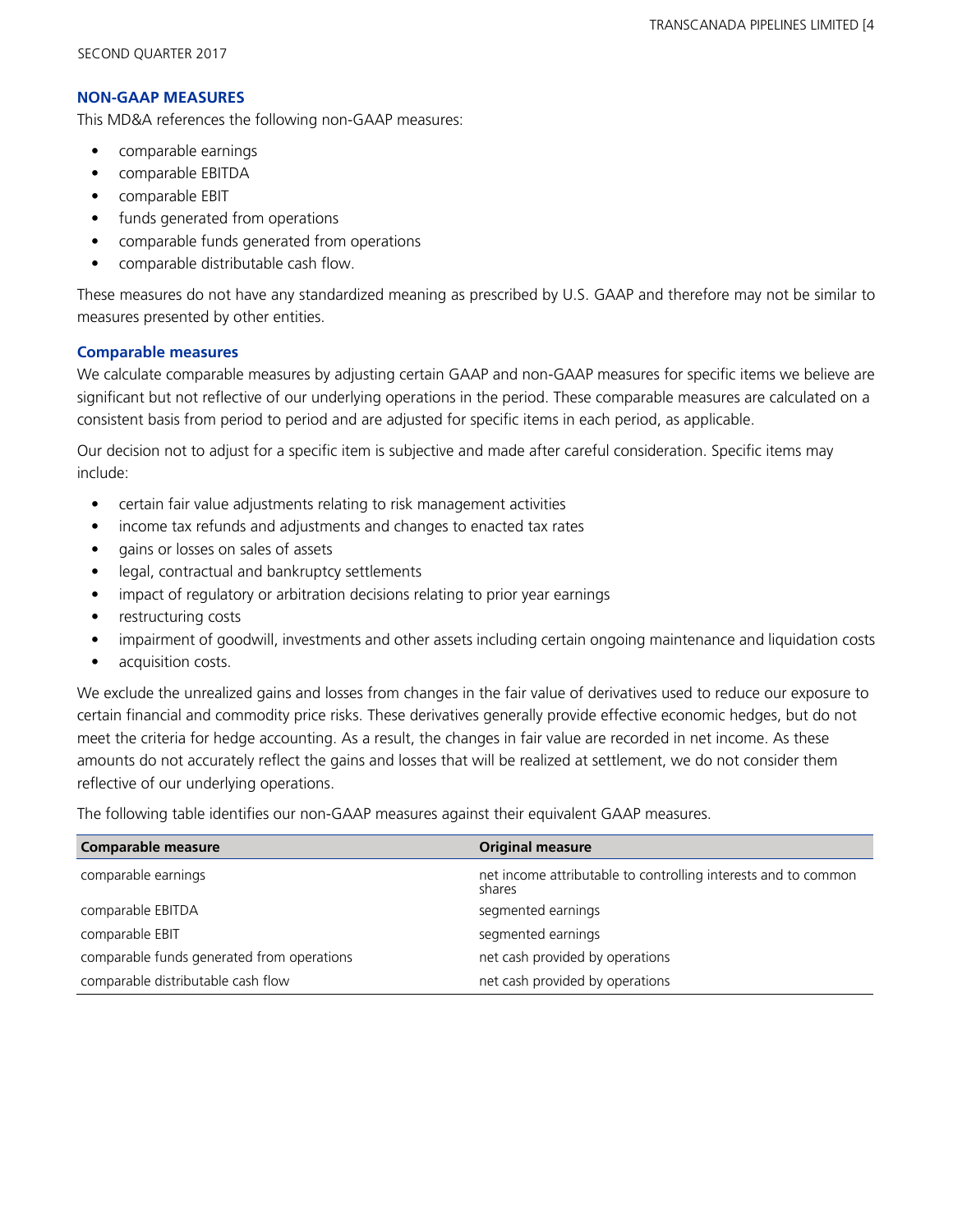## NON-GAAP MEASURES

This MD&A references the following non-GAAP measures:

- comparable earnings
- comparable EBITDA
- comparable EBIT
- funds generated from operations
- comparable funds generated from operations
- comparable distributable cash flow.

These measures do not have any standardized meaning as prescribed by U.S. GAAP and therefore may not be similar to measures presented by other entities.

### Comparable measures

We calculate comparable measures by adjusting certain GAAP and non-GAAP measures for specific items we believe are significant but not reflective of our underlying operations in the period. These comparable measures are calculated on a consistent basis from period to period and are adjusted for specific items in each period, as applicable.

Our decision not to adjust for a specific item is subjective and made after careful consideration. Specific items may include:

- certain fair value adjustments relating to risk management activities
- income tax refunds and adjustments and changes to enacted tax rates
- gains or losses on sales of assets
- legal, contractual and bankruptcy settlements
- impact of regulatory or arbitration decisions relating to prior year earnings
- restructuring costs
- impairment of goodwill, investments and other assets including certain ongoing maintenance and liquidation costs
- acquisition costs.

We exclude the unrealized gains and losses from changes in the fair value of derivatives used to reduce our exposure to certain financial and commodity price risks. These derivatives generally provide effective economic hedges, but do not meet the criteria for hedge accounting. As a result, the changes in fair value are recorded in net income. As these amounts do not accurately reflect the gains and losses that will be realized at settlement, we do not consider them reflective of our underlying operations.

The following table identifies our non-GAAP measures against their equivalent GAAP measures.

| Comparable measure | Original measure |
|---|---|
| comparable earnings | net income attributable to controlling interests and to common shares |
| comparable EBITDA | segmented earnings |
| comparable EBIT | segmented earnings |
| comparable funds generated from operations | net cash provided by operations |
| comparable distributable cash flow | net cash provided by operations |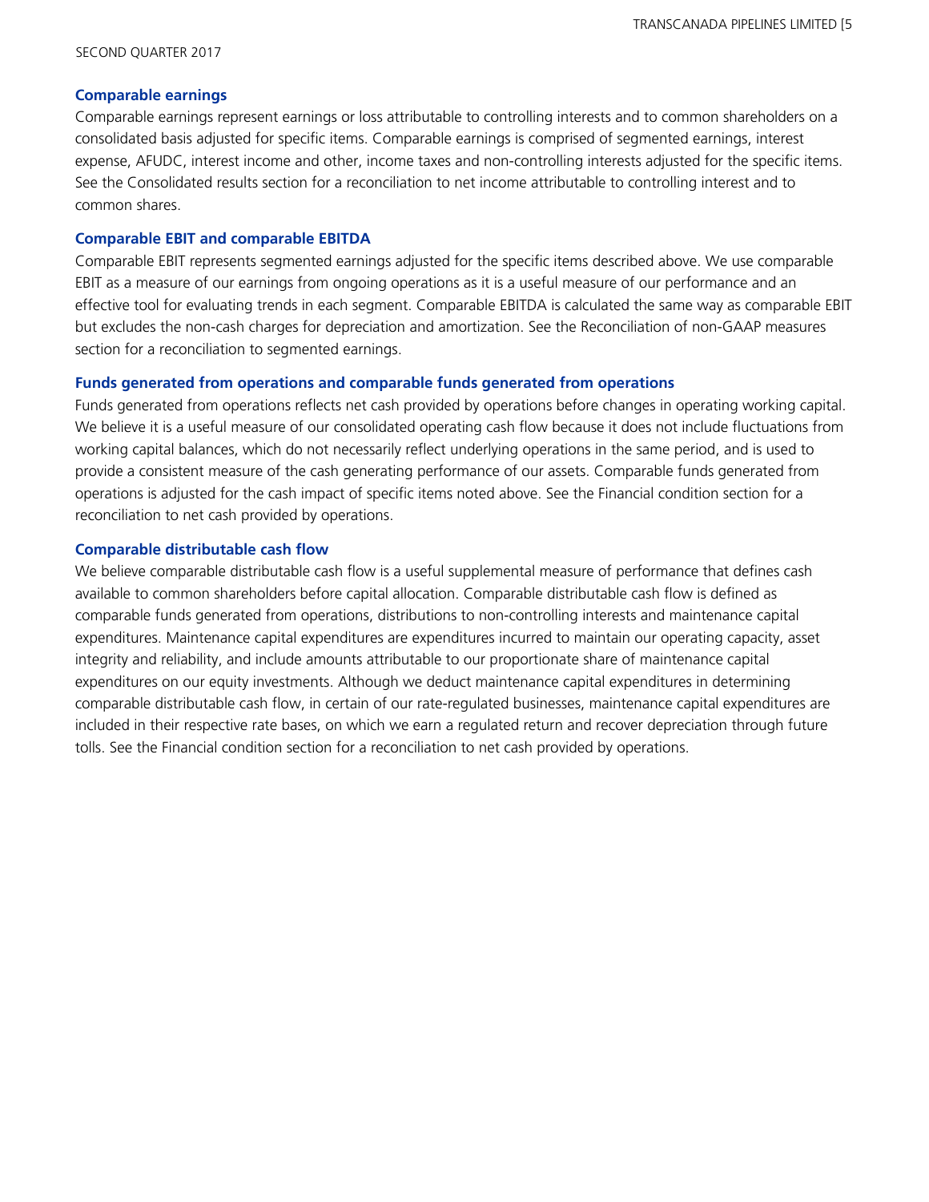### Comparable earnings

Comparable earnings represent earnings or loss attributable to controlling interests and to common shareholders on a consolidated basis adjusted for specific items. Comparable earnings is comprised of segmented earnings, interest expense, AFUDC, interest income and other, income taxes and non-controlling interests adjusted for the specific items. See the Consolidated results section for a reconciliation to net income attributable to controlling interest and to common shares.

### Comparable EBIT and comparable EBITDA

Comparable EBIT represents segmented earnings adjusted for the specific items described above. We use comparable EBIT as a measure of our earnings from ongoing operations as it is a useful measure of our performance and an effective tool for evaluating trends in each segment. Comparable EBITDA is calculated the same way as comparable EBIT but excludes the non-cash charges for depreciation and amortization. See the Reconciliation of non-GAAP measures section for a reconciliation to segmented earnings.

### Funds generated from operations and comparable funds generated from operations

Funds generated from operations reflects net cash provided by operations before changes in operating working capital. We believe it is a useful measure of our consolidated operating cash flow because it does not include fluctuations from working capital balances, which do not necessarily reflect underlying operations in the same period, and is used to provide a consistent measure of the cash generating performance of our assets. Comparable funds generated from operations is adjusted for the cash impact of specific items noted above. See the Financial condition section for a reconciliation to net cash provided by operations.

### Comparable distributable cash flow

We believe comparable distributable cash flow is a useful supplemental measure of performance that defines cash available to common shareholders before capital allocation. Comparable distributable cash flow is defined as comparable funds generated from operations, distributions to non-controlling interests and maintenance capital expenditures. Maintenance capital expenditures are expenditures incurred to maintain our operating capacity, asset integrity and reliability, and include amounts attributable to our proportionate share of maintenance capital expenditures on our equity investments. Although we deduct maintenance capital expenditures in determining comparable distributable cash flow, in certain of our rate-regulated businesses, maintenance capital expenditures are included in their respective rate bases, on which we earn a regulated return and recover depreciation through future tolls. See the Financial condition section for a reconciliation to net cash provided by operations.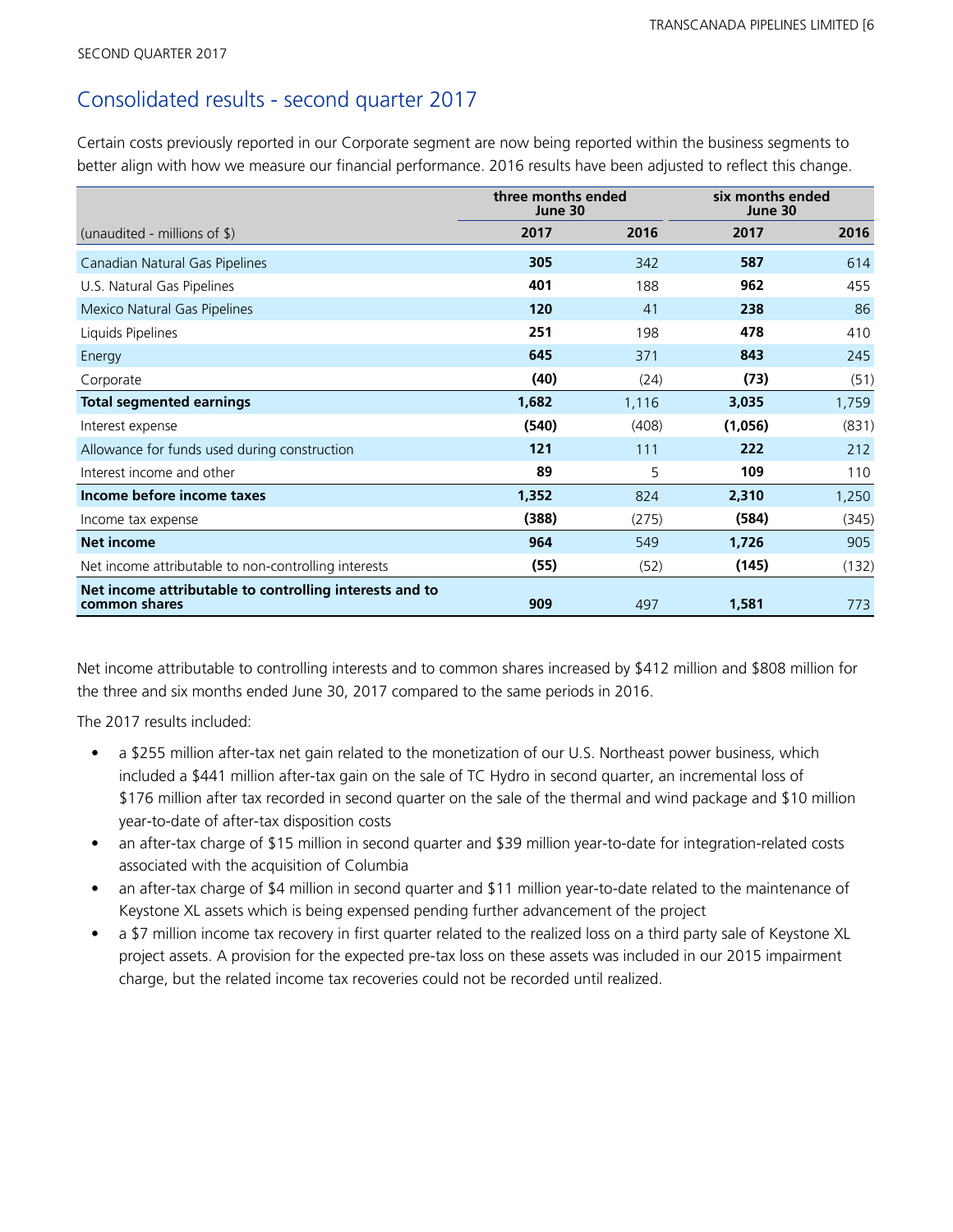SECOND QUARTER 2017

## Consolidated results - second quarter 2017

Certain costs previously reported in our Corporate segment are now being reported within the business segments to better align with how we measure our financial performance. 2016 results have been adjusted to reflect this change.

| | three months ended June 30 | | six months ended June 30 | |
|---|---|---|---|---|
| (unaudited - millions of $) | **2017** | 2016 | **2017** | 2016 |
| Canadian Natural Gas Pipelines | **305** | 342 | **587** | 614 |
| U.S. Natural Gas Pipelines | **401** | 188 | **962** | 455 |
| Mexico Natural Gas Pipelines | **120** | 41 | **238** | 86 |
| Liquids Pipelines | **251** | 198 | **478** | 410 |
| Energy | **645** | 371 | **843** | 245 |
| Corporate | **(40)** | (24) | **(73)** | (51) |
| **Total segmented earnings** | **1,682** | 1,116 | **3,035** | 1,759 |
| Interest expense | **(540)** | (408) | **(1,056)** | (831) |
| Allowance for funds used during construction | **121** | 111 | **222** | 212 |
| Interest income and other | **89** | 5 | **109** | 110 |
| **Income before income taxes** | **1,352** | 824 | **2,310** | 1,250 |
| Income tax expense | **(388)** | (275) | **(584)** | (345) |
| **Net income** | **964** | 549 | **1,726** | 905 |
| Net income attributable to non-controlling interests | **(55)** | (52) | **(145)** | (132) |
| **Net income attributable to controlling interests and to common shares** | **909** | 497 | **1,581** | 773 |

Net income attributable to controlling interests and to common shares increased by $412 million and $808 million for the three and six months ended June 30, 2017 compared to the same periods in 2016.

The 2017 results included:

- a $255 million after-tax net gain related to the monetization of our U.S. Northeast power business, which included a $441 million after-tax gain on the sale of TC Hydro in second quarter, an incremental loss of $176 million after tax recorded in second quarter on the sale of the thermal and wind package and $10 million year-to-date of after-tax disposition costs
- an after-tax charge of $15 million in second quarter and $39 million year-to-date for integration-related costs associated with the acquisition of Columbia
- an after-tax charge of $4 million in second quarter and $11 million year-to-date related to the maintenance of Keystone XL assets which is being expensed pending further advancement of the project
- a $7 million income tax recovery in first quarter related to the realized loss on a third party sale of Keystone XL project assets. A provision for the expected pre-tax loss on these assets was included in our 2015 impairment charge, but the related income tax recoveries could not be recorded until realized.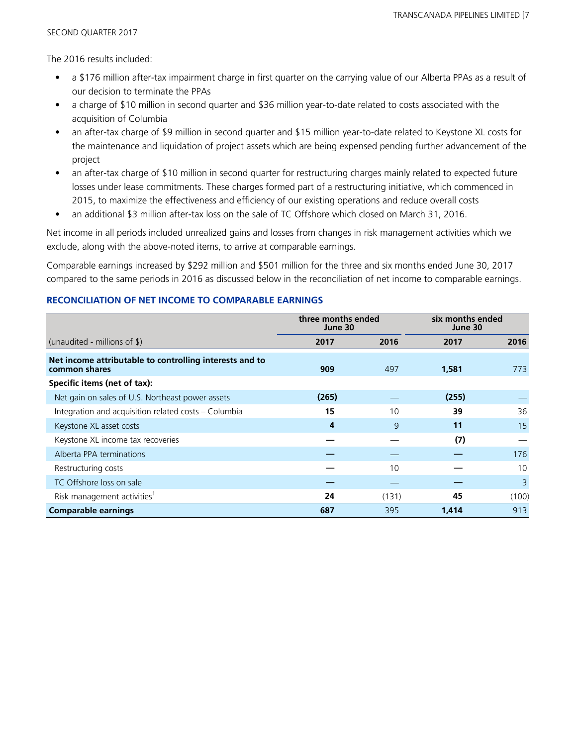The 2016 results included:

- a $176 million after-tax impairment charge in first quarter on the carrying value of our Alberta PPAs as a result of our decision to terminate the PPAs
- a charge of $10 million in second quarter and $36 million year-to-date related to costs associated with the acquisition of Columbia
- an after-tax charge of $9 million in second quarter and $15 million year-to-date related to Keystone XL costs for the maintenance and liquidation of project assets which are being expensed pending further advancement of the project
- an after-tax charge of $10 million in second quarter for restructuring charges mainly related to expected future losses under lease commitments. These charges formed part of a restructuring initiative, which commenced in 2015, to maximize the effectiveness and efficiency of our existing operations and reduce overall costs
- an additional $3 million after-tax loss on the sale of TC Offshore which closed on March 31, 2016.

Net income in all periods included unrealized gains and losses from changes in risk management activities which we exclude, along with the above-noted items, to arrive at comparable earnings.

Comparable earnings increased by $292 million and $501 million for the three and six months ended June 30, 2017 compared to the same periods in 2016 as discussed below in the reconciliation of net income to comparable earnings.

### RECONCILIATION OF NET INCOME TO COMPARABLE EARNINGS

| | three months ended June 30 | | six months ended June 30 | |
|---|---|---|---|---|
| (unaudited - millions of $) | 2017 | 2016 | 2017 | 2016 |
| **Net income attributable to controlling interests and to common shares** | **909** | 497 | **1,581** | 773 |
| **Specific items (net of tax):** | | | | |
| Net gain on sales of U.S. Northeast power assets | **(265)** | — | **(255)** | — |
| Integration and acquisition related costs – Columbia | **15** | 10 | **39** | 36 |
| Keystone XL asset costs | **4** | 9 | **11** | 15 |
| Keystone XL income tax recoveries | **—** | — | **(7)** | — |
| Alberta PPA terminations | **—** | — | **—** | 176 |
| Restructuring costs | **—** | 10 | **—** | 10 |
| TC Offshore loss on sale | **—** | — | **—** | 3 |
| Risk management activities[1] | **24** | (131) | **45** | (100) |
| **Comparable earnings** | **687** | 395 | **1,414** | 913 |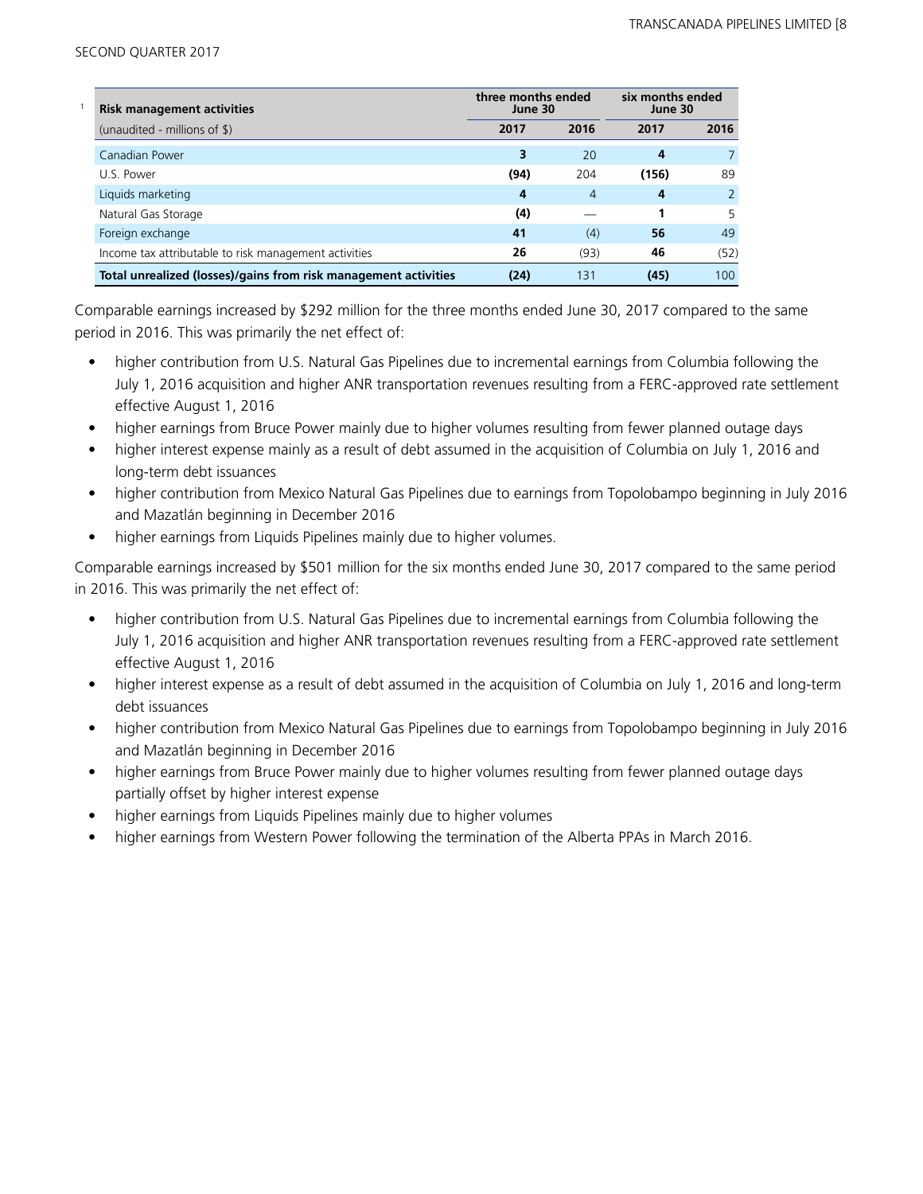[1]

| Risk management activities | three months ended June 30 | | six months ended June 30 | |
|---|---|---|---|---|
| (unaudited - millions of $) | 2017 | 2016 | 2017 | 2016 |
| Canadian Power | **3** | 20 | **4** | 7 |
| U.S. Power | **(94)** | 204 | **(156)** | 89 |
| Liquids marketing | **4** | 4 | **4** | 2 |
| Natural Gas Storage | **(4)** | — | **1** | 5 |
| Foreign exchange | **41** | (4) | **56** | 49 |
| Income tax attributable to risk management activities | **26** | (93) | **46** | (52) |
| **Total unrealized (losses)/gains from risk management activities** | **(24)** | 131 | **(45)** | 100 |

Comparable earnings increased by $292 million for the three months ended June 30, 2017 compared to the same period in 2016. This was primarily the net effect of:

- higher contribution from U.S. Natural Gas Pipelines due to incremental earnings from Columbia following the July 1, 2016 acquisition and higher ANR transportation revenues resulting from a FERC-approved rate settlement effective August 1, 2016
- higher earnings from Bruce Power mainly due to higher volumes resulting from fewer planned outage days
- higher interest expense mainly as a result of debt assumed in the acquisition of Columbia on July 1, 2016 and long-term debt issuances
- higher contribution from Mexico Natural Gas Pipelines due to earnings from Topolobampo beginning in July 2016 and Mazatlán beginning in December 2016
- higher earnings from Liquids Pipelines mainly due to higher volumes.

Comparable earnings increased by $501 million for the six months ended June 30, 2017 compared to the same period in 2016. This was primarily the net effect of:

- higher contribution from U.S. Natural Gas Pipelines due to incremental earnings from Columbia following the July 1, 2016 acquisition and higher ANR transportation revenues resulting from a FERC-approved rate settlement effective August 1, 2016
- higher interest expense as a result of debt assumed in the acquisition of Columbia on July 1, 2016 and long-term debt issuances
- higher contribution from Mexico Natural Gas Pipelines due to earnings from Topolobampo beginning in July 2016 and Mazatlán beginning in December 2016
- higher earnings from Bruce Power mainly due to higher volumes resulting from fewer planned outage days partially offset by higher interest expense
- higher earnings from Liquids Pipelines mainly due to higher volumes
- higher earnings from Western Power following the termination of the Alberta PPAs in March 2016.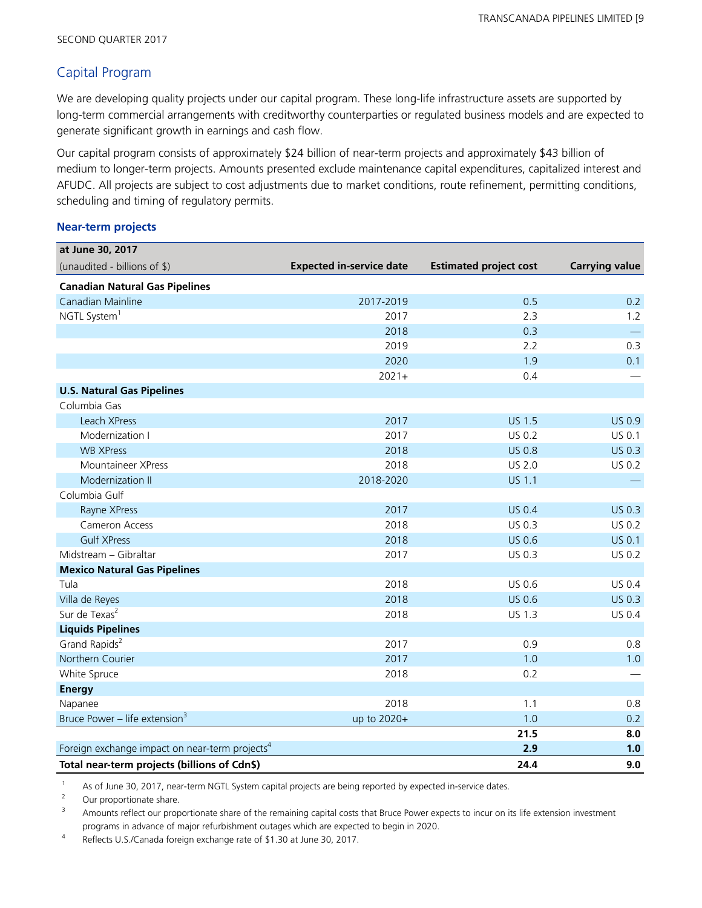SECOND QUARTER 2017

## Capital Program

We are developing quality projects under our capital program. These long-life infrastructure assets are supported by long-term commercial arrangements with creditworthy counterparties or regulated business models and are expected to generate significant growth in earnings and cash flow.

Our capital program consists of approximately $24 billion of near-term projects and approximately $43 billion of medium to longer-term projects. Amounts presented exclude maintenance capital expenditures, capitalized interest and AFUDC. All projects are subject to cost adjustments due to market conditions, route refinement, permitting conditions, scheduling and timing of regulatory permits.

### Near-term projects

| at June 30, 2017<br>(unaudited - billions of $) | Expected in-service date | Estimated project cost | Carrying value |
|---|---|---|---|
| **Canadian Natural Gas Pipelines** | | | |
| Canadian Mainline | 2017-2019 | 0.5 | 0.2 |
| NGTL System[1] | 2017 | 2.3 | 1.2 |
| | 2018 | 0.3 | — |
| | 2019 | 2.2 | 0.3 |
| | 2020 | 1.9 | 0.1 |
| | 2021+ | 0.4 | — |
| **U.S. Natural Gas Pipelines** | | | |
| Columbia Gas | | | |
| Leach XPress | 2017 | US 1.5 | US 0.9 |
| Modernization I | 2017 | US 0.2 | US 0.1 |
| WB XPress | 2018 | US 0.8 | US 0.3 |
| Mountaineer XPress | 2018 | US 2.0 | US 0.2 |
| Modernization II | 2018-2020 | US 1.1 | — |
| Columbia Gulf | | | |
| Rayne XPress | 2017 | US 0.4 | US 0.3 |
| Cameron Access | 2018 | US 0.3 | US 0.2 |
| Gulf XPress | 2018 | US 0.6 | US 0.1 |
| Midstream – Gibraltar | 2017 | US 0.3 | US 0.2 |
| **Mexico Natural Gas Pipelines** | | | |
| Tula | 2018 | US 0.6 | US 0.4 |
| Villa de Reyes | 2018 | US 0.6 | US 0.3 |
| Sur de Texas[2] | 2018 | US 1.3 | US 0.4 |
| **Liquids Pipelines** | | | |
| Grand Rapids[2] | 2017 | 0.9 | 0.8 |
| Northern Courier | 2017 | 1.0 | 1.0 |
| White Spruce | 2018 | 0.2 | — |
| **Energy** | | | |
| Napanee | 2018 | 1.1 | 0.8 |
| Bruce Power – life extension[3] | up to 2020+ | 1.0 | 0.2 |
| | | **21.5** | **8.0** |
| Foreign exchange impact on near-term projects[4] | | **2.9** | **1.0** |
| **Total near-term projects (billions of Cdn$)** | | **24.4** | **9.0** |

1 As of June 30, 2017, near-term NGTL System capital projects are being reported by expected in-service dates.

2 Our proportionate share.

3 Amounts reflect our proportionate share of the remaining capital costs that Bruce Power expects to incur on its life extension investment programs in advance of major refurbishment outages which are expected to begin in 2020.

4 Reflects U.S./Canada foreign exchange rate of $1.30 at June 30, 2017.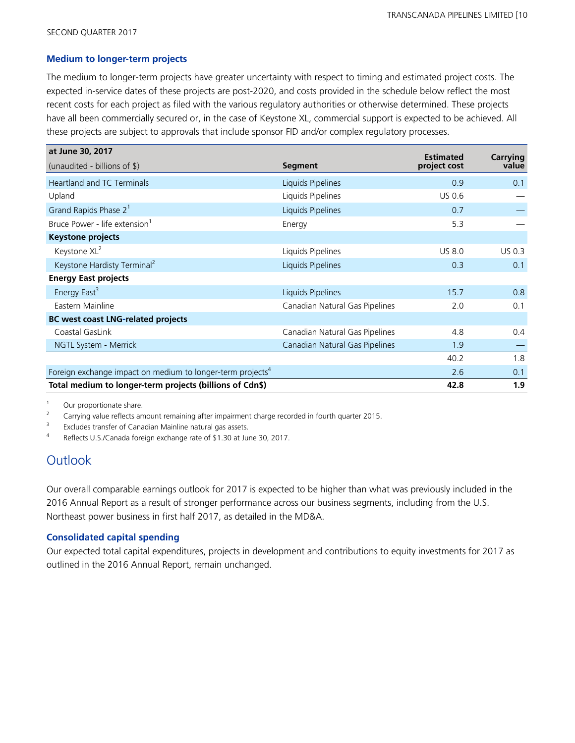### Medium to longer-term projects

The medium to longer-term projects have greater uncertainty with respect to timing and estimated project costs. The expected in-service dates of these projects are post-2020, and costs provided in the schedule below reflect the most recent costs for each project as filed with the various regulatory authorities or otherwise determined. These projects have all been commercially secured or, in the case of Keystone XL, commercial support is expected to be achieved. All these projects are subject to approvals that include sponsor FID and/or complex regulatory processes.

| at June 30, 2017<br>(unaudited - billions of $) | Segment | Estimated project cost | Carrying value |
|---|---|---|---|
| Heartland and TC Terminals | Liquids Pipelines | 0.9 | 0.1 |
| Upland | Liquids Pipelines | US 0.6 | — |
| Grand Rapids Phase 2[1] | Liquids Pipelines | 0.7 | — |
| Bruce Power - life extension[1] | Energy | 5.3 | — |
| **Keystone projects** | | | |
| Keystone XL[2] | Liquids Pipelines | US 8.0 | US 0.3 |
| Keystone Hardisty Terminal[2] | Liquids Pipelines | 0.3 | 0.1 |
| **Energy East projects** | | | |
| Energy East[3] | Liquids Pipelines | 15.7 | 0.8 |
| Eastern Mainline | Canadian Natural Gas Pipelines | 2.0 | 0.1 |
| **BC west coast LNG-related projects** | | | |
| Coastal GasLink | Canadian Natural Gas Pipelines | 4.8 | 0.4 |
| NGTL System - Merrick | Canadian Natural Gas Pipelines | 1.9 | — |
| | | 40.2 | 1.8 |
| Foreign exchange impact on medium to longer-term projects[4] | | 2.6 | 0.1 |
| **Total medium to longer-term projects (billions of Cdn$)** | | **42.8** | **1.9** |

1 Our proportionate share.
2 Carrying value reflects amount remaining after impairment charge recorded in fourth quarter 2015.
3 Excludes transfer of Canadian Mainline natural gas assets.
4 Reflects U.S./Canada foreign exchange rate of $1.30 at June 30, 2017.

## Outlook

Our overall comparable earnings outlook for 2017 is expected to be higher than what was previously included in the 2016 Annual Report as a result of stronger performance across our business segments, including from the U.S. Northeast power business in first half 2017, as detailed in the MD&A.

### Consolidated capital spending

Our expected total capital expenditures, projects in development and contributions to equity investments for 2017 as outlined in the 2016 Annual Report, remain unchanged.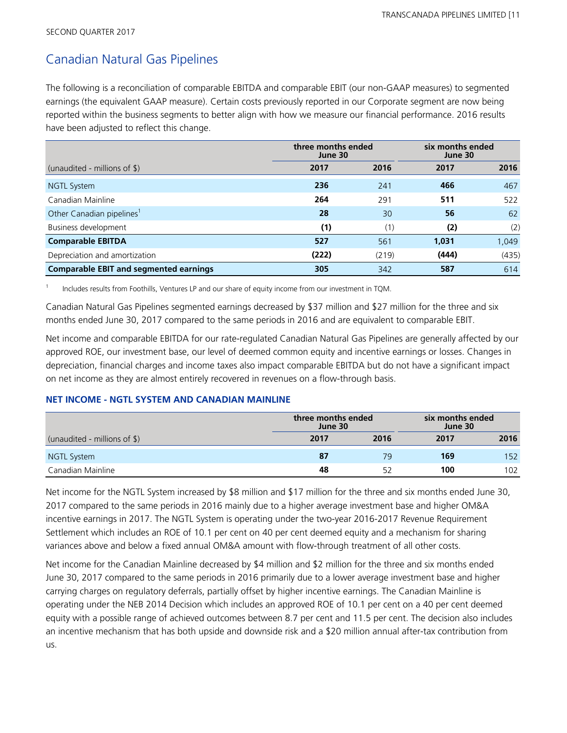## Canadian Natural Gas Pipelines

The following is a reconciliation of comparable EBITDA and comparable EBIT (our non-GAAP measures) to segmented earnings (the equivalent GAAP measure). Certain costs previously reported in our Corporate segment are now being reported within the business segments to better align with how we measure our financial performance. 2016 results have been adjusted to reflect this change.

| | three months ended June 30 | | six months ended June 30 | |
|---|---|---|---|---|
| (unaudited - millions of $) | **2017** | 2016 | **2017** | 2016 |
| NGTL System | **236** | 241 | **466** | 467 |
| Canadian Mainline | **264** | 291 | **511** | 522 |
| Other Canadian pipelines[1] | **28** | 30 | **56** | 62 |
| Business development | **(1)** | (1) | **(2)** | (2) |
| **Comparable EBITDA** | **527** | 561 | **1,031** | 1,049 |
| Depreciation and amortization | **(222)** | (219) | **(444)** | (435) |
| **Comparable EBIT and segmented earnings** | **305** | 342 | **587** | 614 |

1 Includes results from Foothills, Ventures LP and our share of equity income from our investment in TQM.

Canadian Natural Gas Pipelines segmented earnings decreased by $37 million and $27 million for the three and six months ended June 30, 2017 compared to the same periods in 2016 and are equivalent to comparable EBIT.

Net income and comparable EBITDA for our rate-regulated Canadian Natural Gas Pipelines are generally affected by our approved ROE, our investment base, our level of deemed common equity and incentive earnings or losses. Changes in depreciation, financial charges and income taxes also impact comparable EBITDA but do not have a significant impact on net income as they are almost entirely recovered in revenues on a flow-through basis.

### NET INCOME - NGTL SYSTEM AND CANADIAN MAINLINE

| | three months ended June 30 | | six months ended June 30 | |
|---|---|---|---|---|
| (unaudited - millions of $) | **2017** | 2016 | **2017** | 2016 |
| NGTL System | **87** | 79 | **169** | 152 |
| Canadian Mainline | **48** | 52 | **100** | 102 |

Net income for the NGTL System increased by $8 million and $17 million for the three and six months ended June 30, 2017 compared to the same periods in 2016 mainly due to a higher average investment base and higher OM&A incentive earnings in 2017. The NGTL System is operating under the two-year 2016-2017 Revenue Requirement Settlement which includes an ROE of 10.1 per cent on 40 per cent deemed equity and a mechanism for sharing variances above and below a fixed annual OM&A amount with flow-through treatment of all other costs.

Net income for the Canadian Mainline decreased by $4 million and $2 million for the three and six months ended June 30, 2017 compared to the same periods in 2016 primarily due to a lower average investment base and higher carrying charges on regulatory deferrals, partially offset by higher incentive earnings. The Canadian Mainline is operating under the NEB 2014 Decision which includes an approved ROE of 10.1 per cent on a 40 per cent deemed equity with a possible range of achieved outcomes between 8.7 per cent and 11.5 per cent. The decision also includes an incentive mechanism that has both upside and downside risk and a $20 million annual after-tax contribution from us.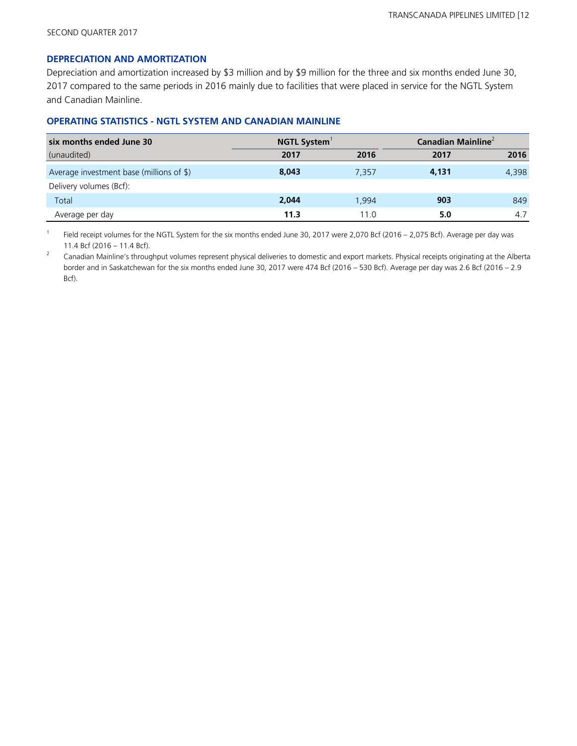SECOND QUARTER 2017

### DEPRECIATION AND AMORTIZATION

Depreciation and amortization increased by $3 million and by $9 million for the three and six months ended June 30, 2017 compared to the same periods in 2016 mainly due to facilities that were placed in service for the NGTL System and Canadian Mainline.

### OPERATING STATISTICS - NGTL SYSTEM AND CANADIAN MAINLINE

| six months ended June 30 | NGTL System[1] | | Canadian Mainline[2] | |
|---|---|---|---|---|
| (unaudited) | **2017** | 2016 | **2017** | 2016 |
| Average investment base (millions of $) | **8,043** | 7,357 | **4,131** | 4,398 |
| Delivery volumes (Bcf): | | | | |
| Total | **2,044** | 1,994 | **903** | 849 |
| Average per day | **11.3** | 11.0 | **5.0** | 4.7 |

[1] Field receipt volumes for the NGTL System for the six months ended June 30, 2017 were 2,070 Bcf (2016 – 2,075 Bcf). Average per day was 11.4 Bcf (2016 – 11.4 Bcf).

[2] Canadian Mainline's throughput volumes represent physical deliveries to domestic and export markets. Physical receipts originating at the Alberta border and in Saskatchewan for the six months ended June 30, 2017 were 474 Bcf (2016 – 530 Bcf). Average per day was 2.6 Bcf (2016 – 2.9 Bcf).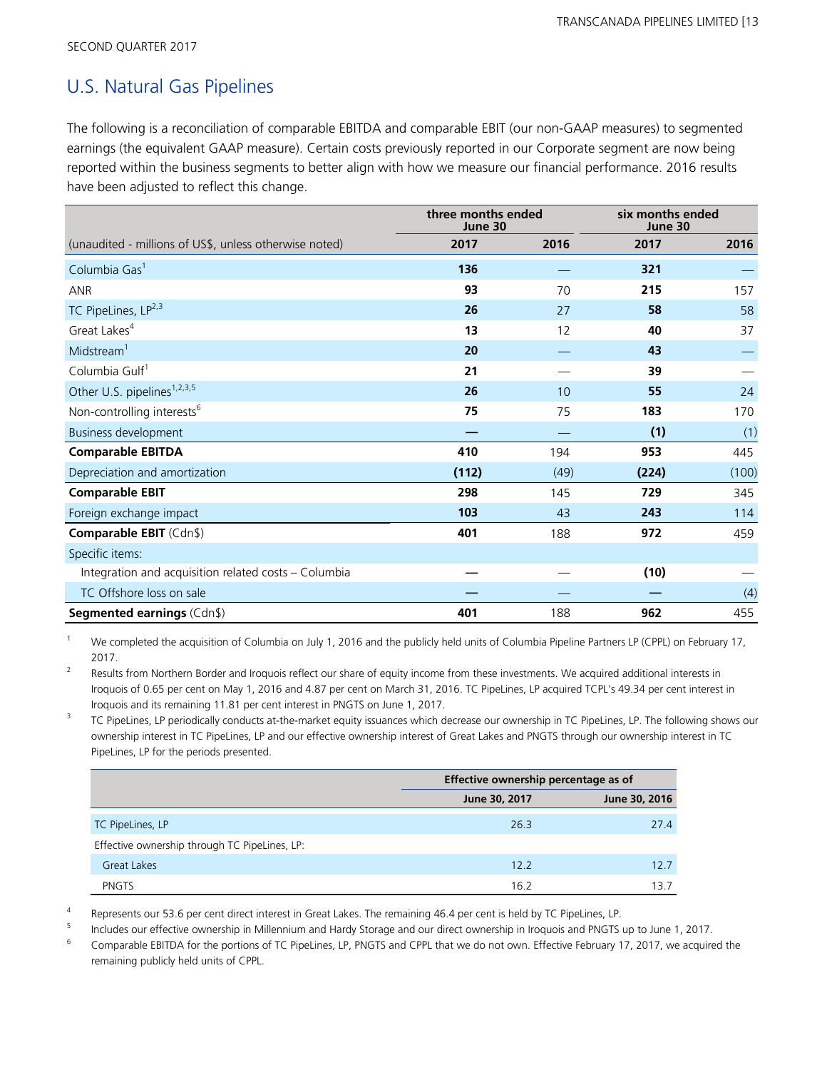## U.S. Natural Gas Pipelines

The following is a reconciliation of comparable EBITDA and comparable EBIT (our non-GAAP measures) to segmented earnings (the equivalent GAAP measure). Certain costs previously reported in our Corporate segment are now being reported within the business segments to better align with how we measure our financial performance. 2016 results have been adjusted to reflect this change.

| | three months ended June 30 | | six months ended June 30 | |
|---|---|---|---|---|
| (unaudited - millions of US$, unless otherwise noted) | **2017** | 2016 | **2017** | 2016 |
| Columbia Gas[1] | **136** | — | **321** | — |
| ANR | **93** | 70 | **215** | 157 |
| TC PipeLines, LP[2,3] | **26** | 27 | **58** | 58 |
| Great Lakes[4] | **13** | 12 | **40** | 37 |
| Midstream[1] | **20** | — | **43** | — |
| Columbia Gulf[1] | **21** | — | **39** | — |
| Other U.S. pipelines[1,2,3,5] | **26** | 10 | **55** | 24 |
| Non-controlling interests[6] | **75** | 75 | **183** | 170 |
| Business development | **—** | — | **(1)** | (1) |
| **Comparable EBITDA** | **410** | 194 | **953** | 445 |
| Depreciation and amortization | **(112)** | (49) | **(224)** | (100) |
| **Comparable EBIT** | **298** | 145 | **729** | 345 |
| Foreign exchange impact | **103** | 43 | **243** | 114 |
| **Comparable EBIT** (Cdn$) | **401** | 188 | **972** | 459 |
| Specific items: | | | | |
| Integration and acquisition related costs – Columbia | **—** | — | **(10)** | — |
| TC Offshore loss on sale | **—** | — | **—** | (4) |
| **Segmented earnings** (Cdn$) | **401** | 188 | **962** | 455 |

1. We completed the acquisition of Columbia on July 1, 2016 and the publicly held units of Columbia Pipeline Partners LP (CPPL) on February 17, 2017.
2. Results from Northern Border and Iroquois reflect our share of equity income from these investments. We acquired additional interests in Iroquois of 0.65 per cent on May 1, 2016 and 4.87 per cent on March 31, 2016. TC PipeLines, LP acquired TCPL's 49.34 per cent interest in Iroquois and its remaining 11.81 per cent interest in PNGTS on June 1, 2017.
3. TC PipeLines, LP periodically conducts at-the-market equity issuances which decrease our ownership in TC PipeLines, LP. The following shows our ownership interest in TC PipeLines, LP and our effective ownership interest of Great Lakes and PNGTS through our ownership interest in TC PipeLines, LP for the periods presented.

| | Effective ownership percentage as of | |
|---|---|---|
| | June 30, 2017 | June 30, 2016 |
| TC PipeLines, LP | 26.3 | 27.4 |
| Effective ownership through TC PipeLines, LP: | | |
| Great Lakes | 12.2 | 12.7 |
| PNGTS | 16.2 | 13.7 |

4. Represents our 53.6 per cent direct interest in Great Lakes. The remaining 46.4 per cent is held by TC PipeLines, LP.
5. Includes our effective ownership in Millennium and Hardy Storage and our direct ownership in Iroquois and PNGTS up to June 1, 2017.
6. Comparable EBITDA for the portions of TC PipeLines, LP, PNGTS and CPPL that we do not own. Effective February 17, 2017, we acquired the remaining publicly held units of CPPL.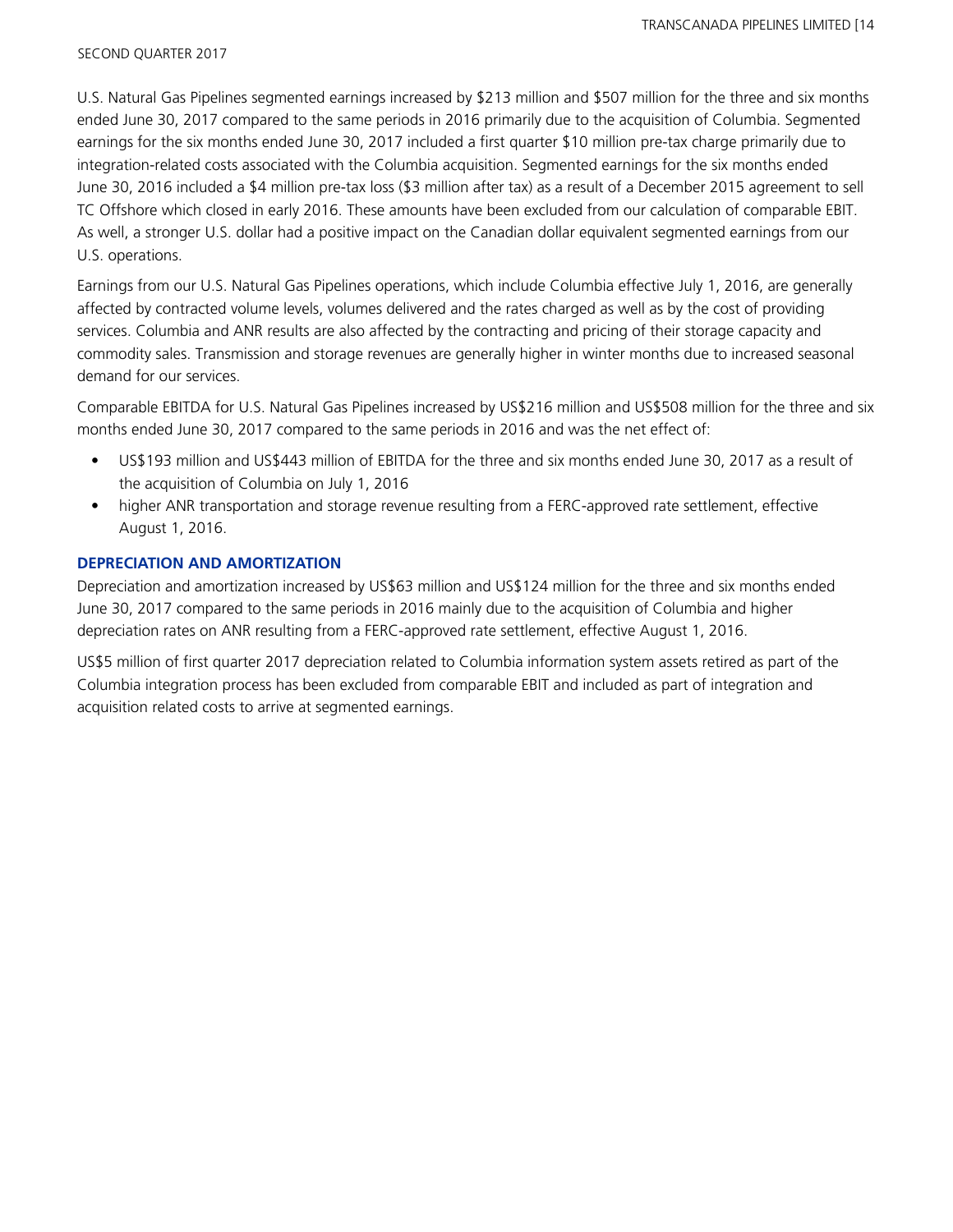U.S. Natural Gas Pipelines segmented earnings increased by $213 million and $507 million for the three and six months ended June 30, 2017 compared to the same periods in 2016 primarily due to the acquisition of Columbia. Segmented earnings for the six months ended June 30, 2017 included a first quarter $10 million pre-tax charge primarily due to integration-related costs associated with the Columbia acquisition. Segmented earnings for the six months ended June 30, 2016 included a $4 million pre-tax loss ($3 million after tax) as a result of a December 2015 agreement to sell TC Offshore which closed in early 2016. These amounts have been excluded from our calculation of comparable EBIT. As well, a stronger U.S. dollar had a positive impact on the Canadian dollar equivalent segmented earnings from our U.S. operations.

Earnings from our U.S. Natural Gas Pipelines operations, which include Columbia effective July 1, 2016, are generally affected by contracted volume levels, volumes delivered and the rates charged as well as by the cost of providing services. Columbia and ANR results are also affected by the contracting and pricing of their storage capacity and commodity sales. Transmission and storage revenues are generally higher in winter months due to increased seasonal demand for our services.

Comparable EBITDA for U.S. Natural Gas Pipelines increased by US$216 million and US$508 million for the three and six months ended June 30, 2017 compared to the same periods in 2016 and was the net effect of:

- US$193 million and US$443 million of EBITDA for the three and six months ended June 30, 2017 as a result of the acquisition of Columbia on July 1, 2016
- higher ANR transportation and storage revenue resulting from a FERC-approved rate settlement, effective August 1, 2016.

### DEPRECIATION AND AMORTIZATION

Depreciation and amortization increased by US$63 million and US$124 million for the three and six months ended June 30, 2017 compared to the same periods in 2016 mainly due to the acquisition of Columbia and higher depreciation rates on ANR resulting from a FERC-approved rate settlement, effective August 1, 2016.

US$5 million of first quarter 2017 depreciation related to Columbia information system assets retired as part of the Columbia integration process has been excluded from comparable EBIT and included as part of integration and acquisition related costs to arrive at segmented earnings.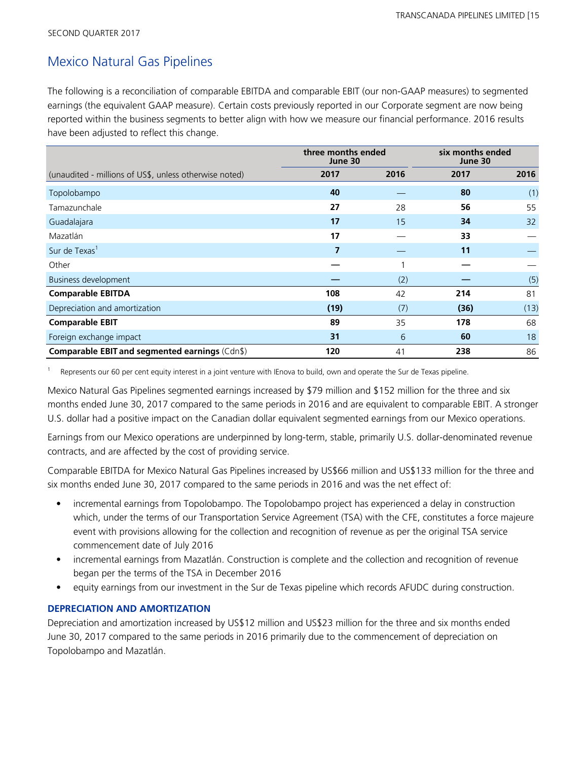SECOND QUARTER 2017

## Mexico Natural Gas Pipelines

The following is a reconciliation of comparable EBITDA and comparable EBIT (our non-GAAP measures) to segmented earnings (the equivalent GAAP measure). Certain costs previously reported in our Corporate segment are now being reported within the business segments to better align with how we measure our financial performance. 2016 results have been adjusted to reflect this change.

| | three months ended June 30 | | six months ended June 30 | |
|---|---|---|---|---|
| (unaudited - millions of US$, unless otherwise noted) | **2017** | 2016 | **2017** | 2016 |
| Topolobampo | **40** | — | **80** | (1) |
| Tamazunchale | **27** | 28 | **56** | 55 |
| Guadalajara | **17** | 15 | **34** | 32 |
| Mazatlán | **17** | — | **33** | — |
| Sur de Texas[1] | **7** | — | **11** | — |
| Other | **—** | 1 | **—** | — |
| Business development | **—** | (2) | **—** | (5) |
| **Comparable EBITDA** | **108** | 42 | **214** | 81 |
| Depreciation and amortization | **(19)** | (7) | **(36)** | (13) |
| **Comparable EBIT** | **89** | 35 | **178** | 68 |
| Foreign exchange impact | **31** | 6 | **60** | 18 |
| **Comparable EBIT and segmented earnings** (Cdn$) | **120** | 41 | **238** | 86 |

[1] Represents our 60 per cent equity interest in a joint venture with IEnova to build, own and operate the Sur de Texas pipeline.

Mexico Natural Gas Pipelines segmented earnings increased by $79 million and $152 million for the three and six months ended June 30, 2017 compared to the same periods in 2016 and are equivalent to comparable EBIT. A stronger U.S. dollar had a positive impact on the Canadian dollar equivalent segmented earnings from our Mexico operations.

Earnings from our Mexico operations are underpinned by long-term, stable, primarily U.S. dollar-denominated revenue contracts, and are affected by the cost of providing service.

Comparable EBITDA for Mexico Natural Gas Pipelines increased by US$66 million and US$133 million for the three and six months ended June 30, 2017 compared to the same periods in 2016 and was the net effect of:

- incremental earnings from Topolobampo. The Topolobampo project has experienced a delay in construction which, under the terms of our Transportation Service Agreement (TSA) with the CFE, constitutes a force majeure event with provisions allowing for the collection and recognition of revenue as per the original TSA service commencement date of July 2016
- incremental earnings from Mazatlán. Construction is complete and the collection and recognition of revenue began per the terms of the TSA in December 2016
- equity earnings from our investment in the Sur de Texas pipeline which records AFUDC during construction.

### DEPRECIATION AND AMORTIZATION

Depreciation and amortization increased by US$12 million and US$23 million for the three and six months ended June 30, 2017 compared to the same periods in 2016 primarily due to the commencement of depreciation on Topolobampo and Mazatlán.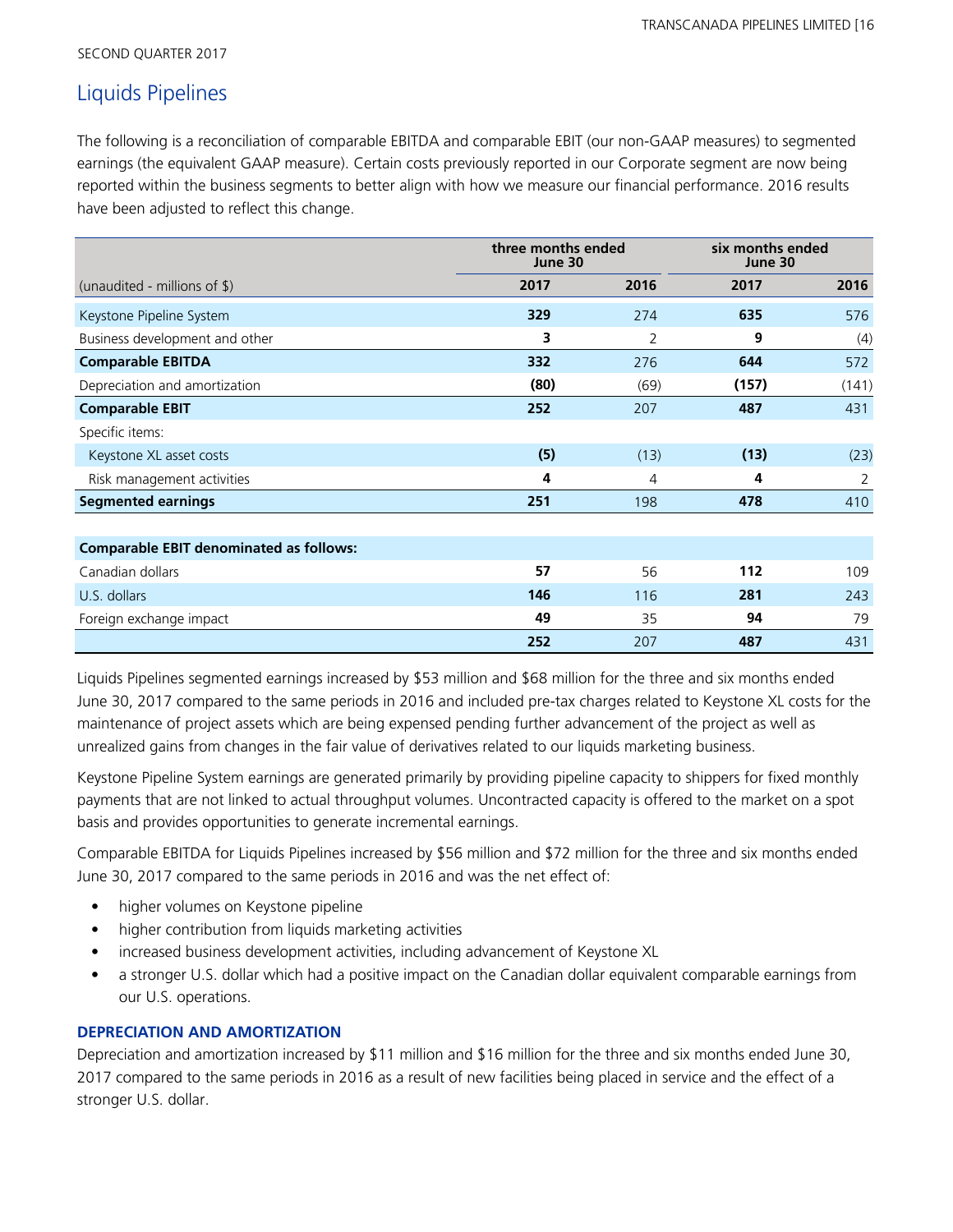SECOND QUARTER 2017

## Liquids Pipelines

The following is a reconciliation of comparable EBITDA and comparable EBIT (our non-GAAP measures) to segmented earnings (the equivalent GAAP measure). Certain costs previously reported in our Corporate segment are now being reported within the business segments to better align with how we measure our financial performance. 2016 results have been adjusted to reflect this change.

| | three months ended June 30 | | six months ended June 30 | |
|---|---|---|---|---|
| (unaudited - millions of $) | **2017** | 2016 | **2017** | 2016 |
| Keystone Pipeline System | **329** | 274 | **635** | 576 |
| Business development and other | **3** | 2 | **9** | (4) |
| **Comparable EBITDA** | **332** | 276 | **644** | 572 |
| Depreciation and amortization | **(80)** | (69) | **(157)** | (141) |
| **Comparable EBIT** | **252** | 207 | **487** | 431 |
| Specific items: | | | | |
| Keystone XL asset costs | **(5)** | (13) | **(13)** | (23) |
| Risk management activities | **4** | 4 | **4** | 2 |
| **Segmented earnings** | **251** | 198 | **478** | 410 |
| | | | | |
| **Comparable EBIT denominated as follows:** | | | | |
| Canadian dollars | **57** | 56 | **112** | 109 |
| U.S. dollars | **146** | 116 | **281** | 243 |
| Foreign exchange impact | **49** | 35 | **94** | 79 |
| | **252** | 207 | **487** | 431 |

Liquids Pipelines segmented earnings increased by $53 million and $68 million for the three and six months ended June 30, 2017 compared to the same periods in 2016 and included pre-tax charges related to Keystone XL costs for the maintenance of project assets which are being expensed pending further advancement of the project as well as unrealized gains from changes in the fair value of derivatives related to our liquids marketing business.

Keystone Pipeline System earnings are generated primarily by providing pipeline capacity to shippers for fixed monthly payments that are not linked to actual throughput volumes. Uncontracted capacity is offered to the market on a spot basis and provides opportunities to generate incremental earnings.

Comparable EBITDA for Liquids Pipelines increased by $56 million and $72 million for the three and six months ended June 30, 2017 compared to the same periods in 2016 and was the net effect of:

- higher volumes on Keystone pipeline
- higher contribution from liquids marketing activities
- increased business development activities, including advancement of Keystone XL
- a stronger U.S. dollar which had a positive impact on the Canadian dollar equivalent comparable earnings from our U.S. operations.

### DEPRECIATION AND AMORTIZATION

Depreciation and amortization increased by $11 million and $16 million for the three and six months ended June 30, 2017 compared to the same periods in 2016 as a result of new facilities being placed in service and the effect of a stronger U.S. dollar.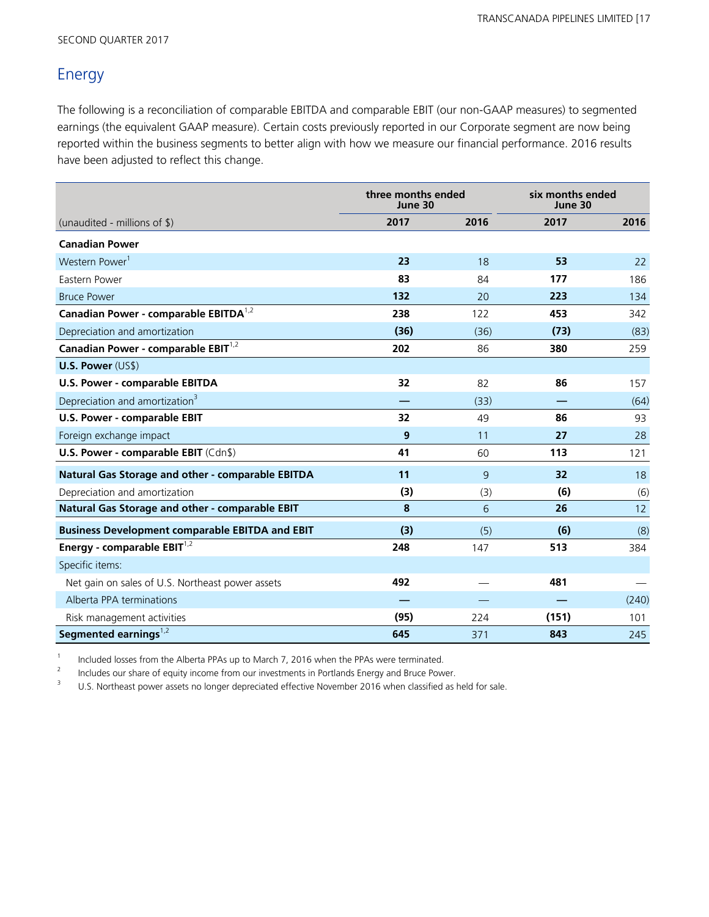SECOND QUARTER 2017

## Energy

The following is a reconciliation of comparable EBITDA and comparable EBIT (our non-GAAP measures) to segmented earnings (the equivalent GAAP measure). Certain costs previously reported in our Corporate segment are now being reported within the business segments to better align with how we measure our financial performance. 2016 results have been adjusted to reflect this change.

| | three months ended June 30 | | six months ended June 30 | |
|---|---|---|---|---|
| (unaudited - millions of $) | **2017** | 2016 | **2017** | 2016 |
| **Canadian Power** | | | | |
| Western Power[1] | **23** | 18 | **53** | 22 |
| Eastern Power | **83** | 84 | **177** | 186 |
| Bruce Power | **132** | 20 | **223** | 134 |
| **Canadian Power - comparable EBITDA[1,2]** | **238** | 122 | **453** | 342 |
| Depreciation and amortization | **(36)** | (36) | **(73)** | (83) |
| **Canadian Power - comparable EBIT[1,2]** | **202** | 86 | **380** | 259 |
| **U.S. Power** (US$) | | | | |
| **U.S. Power - comparable EBITDA** | **32** | 82 | **86** | 157 |
| Depreciation and amortization[3] | **—** | (33) | **—** | (64) |
| **U.S. Power - comparable EBIT** | **32** | 49 | **86** | 93 |
| Foreign exchange impact | **9** | 11 | **27** | 28 |
| **U.S. Power - comparable EBIT** (Cdn$) | **41** | 60 | **113** | 121 |
| **Natural Gas Storage and other - comparable EBITDA** | **11** | 9 | **32** | 18 |
| Depreciation and amortization | **(3)** | (3) | **(6)** | (6) |
| **Natural Gas Storage and other - comparable EBIT** | **8** | 6 | **26** | 12 |
| **Business Development comparable EBITDA and EBIT** | **(3)** | (5) | **(6)** | (8) |
| **Energy - comparable EBIT[1,2]** | **248** | 147 | **513** | 384 |
| Specific items: | | | | |
| Net gain on sales of U.S. Northeast power assets | **492** | — | **481** | — |
| Alberta PPA terminations | **—** | — | **—** | (240) |
| Risk management activities | **(95)** | 224 | **(151)** | 101 |
| **Segmented earnings[1,2]** | **645** | 371 | **843** | 245 |

1 Included losses from the Alberta PPAs up to March 7, 2016 when the PPAs were terminated.

2 Includes our share of equity income from our investments in Portlands Energy and Bruce Power.

3 U.S. Northeast power assets no longer depreciated effective November 2016 when classified as held for sale.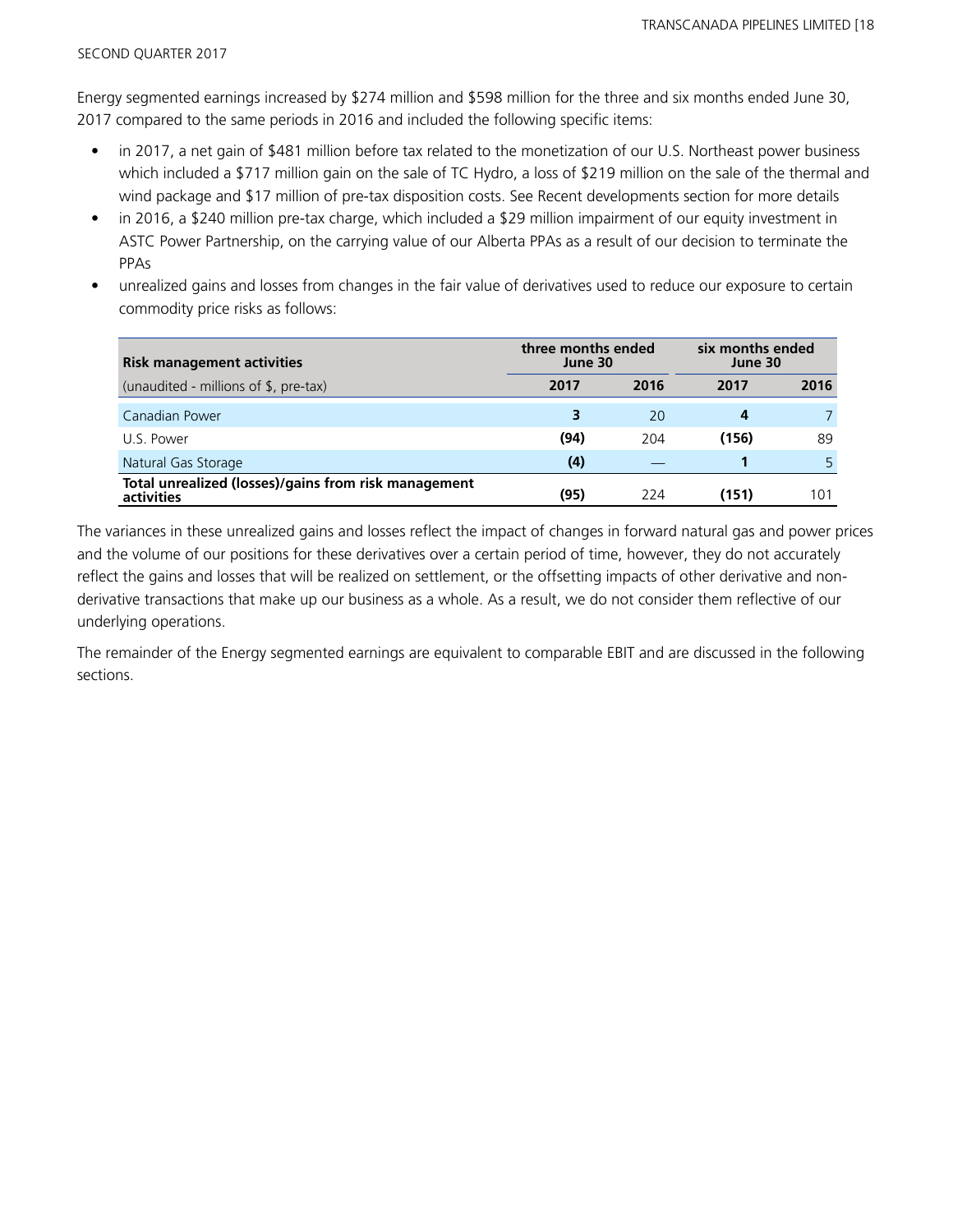Energy segmented earnings increased by $274 million and $598 million for the three and six months ended June 30, 2017 compared to the same periods in 2016 and included the following specific items:

- in 2017, a net gain of $481 million before tax related to the monetization of our U.S. Northeast power business which included a $717 million gain on the sale of TC Hydro, a loss of $219 million on the sale of the thermal and wind package and $17 million of pre-tax disposition costs. See Recent developments section for more details
- in 2016, a $240 million pre-tax charge, which included a $29 million impairment of our equity investment in ASTC Power Partnership, on the carrying value of our Alberta PPAs as a result of our decision to terminate the PPAs
- unrealized gains and losses from changes in the fair value of derivatives used to reduce our exposure to certain commodity price risks as follows:

| **Risk management activities** | **three months ended June 30** | | **six months ended June 30** | |
|---|---|---|---|---|
| (unaudited - millions of $, pre-tax) | **2017** | **2016** | **2017** | **2016** |
| Canadian Power | **3** | 20 | **4** | 7 |
| U.S. Power | **(94)** | 204 | **(156)** | 89 |
| Natural Gas Storage | **(4)** | — | **1** | 5 |
| **Total unrealized (losses)/gains from risk management activities** | **(95)** | 224 | **(151)** | 101 |

The variances in these unrealized gains and losses reflect the impact of changes in forward natural gas and power prices and the volume of our positions for these derivatives over a certain period of time, however, they do not accurately reflect the gains and losses that will be realized on settlement, or the offsetting impacts of other derivative and non-derivative transactions that make up our business as a whole. As a result, we do not consider them reflective of our underlying operations.

The remainder of the Energy segmented earnings are equivalent to comparable EBIT and are discussed in the following sections.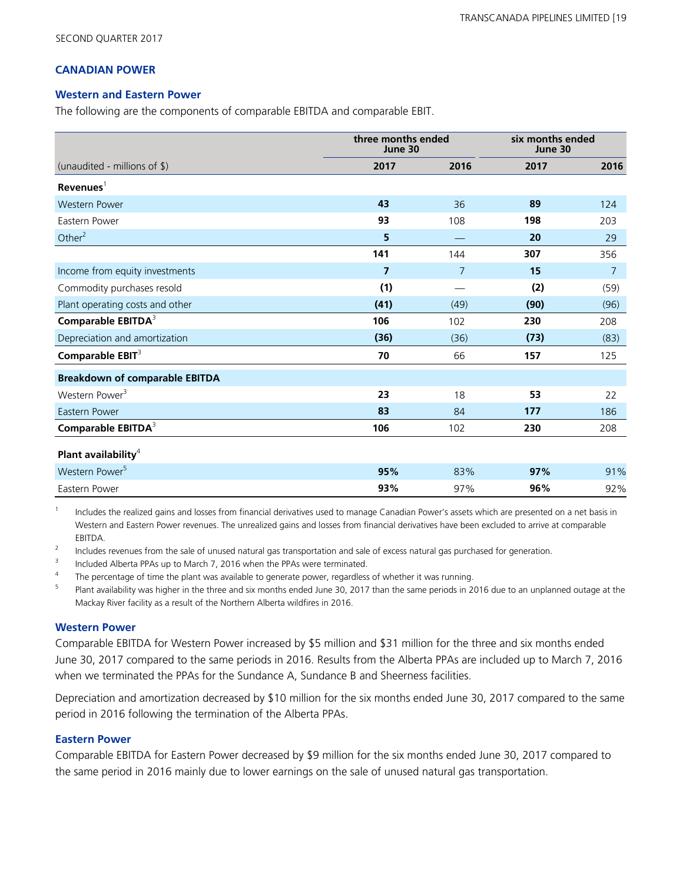SECOND QUARTER 2017

## CANADIAN POWER

### Western and Eastern Power

The following are the components of comparable EBITDA and comparable EBIT.

| | three months ended June 30 | | six months ended June 30 | |
|---|---|---|---|---|
| (unaudited - millions of $) | **2017** | 2016 | **2017** | 2016 |
| **Revenues**[1] | | | | |
| Western Power | **43** | 36 | **89** | 124 |
| Eastern Power | **93** | 108 | **198** | 203 |
| Other[2] | **5** | — | **20** | 29 |
| | **141** | 144 | **307** | 356 |
| Income from equity investments | **7** | 7 | **15** | 7 |
| Commodity purchases resold | **(1)** | — | **(2)** | (59) |
| Plant operating costs and other | **(41)** | (49) | **(90)** | (96) |
| **Comparable EBITDA**[3] | **106** | 102 | **230** | 208 |
| Depreciation and amortization | **(36)** | (36) | **(73)** | (83) |
| **Comparable EBIT**[3] | **70** | 66 | **157** | 125 |
| **Breakdown of comparable EBITDA** | | | | |
| Western Power[3] | **23** | 18 | **53** | 22 |
| Eastern Power | **83** | 84 | **177** | 186 |
| **Comparable EBITDA**[3] | **106** | 102 | **230** | 208 |
| **Plant availability**[4] | | | | |
| Western Power[5] | **95%** | 83% | **97%** | 91% |
| Eastern Power | **93%** | 97% | **96%** | 92% |

1 Includes the realized gains and losses from financial derivatives used to manage Canadian Power's assets which are presented on a net basis in Western and Eastern Power revenues. The unrealized gains and losses from financial derivatives have been excluded to arrive at comparable EBITDA.

2 Includes revenues from the sale of unused natural gas transportation and sale of excess natural gas purchased for generation.

3 Included Alberta PPAs up to March 7, 2016 when the PPAs were terminated.

4 The percentage of time the plant was available to generate power, regardless of whether it was running.

5 Plant availability was higher in the three and six months ended June 30, 2017 than the same periods in 2016 due to an unplanned outage at the Mackay River facility as a result of the Northern Alberta wildfires in 2016.

### Western Power

Comparable EBITDA for Western Power increased by $5 million and $31 million for the three and six months ended June 30, 2017 compared to the same periods in 2016. Results from the Alberta PPAs are included up to March 7, 2016 when we terminated the PPAs for the Sundance A, Sundance B and Sheerness facilities.

Depreciation and amortization decreased by $10 million for the six months ended June 30, 2017 compared to the same period in 2016 following the termination of the Alberta PPAs.

### Eastern Power

Comparable EBITDA for Eastern Power decreased by $9 million for the six months ended June 30, 2017 compared to the same period in 2016 mainly due to lower earnings on the sale of unused natural gas transportation.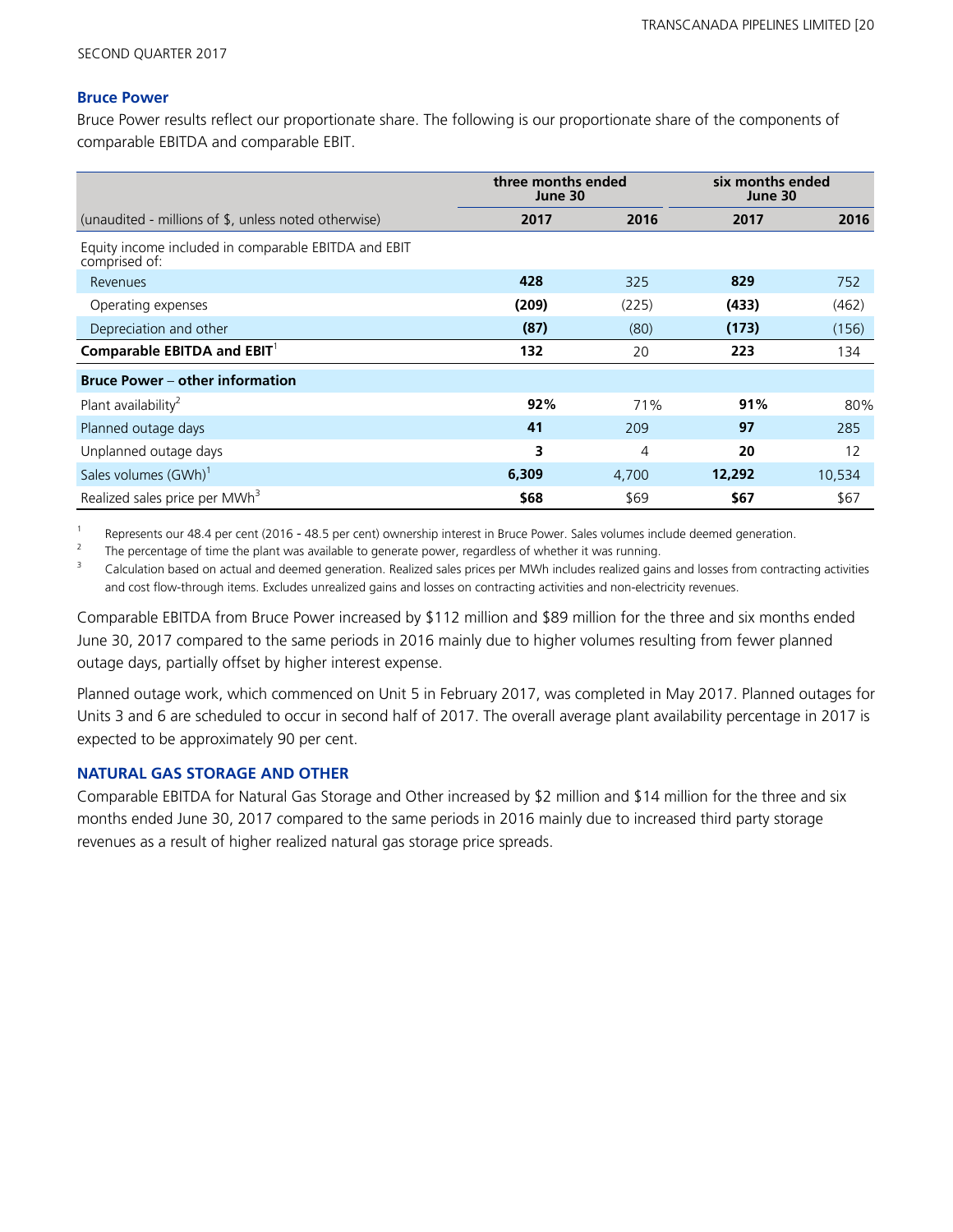SECOND QUARTER 2017

### Bruce Power

Bruce Power results reflect our proportionate share. The following is our proportionate share of the components of comparable EBITDA and comparable EBIT.

| | three months ended June 30 | | six months ended June 30 | |
|---|---|---|---|---|
| (unaudited - millions of $, unless noted otherwise) | **2017** | 2016 | **2017** | 2016 |
| Equity income included in comparable EBITDA and EBIT comprised of: | | | | |
| Revenues | **428** | 325 | **829** | 752 |
| Operating expenses | **(209)** | (225) | **(433)** | (462) |
| Depreciation and other | **(87)** | (80) | **(173)** | (156) |
| **Comparable EBITDA and EBIT**[1] | **132** | 20 | **223** | 134 |
| **Bruce Power – other information** | | | | |
| Plant availability[2] | **92%** | 71% | **91%** | 80% |
| Planned outage days | **41** | 209 | **97** | 285 |
| Unplanned outage days | **3** | 4 | **20** | 12 |
| Sales volumes (GWh)[1] | **6,309** | 4,700 | **12,292** | 10,534 |
| Realized sales price per MWh[3] | **$68** | $69 | **$67** | $67 |

1 Represents our 48.4 per cent (2016 - 48.5 per cent) ownership interest in Bruce Power. Sales volumes include deemed generation.

2 The percentage of time the plant was available to generate power, regardless of whether it was running.

3 Calculation based on actual and deemed generation. Realized sales prices per MWh includes realized gains and losses from contracting activities and cost flow-through items. Excludes unrealized gains and losses on contracting activities and non-electricity revenues.

Comparable EBITDA from Bruce Power increased by $112 million and $89 million for the three and six months ended June 30, 2017 compared to the same periods in 2016 mainly due to higher volumes resulting from fewer planned outage days, partially offset by higher interest expense.

Planned outage work, which commenced on Unit 5 in February 2017, was completed in May 2017. Planned outages for Units 3 and 6 are scheduled to occur in second half of 2017. The overall average plant availability percentage in 2017 is expected to be approximately 90 per cent.

## NATURAL GAS STORAGE AND OTHER

Comparable EBITDA for Natural Gas Storage and Other increased by $2 million and $14 million for the three and six months ended June 30, 2017 compared to the same periods in 2016 mainly due to increased third party storage revenues as a result of higher realized natural gas storage price spreads.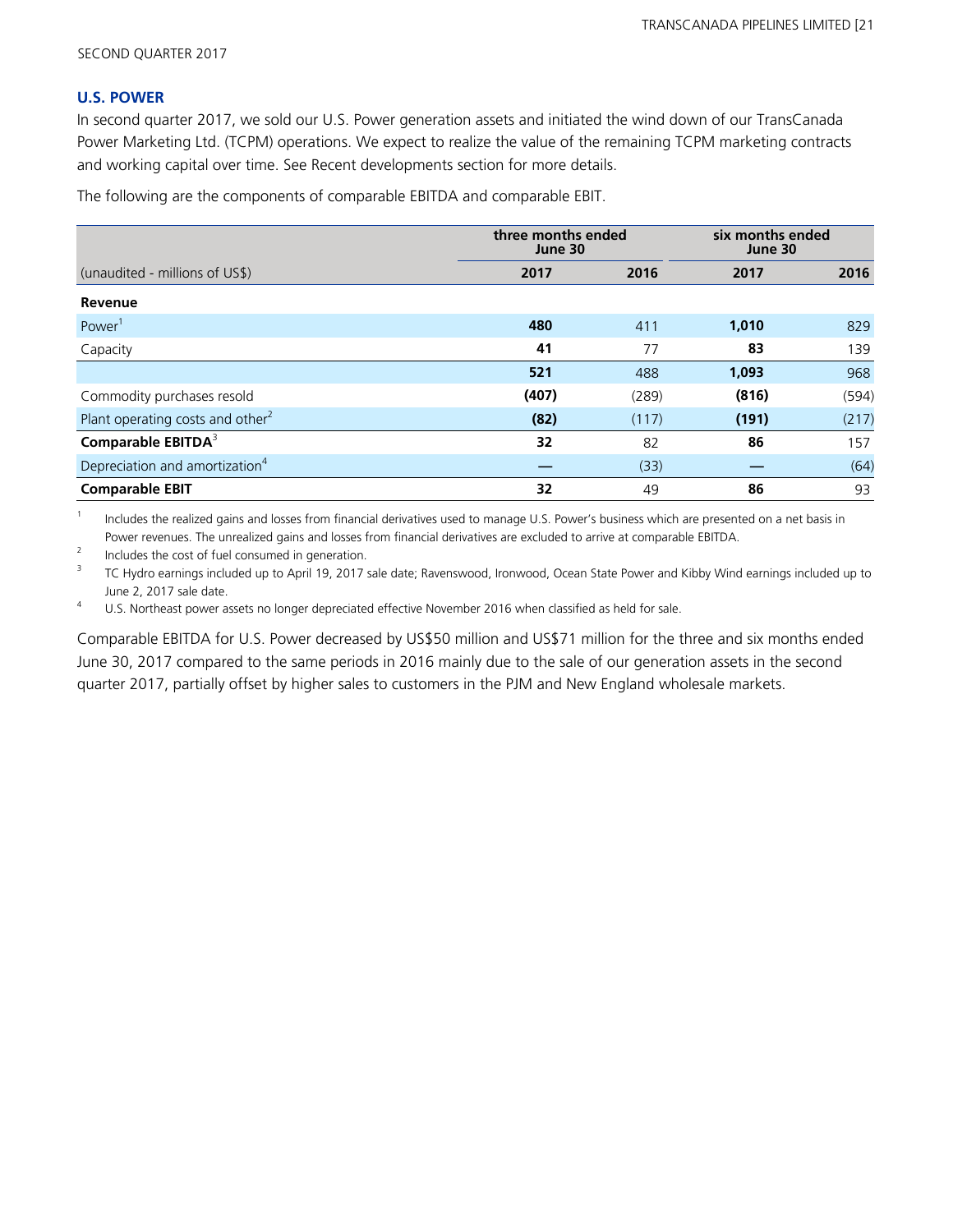SECOND QUARTER 2017

### U.S. POWER

In second quarter 2017, we sold our U.S. Power generation assets and initiated the wind down of our TransCanada Power Marketing Ltd. (TCPM) operations. We expect to realize the value of the remaining TCPM marketing contracts and working capital over time. See Recent developments section for more details.

The following are the components of comparable EBITDA and comparable EBIT.

| | three months ended June 30 | | six months ended June 30 | |
|---|---|---|---|---|
| (unaudited - millions of US$) | **2017** | 2016 | **2017** | 2016 |
| **Revenue** | | | | |
| Power[1] | **480** | 411 | **1,010** | 829 |
| Capacity | **41** | 77 | **83** | 139 |
| | **521** | 488 | **1,093** | 968 |
| Commodity purchases resold | **(407)** | (289) | **(816)** | (594) |
| Plant operating costs and other[2] | **(82)** | (117) | **(191)** | (217) |
| **Comparable EBITDA**[3] | **32** | 82 | **86** | 157 |
| Depreciation and amortization[4] | **—** | (33) | **—** | (64) |
| **Comparable EBIT** | **32** | 49 | **86** | 93 |

1 Includes the realized gains and losses from financial derivatives used to manage U.S. Power's business which are presented on a net basis in Power revenues. The unrealized gains and losses from financial derivatives are excluded to arrive at comparable EBITDA.

2 Includes the cost of fuel consumed in generation.

3 TC Hydro earnings included up to April 19, 2017 sale date; Ravenswood, Ironwood, Ocean State Power and Kibby Wind earnings included up to June 2, 2017 sale date.

4 U.S. Northeast power assets no longer depreciated effective November 2016 when classified as held for sale.

Comparable EBITDA for U.S. Power decreased by US$50 million and US$71 million for the three and six months ended June 30, 2017 compared to the same periods in 2016 mainly due to the sale of our generation assets in the second quarter 2017, partially offset by higher sales to customers in the PJM and New England wholesale markets.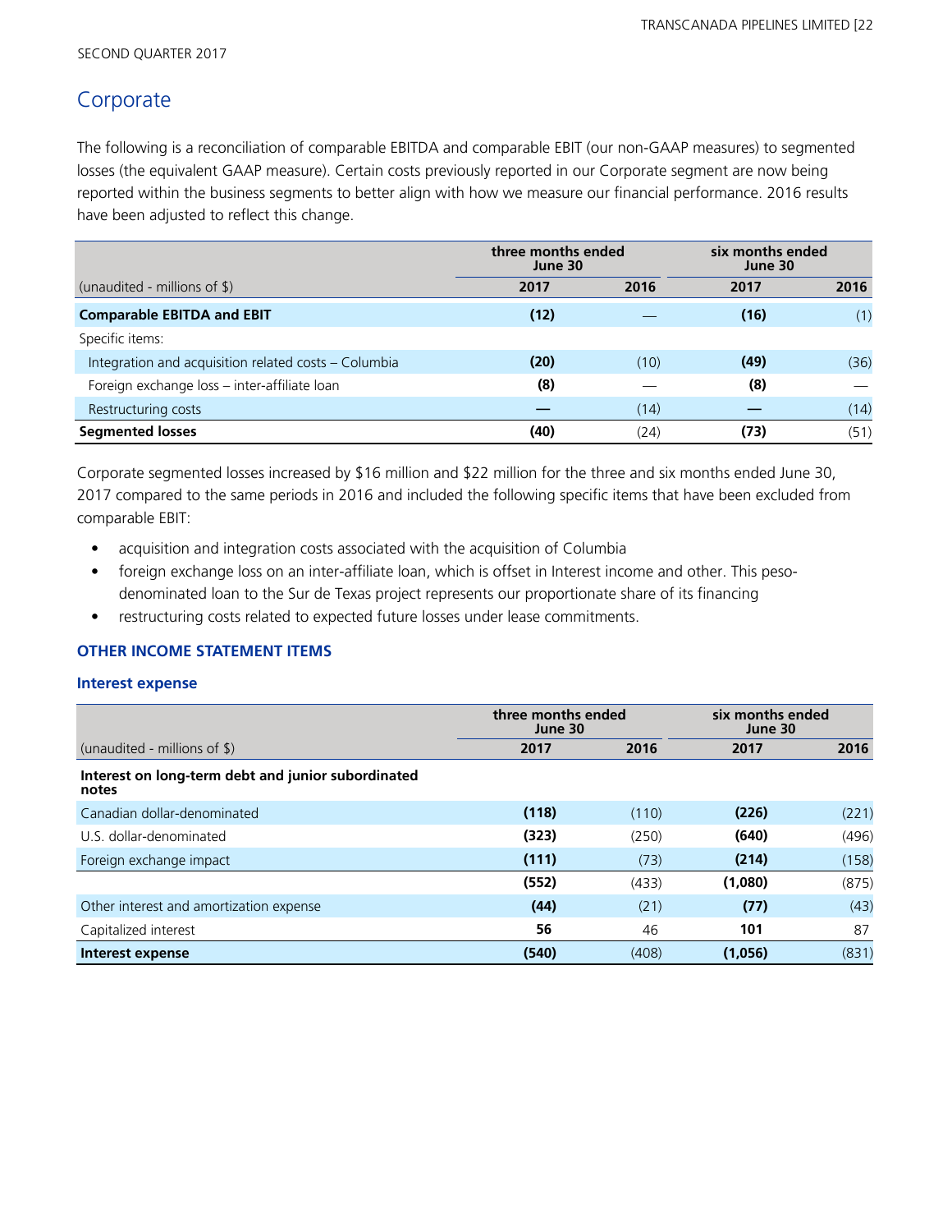# Corporate

The following is a reconciliation of comparable EBITDA and comparable EBIT (our non-GAAP measures) to segmented losses (the equivalent GAAP measure). Certain costs previously reported in our Corporate segment are now being reported within the business segments to better align with how we measure our financial performance. 2016 results have been adjusted to reflect this change.

| | three months ended June 30 | | six months ended June 30 | |
|---|---|---|---|---|
| (unaudited - millions of $) | **2017** | 2016 | **2017** | 2016 |
| **Comparable EBITDA and EBIT** | **(12)** | — | **(16)** | (1) |
| Specific items: | | | | |
| Integration and acquisition related costs – Columbia | **(20)** | (10) | **(49)** | (36) |
| Foreign exchange loss – inter-affiliate loan | **(8)** | — | **(8)** | — |
| Restructuring costs | **—** | (14) | **—** | (14) |
| **Segmented losses** | **(40)** | (24) | **(73)** | (51) |

Corporate segmented losses increased by $16 million and $22 million for the three and six months ended June 30, 2017 compared to the same periods in 2016 and included the following specific items that have been excluded from comparable EBIT:

- acquisition and integration costs associated with the acquisition of Columbia
- foreign exchange loss on an inter-affiliate loan, which is offset in Interest income and other. This peso-denominated loan to the Sur de Texas project represents our proportionate share of its financing
- restructuring costs related to expected future losses under lease commitments.

### OTHER INCOME STATEMENT ITEMS

### Interest expense

| | three months ended June 30 | | six months ended June 30 | |
|---|---|---|---|---|
| (unaudited - millions of $) | **2017** | 2016 | **2017** | 2016 |
| **Interest on long-term debt and junior subordinated notes** | | | | |
| Canadian dollar-denominated | **(118)** | (110) | **(226)** | (221) |
| U.S. dollar-denominated | **(323)** | (250) | **(640)** | (496) |
| Foreign exchange impact | **(111)** | (73) | **(214)** | (158) |
| | **(552)** | (433) | **(1,080)** | (875) |
| Other interest and amortization expense | **(44)** | (21) | **(77)** | (43) |
| Capitalized interest | **56** | 46 | **101** | 87 |
| **Interest expense** | **(540)** | (408) | **(1,056)** | (831) |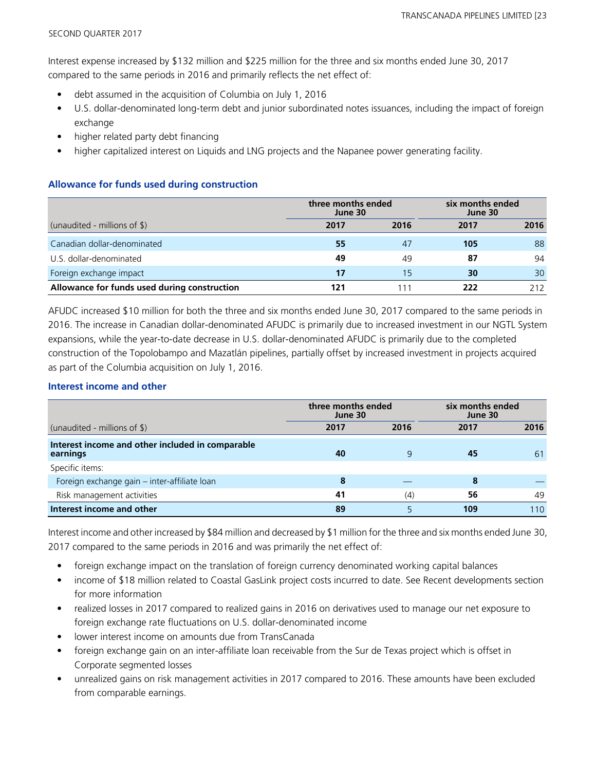Interest expense increased by $132 million and $225 million for the three and six months ended June 30, 2017 compared to the same periods in 2016 and primarily reflects the net effect of:

- debt assumed in the acquisition of Columbia on July 1, 2016
- U.S. dollar-denominated long-term debt and junior subordinated notes issuances, including the impact of foreign exchange
- higher related party debt financing
- higher capitalized interest on Liquids and LNG projects and the Napanee power generating facility.

### Allowance for funds used during construction

| (unaudited - millions of $) | three months ended June 30 | | six months ended June 30 | |
|---|---|---|---|---|
| | **2017** | **2016** | **2017** | **2016** |
| Canadian dollar-denominated | **55** | 47 | **105** | 88 |
| U.S. dollar-denominated | **49** | 49 | **87** | 94 |
| Foreign exchange impact | **17** | 15 | **30** | 30 |
| **Allowance for funds used during construction** | **121** | 111 | **222** | 212 |

AFUDC increased $10 million for both the three and six months ended June 30, 2017 compared to the same periods in 2016. The increase in Canadian dollar-denominated AFUDC is primarily due to increased investment in our NGTL System expansions, while the year-to-date decrease in U.S. dollar-denominated AFUDC is primarily due to the completed construction of the Topolobampo and Mazatlán pipelines, partially offset by increased investment in projects acquired as part of the Columbia acquisition on July 1, 2016.

### Interest income and other

| (unaudited - millions of $) | three months ended June 30 | | six months ended June 30 | |
|---|---|---|---|---|
| | **2017** | **2016** | **2017** | **2016** |
| **Interest income and other included in comparable earnings** | **40** | 9 | **45** | 61 |
| Specific items: | | | | |
| Foreign exchange gain – inter-affiliate loan | **8** | — | **8** | — |
| Risk management activities | **41** | (4) | **56** | 49 |
| **Interest income and other** | **89** | 5 | **109** | 110 |

Interest income and other increased by $84 million and decreased by $1 million for the three and six months ended June 30, 2017 compared to the same periods in 2016 and was primarily the net effect of:

- foreign exchange impact on the translation of foreign currency denominated working capital balances
- income of $18 million related to Coastal GasLink project costs incurred to date. See Recent developments section for more information
- realized losses in 2017 compared to realized gains in 2016 on derivatives used to manage our net exposure to foreign exchange rate fluctuations on U.S. dollar-denominated income
- lower interest income on amounts due from TransCanada
- foreign exchange gain on an inter-affiliate loan receivable from the Sur de Texas project which is offset in Corporate segmented losses
- unrealized gains on risk management activities in 2017 compared to 2016. These amounts have been excluded from comparable earnings.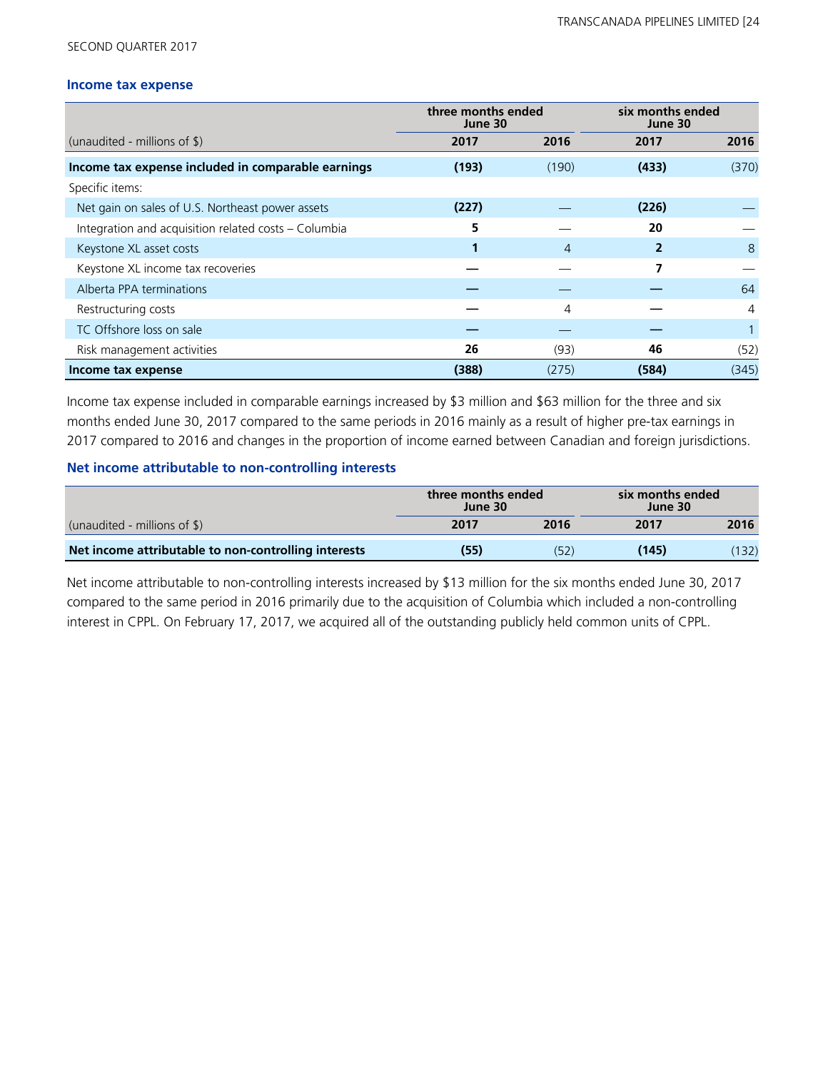### Income tax expense

| (unaudited - millions of $) | three months ended June 30 2017 | three months ended June 30 2016 | six months ended June 30 2017 | six months ended June 30 2016 |
|---|---|---|---|---|
| **Income tax expense included in comparable earnings** | **(193)** | (190) | **(433)** | (370) |
| Specific items: | | | | |
| Net gain on sales of U.S. Northeast power assets | **(227)** | — | **(226)** | — |
| Integration and acquisition related costs – Columbia | **5** | — | **20** | — |
| Keystone XL asset costs | **1** | 4 | **2** | 8 |
| Keystone XL income tax recoveries | **—** | — | **7** | — |
| Alberta PPA terminations | **—** | — | **—** | 64 |
| Restructuring costs | **—** | 4 | **—** | 4 |
| TC Offshore loss on sale | **—** | — | **—** | 1 |
| Risk management activities | **26** | (93) | **46** | (52) |
| **Income tax expense** | **(388)** | (275) | **(584)** | (345) |

Income tax expense included in comparable earnings increased by $3 million and $63 million for the three and six months ended June 30, 2017 compared to the same periods in 2016 mainly as a result of higher pre-tax earnings in 2017 compared to 2016 and changes in the proportion of income earned between Canadian and foreign jurisdictions.

### Net income attributable to non-controlling interests

| (unaudited - millions of $) | three months ended June 30 2017 | three months ended June 30 2016 | six months ended June 30 2017 | six months ended June 30 2016 |
|---|---|---|---|---|
| **Net income attributable to non-controlling interests** | **(55)** | (52) | **(145)** | (132) |

Net income attributable to non-controlling interests increased by $13 million for the six months ended June 30, 2017 compared to the same period in 2016 primarily due to the acquisition of Columbia which included a non-controlling interest in CPPL. On February 17, 2017, we acquired all of the outstanding publicly held common units of CPPL.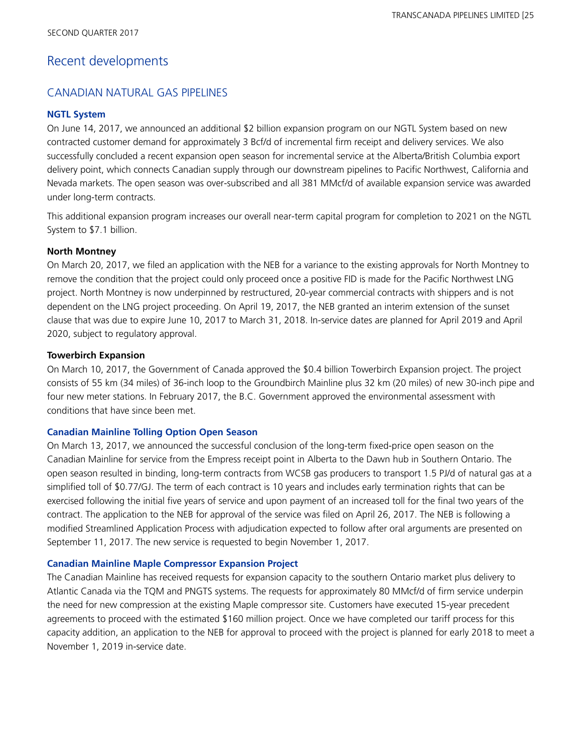# Recent developments

## CANADIAN NATURAL GAS PIPELINES

### NGTL System

On June 14, 2017, we announced an additional $2 billion expansion program on our NGTL System based on new contracted customer demand for approximately 3 Bcf/d of incremental firm receipt and delivery services. We also successfully concluded a recent expansion open season for incremental service at the Alberta/British Columbia export delivery point, which connects Canadian supply through our downstream pipelines to Pacific Northwest, California and Nevada markets. The open season was over-subscribed and all 381 MMcf/d of available expansion service was awarded under long-term contracts.

This additional expansion program increases our overall near-term capital program for completion to 2021 on the NGTL System to $7.1 billion.

**North Montney**

On March 20, 2017, we filed an application with the NEB for a variance to the existing approvals for North Montney to remove the condition that the project could only proceed once a positive FID is made for the Pacific Northwest LNG project. North Montney is now underpinned by restructured, 20-year commercial contracts with shippers and is not dependent on the LNG project proceeding. On April 19, 2017, the NEB granted an interim extension of the sunset clause that was due to expire June 10, 2017 to March 31, 2018. In-service dates are planned for April 2019 and April 2020, subject to regulatory approval.

**Towerbirch Expansion**

On March 10, 2017, the Government of Canada approved the $0.4 billion Towerbirch Expansion project. The project consists of 55 km (34 miles) of 36-inch loop to the Groundbirch Mainline plus 32 km (20 miles) of new 30-inch pipe and four new meter stations. In February 2017, the B.C. Government approved the environmental assessment with conditions that have since been met.

### Canadian Mainline Tolling Option Open Season

On March 13, 2017, we announced the successful conclusion of the long-term fixed-price open season on the Canadian Mainline for service from the Empress receipt point in Alberta to the Dawn hub in Southern Ontario. The open season resulted in binding, long-term contracts from WCSB gas producers to transport 1.5 PJ/d of natural gas at a simplified toll of $0.77/GJ. The term of each contract is 10 years and includes early termination rights that can be exercised following the initial five years of service and upon payment of an increased toll for the final two years of the contract. The application to the NEB for approval of the service was filed on April 26, 2017. The NEB is following a modified Streamlined Application Process with adjudication expected to follow after oral arguments are presented on September 11, 2017. The new service is requested to begin November 1, 2017.

### Canadian Mainline Maple Compressor Expansion Project

The Canadian Mainline has received requests for expansion capacity to the southern Ontario market plus delivery to Atlantic Canada via the TQM and PNGTS systems. The requests for approximately 80 MMcf/d of firm service underpin the need for new compression at the existing Maple compressor site. Customers have executed 15-year precedent agreements to proceed with the estimated $160 million project. Once we have completed our tariff process for this capacity addition, an application to the NEB for approval to proceed with the project is planned for early 2018 to meet a November 1, 2019 in-service date.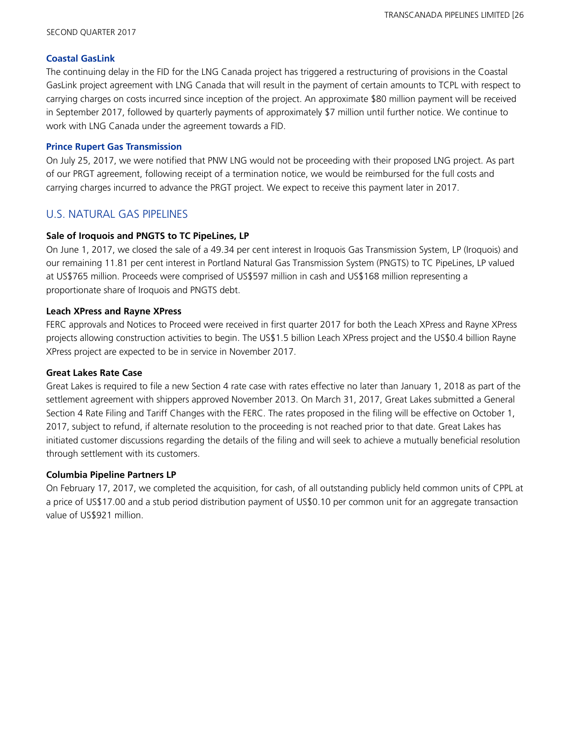### Coastal GasLink

The continuing delay in the FID for the LNG Canada project has triggered a restructuring of provisions in the Coastal GasLink project agreement with LNG Canada that will result in the payment of certain amounts to TCPL with respect to carrying charges on costs incurred since inception of the project. An approximate $80 million payment will be received in September 2017, followed by quarterly payments of approximately $7 million until further notice. We continue to work with LNG Canada under the agreement towards a FID.

### Prince Rupert Gas Transmission

On July 25, 2017, we were notified that PNW LNG would not be proceeding with their proposed LNG project. As part of our PRGT agreement, following receipt of a termination notice, we would be reimbursed for the full costs and carrying charges incurred to advance the PRGT project. We expect to receive this payment later in 2017.

## U.S. NATURAL GAS PIPELINES

### Sale of Iroquois and PNGTS to TC PipeLines, LP

On June 1, 2017, we closed the sale of a 49.34 per cent interest in Iroquois Gas Transmission System, LP (Iroquois) and our remaining 11.81 per cent interest in Portland Natural Gas Transmission System (PNGTS) to TC PipeLines, LP valued at US$765 million. Proceeds were comprised of US$597 million in cash and US$168 million representing a proportionate share of Iroquois and PNGTS debt.

### Leach XPress and Rayne XPress

FERC approvals and Notices to Proceed were received in first quarter 2017 for both the Leach XPress and Rayne XPress projects allowing construction activities to begin. The US$1.5 billion Leach XPress project and the US$0.4 billion Rayne XPress project are expected to be in service in November 2017.

### Great Lakes Rate Case

Great Lakes is required to file a new Section 4 rate case with rates effective no later than January 1, 2018 as part of the settlement agreement with shippers approved November 2013. On March 31, 2017, Great Lakes submitted a General Section 4 Rate Filing and Tariff Changes with the FERC. The rates proposed in the filing will be effective on October 1, 2017, subject to refund, if alternate resolution to the proceeding is not reached prior to that date. Great Lakes has initiated customer discussions regarding the details of the filing and will seek to achieve a mutually beneficial resolution through settlement with its customers.

### Columbia Pipeline Partners LP

On February 17, 2017, we completed the acquisition, for cash, of all outstanding publicly held common units of CPPL at a price of US$17.00 and a stub period distribution payment of US$0.10 per common unit for an aggregate transaction value of US$921 million.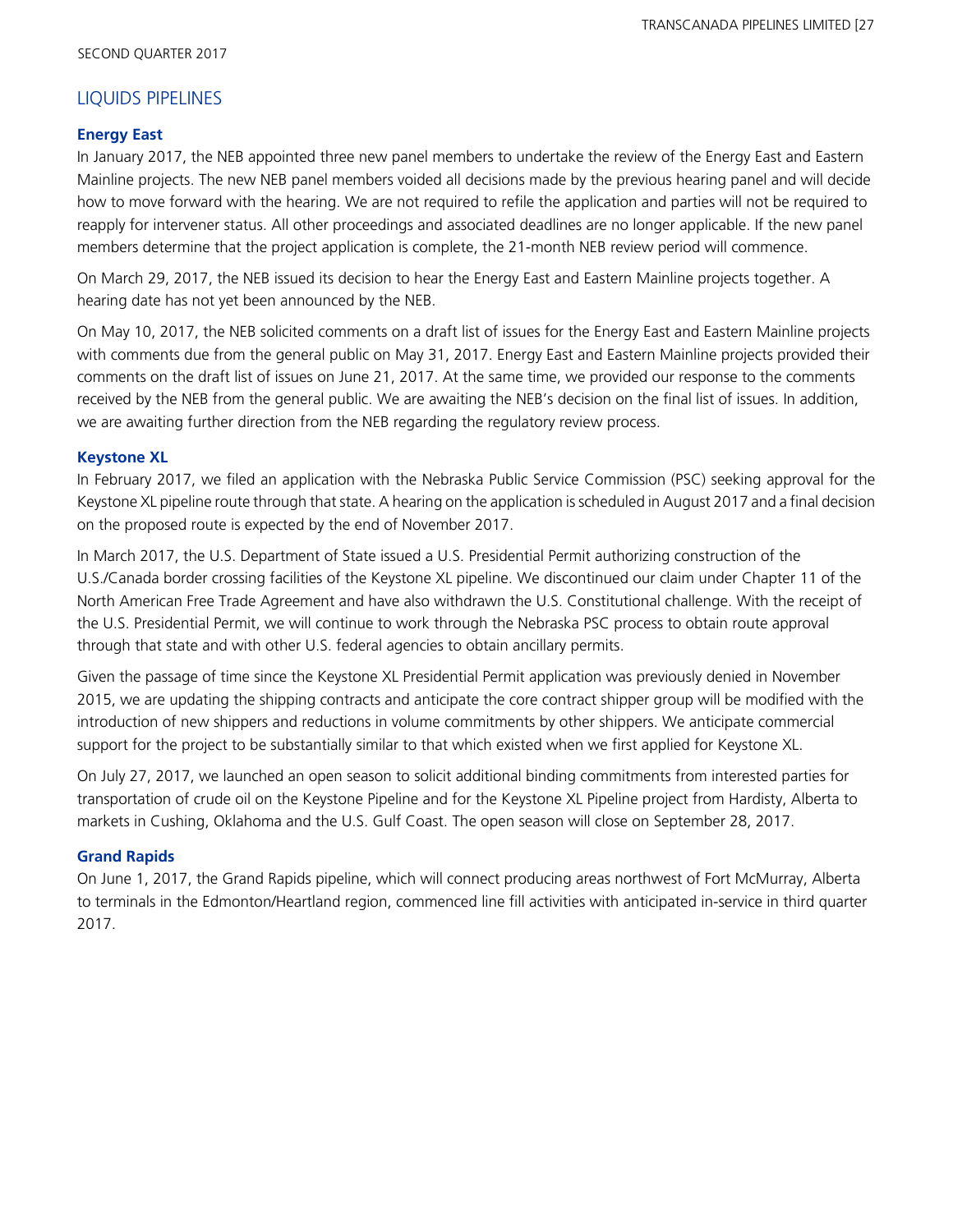## LIQUIDS PIPELINES

### Energy East

In January 2017, the NEB appointed three new panel members to undertake the review of the Energy East and Eastern Mainline projects. The new NEB panel members voided all decisions made by the previous hearing panel and will decide how to move forward with the hearing. We are not required to refile the application and parties will not be required to reapply for intervener status. All other proceedings and associated deadlines are no longer applicable. If the new panel members determine that the project application is complete, the 21-month NEB review period will commence.

On March 29, 2017, the NEB issued its decision to hear the Energy East and Eastern Mainline projects together. A hearing date has not yet been announced by the NEB.

On May 10, 2017, the NEB solicited comments on a draft list of issues for the Energy East and Eastern Mainline projects with comments due from the general public on May 31, 2017. Energy East and Eastern Mainline projects provided their comments on the draft list of issues on June 21, 2017. At the same time, we provided our response to the comments received by the NEB from the general public. We are awaiting the NEB's decision on the final list of issues. In addition, we are awaiting further direction from the NEB regarding the regulatory review process.

### Keystone XL

In February 2017, we filed an application with the Nebraska Public Service Commission (PSC) seeking approval for the Keystone XL pipeline route through that state. A hearing on the application is scheduled in August 2017 and a final decision on the proposed route is expected by the end of November 2017.

In March 2017, the U.S. Department of State issued a U.S. Presidential Permit authorizing construction of the U.S./Canada border crossing facilities of the Keystone XL pipeline. We discontinued our claim under Chapter 11 of the North American Free Trade Agreement and have also withdrawn the U.S. Constitutional challenge. With the receipt of the U.S. Presidential Permit, we will continue to work through the Nebraska PSC process to obtain route approval through that state and with other U.S. federal agencies to obtain ancillary permits.

Given the passage of time since the Keystone XL Presidential Permit application was previously denied in November 2015, we are updating the shipping contracts and anticipate the core contract shipper group will be modified with the introduction of new shippers and reductions in volume commitments by other shippers. We anticipate commercial support for the project to be substantially similar to that which existed when we first applied for Keystone XL.

On July 27, 2017, we launched an open season to solicit additional binding commitments from interested parties for transportation of crude oil on the Keystone Pipeline and for the Keystone XL Pipeline project from Hardisty, Alberta to markets in Cushing, Oklahoma and the U.S. Gulf Coast. The open season will close on September 28, 2017.

### Grand Rapids

On June 1, 2017, the Grand Rapids pipeline, which will connect producing areas northwest of Fort McMurray, Alberta to terminals in the Edmonton/Heartland region, commenced line fill activities with anticipated in-service in third quarter 2017.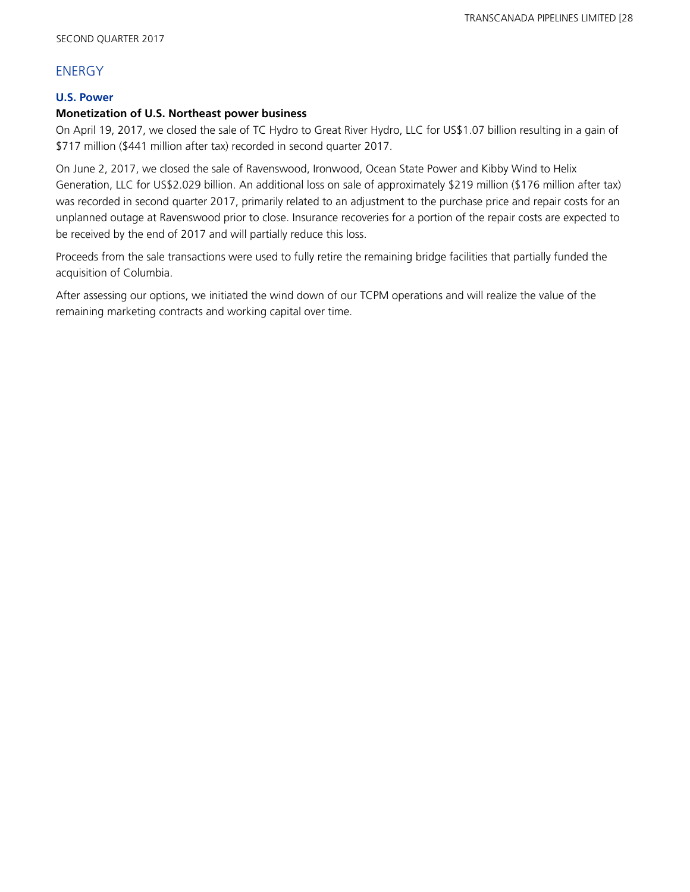## ENERGY

### U.S. Power

**Monetization of U.S. Northeast power business**

On April 19, 2017, we closed the sale of TC Hydro to Great River Hydro, LLC for US$1.07 billion resulting in a gain of $717 million ($441 million after tax) recorded in second quarter 2017.

On June 2, 2017, we closed the sale of Ravenswood, Ironwood, Ocean State Power and Kibby Wind to Helix Generation, LLC for US$2.029 billion. An additional loss on sale of approximately $219 million ($176 million after tax) was recorded in second quarter 2017, primarily related to an adjustment to the purchase price and repair costs for an unplanned outage at Ravenswood prior to close. Insurance recoveries for a portion of the repair costs are expected to be received by the end of 2017 and will partially reduce this loss.

Proceeds from the sale transactions were used to fully retire the remaining bridge facilities that partially funded the acquisition of Columbia.

After assessing our options, we initiated the wind down of our TCPM operations and will realize the value of the remaining marketing contracts and working capital over time.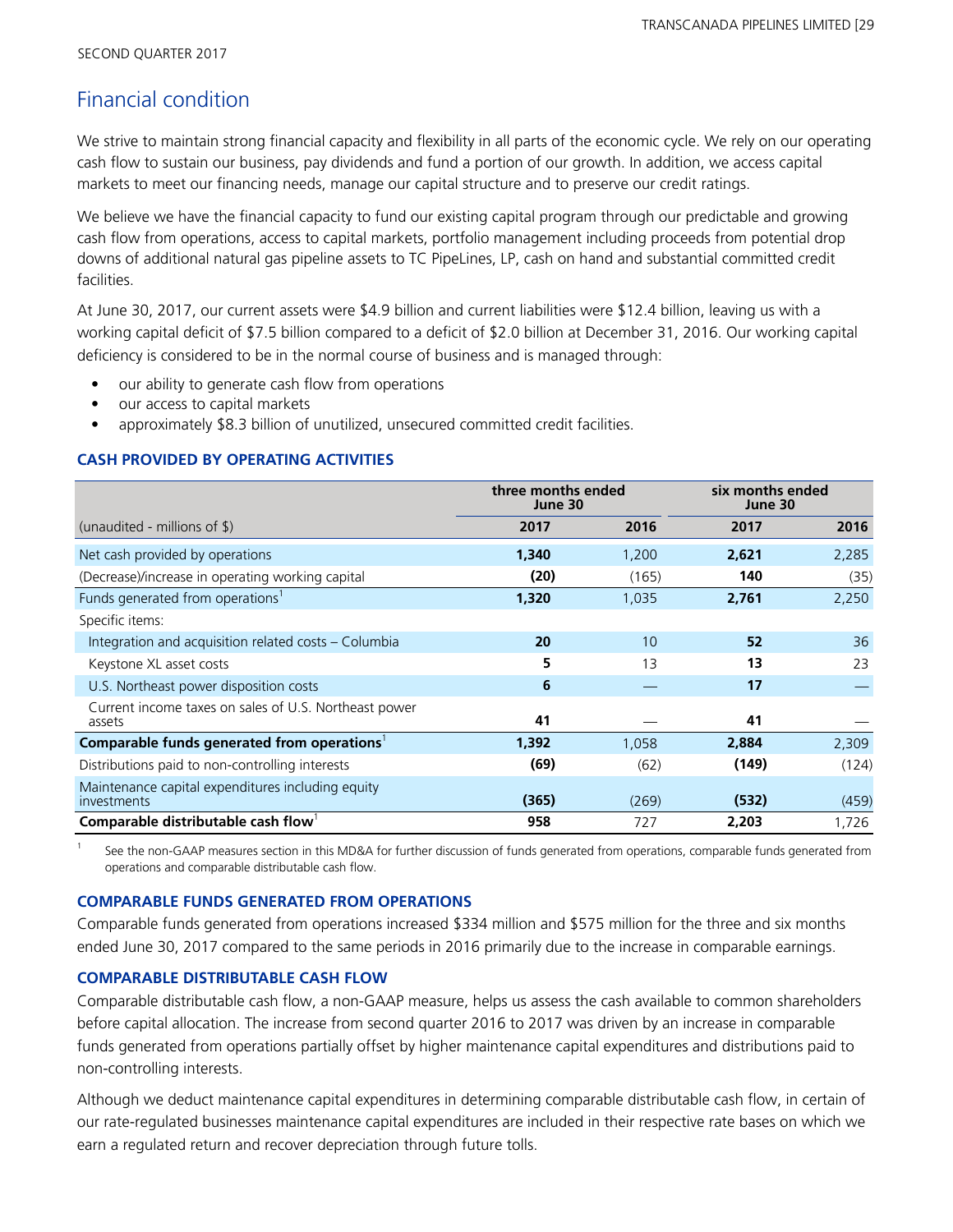## Financial condition

We strive to maintain strong financial capacity and flexibility in all parts of the economic cycle. We rely on our operating cash flow to sustain our business, pay dividends and fund a portion of our growth. In addition, we access capital markets to meet our financing needs, manage our capital structure and to preserve our credit ratings.

We believe we have the financial capacity to fund our existing capital program through our predictable and growing cash flow from operations, access to capital markets, portfolio management including proceeds from potential drop downs of additional natural gas pipeline assets to TC PipeLines, LP, cash on hand and substantial committed credit facilities.

At June 30, 2017, our current assets were $4.9 billion and current liabilities were $12.4 billion, leaving us with a working capital deficit of $7.5 billion compared to a deficit of $2.0 billion at December 31, 2016. Our working capital deficiency is considered to be in the normal course of business and is managed through:

- our ability to generate cash flow from operations
- our access to capital markets
- approximately $8.3 billion of unutilized, unsecured committed credit facilities.

### CASH PROVIDED BY OPERATING ACTIVITIES

| | three months ended June 30 | | six months ended June 30 | |
|---|---|---|---|---|
| (unaudited - millions of $) | **2017** | 2016 | **2017** | 2016 |
| Net cash provided by operations | **1,340** | 1,200 | **2,621** | 2,285 |
| (Decrease)/increase in operating working capital | **(20)** | (165) | **140** | (35) |
| Funds generated from operations[1] | **1,320** | 1,035 | **2,761** | 2,250 |
| Specific items: | | | | |
| Integration and acquisition related costs – Columbia | **20** | 10 | **52** | 36 |
| Keystone XL asset costs | **5** | 13 | **13** | 23 |
| U.S. Northeast power disposition costs | **6** | — | **17** | — |
| Current income taxes on sales of U.S. Northeast power assets | **41** | — | **41** | — |
| **Comparable funds generated from operations[1]** | **1,392** | 1,058 | **2,884** | 2,309 |
| Distributions paid to non-controlling interests | **(69)** | (62) | **(149)** | (124) |
| Maintenance capital expenditures including equity investments | **(365)** | (269) | **(532)** | (459) |
| **Comparable distributable cash flow[1]** | **958** | 727 | **2,203** | 1,726 |

1 See the non-GAAP measures section in this MD&A for further discussion of funds generated from operations, comparable funds generated from operations and comparable distributable cash flow.

### COMPARABLE FUNDS GENERATED FROM OPERATIONS

Comparable funds generated from operations increased $334 million and $575 million for the three and six months ended June 30, 2017 compared to the same periods in 2016 primarily due to the increase in comparable earnings.

### COMPARABLE DISTRIBUTABLE CASH FLOW

Comparable distributable cash flow, a non-GAAP measure, helps us assess the cash available to common shareholders before capital allocation. The increase from second quarter 2016 to 2017 was driven by an increase in comparable funds generated from operations partially offset by higher maintenance capital expenditures and distributions paid to non-controlling interests.

Although we deduct maintenance capital expenditures in determining comparable distributable cash flow, in certain of our rate-regulated businesses maintenance capital expenditures are included in their respective rate bases on which we earn a regulated return and recover depreciation through future tolls.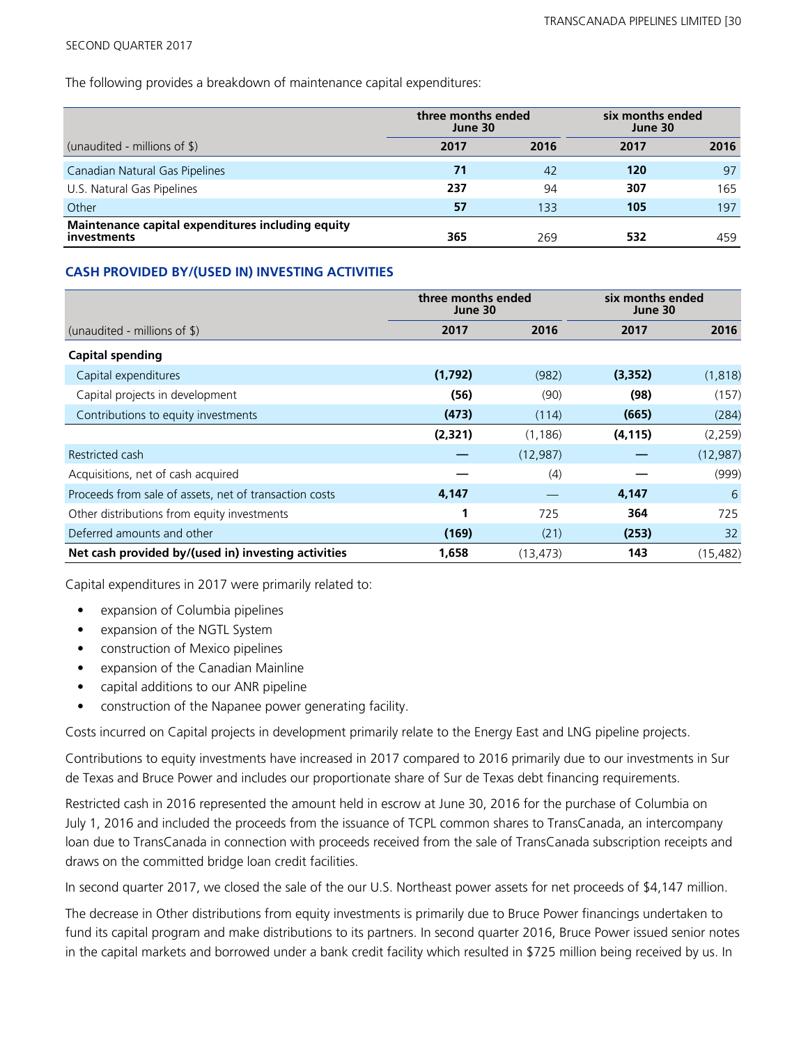SECOND QUARTER 2017

The following provides a breakdown of maintenance capital expenditures:

| | three months ended June 30 | | six months ended June 30 | |
|---|---|---|---|---|
| (unaudited - millions of $) | **2017** | 2016 | **2017** | 2016 |
| Canadian Natural Gas Pipelines | **71** | 42 | **120** | 97 |
| U.S. Natural Gas Pipelines | **237** | 94 | **307** | 165 |
| Other | **57** | 133 | **105** | 197 |
| **Maintenance capital expenditures including equity investments** | **365** | 269 | **532** | 459 |

### CASH PROVIDED BY/(USED IN) INVESTING ACTIVITIES

| | three months ended June 30 | | six months ended June 30 | |
|---|---|---|---|---|
| (unaudited - millions of $) | **2017** | 2016 | **2017** | 2016 |
| **Capital spending** | | | | |
| Capital expenditures | **(1,792)** | (982) | **(3,352)** | (1,818) |
| Capital projects in development | **(56)** | (90) | **(98)** | (157) |
| Contributions to equity investments | **(473)** | (114) | **(665)** | (284) |
| | **(2,321)** | (1,186) | **(4,115)** | (2,259) |
| Restricted cash | **—** | (12,987) | **—** | (12,987) |
| Acquisitions, net of cash acquired | **—** | (4) | **—** | (999) |
| Proceeds from sale of assets, net of transaction costs | **4,147** | — | **4,147** | 6 |
| Other distributions from equity investments | **1** | 725 | **364** | 725 |
| Deferred amounts and other | **(169)** | (21) | **(253)** | 32 |
| **Net cash provided by/(used in) investing activities** | **1,658** | (13,473) | **143** | (15,482) |

Capital expenditures in 2017 were primarily related to:

- expansion of Columbia pipelines
- expansion of the NGTL System
- construction of Mexico pipelines
- expansion of the Canadian Mainline
- capital additions to our ANR pipeline
- construction of the Napanee power generating facility.

Costs incurred on Capital projects in development primarily relate to the Energy East and LNG pipeline projects.

Contributions to equity investments have increased in 2017 compared to 2016 primarily due to our investments in Sur de Texas and Bruce Power and includes our proportionate share of Sur de Texas debt financing requirements.

Restricted cash in 2016 represented the amount held in escrow at June 30, 2016 for the purchase of Columbia on July 1, 2016 and included the proceeds from the issuance of TCPL common shares to TransCanada, an intercompany loan due to TransCanada in connection with proceeds received from the sale of TransCanada subscription receipts and draws on the committed bridge loan credit facilities.

In second quarter 2017, we closed the sale of the our U.S. Northeast power assets for net proceeds of $4,147 million.

The decrease in Other distributions from equity investments is primarily due to Bruce Power financings undertaken to fund its capital program and make distributions to its partners. In second quarter 2016, Bruce Power issued senior notes in the capital markets and borrowed under a bank credit facility which resulted in $725 million being received by us. In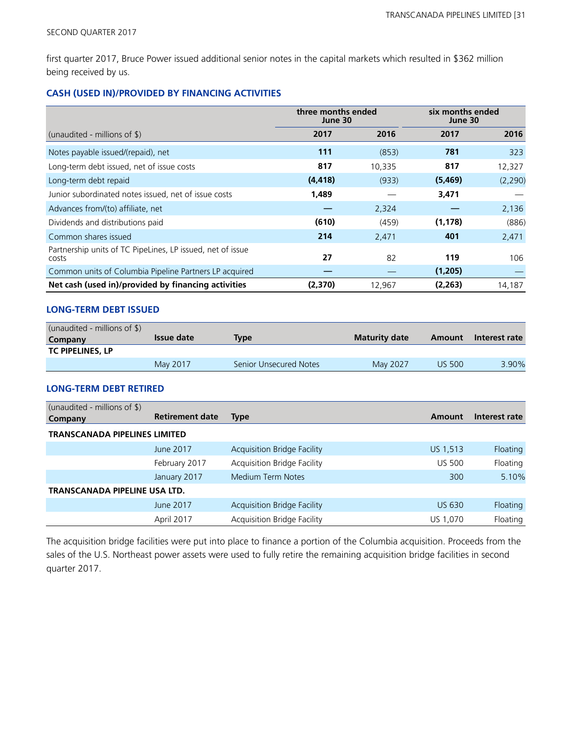first quarter 2017, Bruce Power issued additional senior notes in the capital markets which resulted in $362 million being received by us.

### CASH (USED IN)/PROVIDED BY FINANCING ACTIVITIES

| | three months ended June 30 | | six months ended June 30 | |
|---|---|---|---|---|
| (unaudited - millions of $) | **2017** | **2016** | **2017** | **2016** |
| Notes payable issued/(repaid), net | **111** | (853) | **781** | 323 |
| Long-term debt issued, net of issue costs | **817** | 10,335 | **817** | 12,327 |
| Long-term debt repaid | **(4,418)** | (933) | **(5,469)** | (2,290) |
| Junior subordinated notes issued, net of issue costs | **1,489** | — | **3,471** | — |
| Advances from/(to) affiliate, net | **—** | 2,324 | **—** | 2,136 |
| Dividends and distributions paid | **(610)** | (459) | **(1,178)** | (886) |
| Common shares issued | **214** | 2,471 | **401** | 2,471 |
| Partnership units of TC PipeLines, LP issued, net of issue costs | **27** | 82 | **119** | 106 |
| Common units of Columbia Pipeline Partners LP acquired | **—** | — | **(1,205)** | — |
| **Net cash (used in)/provided by financing activities** | **(2,370)** | 12,967 | **(2,263)** | 14,187 |

### LONG-TERM DEBT ISSUED

| (unaudited - millions of $) Company | Issue date | Type | Maturity date | Amount | Interest rate |
|---|---|---|---|---|---|
| **TC PIPELINES, LP** | | | | | |
| | May 2017 | Senior Unsecured Notes | May 2027 | US 500 | 3.90% |

### LONG-TERM DEBT RETIRED

| (unaudited - millions of $) Company | Retirement date | Type | Amount | Interest rate |
|---|---|---|---|---|
| **TRANSCANADA PIPELINES LIMITED** | | | | |
| | June 2017 | Acquisition Bridge Facility | US 1,513 | Floating |
| | February 2017 | Acquisition Bridge Facility | US 500 | Floating |
| | January 2017 | Medium Term Notes | 300 | 5.10% |
| **TRANSCANADA PIPELINE USA LTD.** | | | | |
| | June 2017 | Acquisition Bridge Facility | US 630 | Floating |
| | April 2017 | Acquisition Bridge Facility | US 1,070 | Floating |

The acquisition bridge facilities were put into place to finance a portion of the Columbia acquisition. Proceeds from the sales of the U.S. Northeast power assets were used to fully retire the remaining acquisition bridge facilities in second quarter 2017.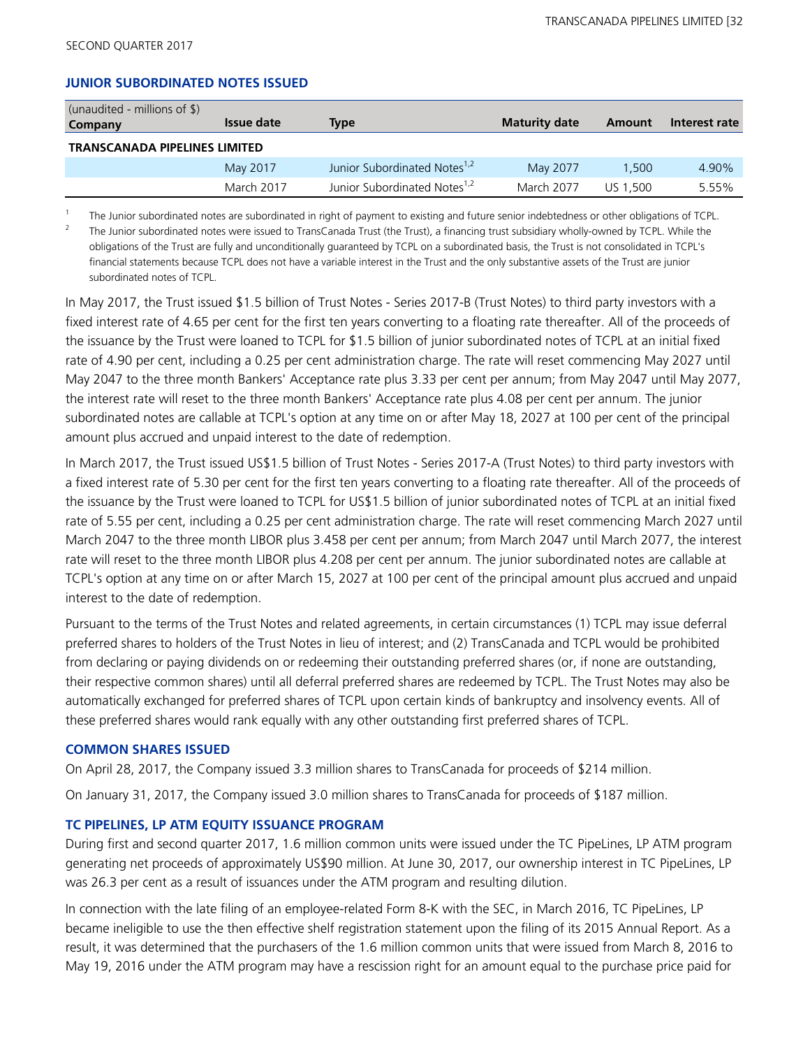SECOND QUARTER 2017

## JUNIOR SUBORDINATED NOTES ISSUED

| (unaudited - millions of $) Company | Issue date | Type | Maturity date | Amount | Interest rate |
|---|---|---|---|---|---|
| **TRANSCANADA PIPELINES LIMITED** | | | | | |
| | May 2017 | Junior Subordinated Notes[1,2] | May 2077 | 1,500 | 4.90% |
| | March 2017 | Junior Subordinated Notes[1,2] | March 2077 | US 1,500 | 5.55% |

1 The Junior subordinated notes are subordinated in right of payment to existing and future senior indebtedness or other obligations of TCPL.

2 The Junior subordinated notes were issued to TransCanada Trust (the Trust), a financing trust subsidiary wholly-owned by TCPL. While the obligations of the Trust are fully and unconditionally guaranteed by TCPL on a subordinated basis, the Trust is not consolidated in TCPL's financial statements because TCPL does not have a variable interest in the Trust and the only substantive assets of the Trust are junior subordinated notes of TCPL.

In May 2017, the Trust issued $1.5 billion of Trust Notes - Series 2017-B (Trust Notes) to third party investors with a fixed interest rate of 4.65 per cent for the first ten years converting to a floating rate thereafter. All of the proceeds of the issuance by the Trust were loaned to TCPL for $1.5 billion of junior subordinated notes of TCPL at an initial fixed rate of 4.90 per cent, including a 0.25 per cent administration charge. The rate will reset commencing May 2027 until May 2047 to the three month Bankers' Acceptance rate plus 3.33 per cent per annum; from May 2047 until May 2077, the interest rate will reset to the three month Bankers' Acceptance rate plus 4.08 per cent per annum. The junior subordinated notes are callable at TCPL's option at any time on or after May 18, 2027 at 100 per cent of the principal amount plus accrued and unpaid interest to the date of redemption.

In March 2017, the Trust issued US$1.5 billion of Trust Notes - Series 2017-A (Trust Notes) to third party investors with a fixed interest rate of 5.30 per cent for the first ten years converting to a floating rate thereafter. All of the proceeds of the issuance by the Trust were loaned to TCPL for US$1.5 billion of junior subordinated notes of TCPL at an initial fixed rate of 5.55 per cent, including a 0.25 per cent administration charge. The rate will reset commencing March 2027 until March 2047 to the three month LIBOR plus 3.458 per cent per annum; from March 2047 until March 2077, the interest rate will reset to the three month LIBOR plus 4.208 per cent per annum. The junior subordinated notes are callable at TCPL's option at any time on or after March 15, 2027 at 100 per cent of the principal amount plus accrued and unpaid interest to the date of redemption.

Pursuant to the terms of the Trust Notes and related agreements, in certain circumstances (1) TCPL may issue deferral preferred shares to holders of the Trust Notes in lieu of interest; and (2) TransCanada and TCPL would be prohibited from declaring or paying dividends on or redeeming their outstanding preferred shares (or, if none are outstanding, their respective common shares) until all deferral preferred shares are redeemed by TCPL. The Trust Notes may also be automatically exchanged for preferred shares of TCPL upon certain kinds of bankruptcy and insolvency events. All of these preferred shares would rank equally with any other outstanding first preferred shares of TCPL.

## COMMON SHARES ISSUED

On April 28, 2017, the Company issued 3.3 million shares to TransCanada for proceeds of $214 million.

On January 31, 2017, the Company issued 3.0 million shares to TransCanada for proceeds of $187 million.

## TC PIPELINES, LP ATM EQUITY ISSUANCE PROGRAM

During first and second quarter 2017, 1.6 million common units were issued under the TC PipeLines, LP ATM program generating net proceeds of approximately US$90 million. At June 30, 2017, our ownership interest in TC PipeLines, LP was 26.3 per cent as a result of issuances under the ATM program and resulting dilution.

In connection with the late filing of an employee-related Form 8-K with the SEC, in March 2016, TC PipeLines, LP became ineligible to use the then effective shelf registration statement upon the filing of its 2015 Annual Report. As a result, it was determined that the purchasers of the 1.6 million common units that were issued from March 8, 2016 to May 19, 2016 under the ATM program may have a rescission right for an amount equal to the purchase price paid for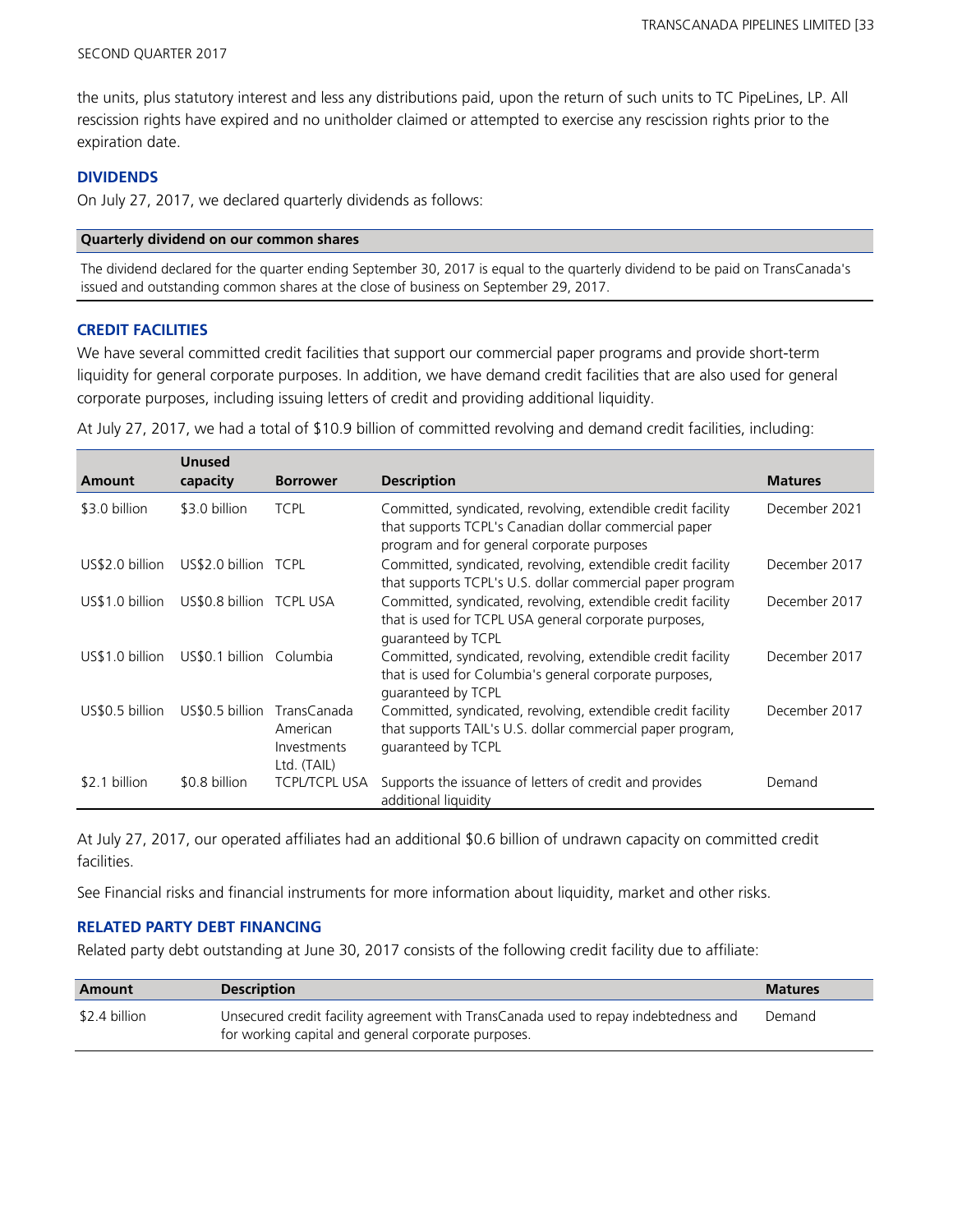the units, plus statutory interest and less any distributions paid, upon the return of such units to TC PipeLines, LP. All rescission rights have expired and no unitholder claimed or attempted to exercise any rescission rights prior to the expiration date.

## DIVIDENDS

On July 27, 2017, we declared quarterly dividends as follows:

| Quarterly dividend on our common shares |
| --- |
| The dividend declared for the quarter ending September 30, 2017 is equal to the quarterly dividend to be paid on TransCanada's issued and outstanding common shares at the close of business on September 29, 2017. |

## CREDIT FACILITIES

We have several committed credit facilities that support our commercial paper programs and provide short-term liquidity for general corporate purposes. In addition, we have demand credit facilities that are also used for general corporate purposes, including issuing letters of credit and providing additional liquidity.

At July 27, 2017, we had a total of $10.9 billion of committed revolving and demand credit facilities, including:

| Amount | Unused capacity | Borrower | Description | Matures |
| --- | --- | --- | --- | --- |
| $3.0 billion | $3.0 billion | TCPL | Committed, syndicated, revolving, extendible credit facility that supports TCPL's Canadian dollar commercial paper program and for general corporate purposes | December 2021 |
| US$2.0 billion | US$2.0 billion | TCPL | Committed, syndicated, revolving, extendible credit facility that supports TCPL's U.S. dollar commercial paper program | December 2017 |
| US$1.0 billion | US$0.8 billion | TCPL USA | Committed, syndicated, revolving, extendible credit facility that is used for TCPL USA general corporate purposes, guaranteed by TCPL | December 2017 |
| US$1.0 billion | US$0.1 billion | Columbia | Committed, syndicated, revolving, extendible credit facility that is used for Columbia's general corporate purposes, guaranteed by TCPL | December 2017 |
| US$0.5 billion | US$0.5 billion | TransCanada American Investments Ltd. (TAIL) | Committed, syndicated, revolving, extendible credit facility that supports TAIL's U.S. dollar commercial paper program, guaranteed by TCPL | December 2017 |
| $2.1 billion | $0.8 billion | TCPL/TCPL USA | Supports the issuance of letters of credit and provides additional liquidity | Demand |

At July 27, 2017, our operated affiliates had an additional $0.6 billion of undrawn capacity on committed credit facilities.

See Financial risks and financial instruments for more information about liquidity, market and other risks.

## RELATED PARTY DEBT FINANCING

Related party debt outstanding at June 30, 2017 consists of the following credit facility due to affiliate:

| Amount | Description | Matures |
| --- | --- | --- |
| $2.4 billion | Unsecured credit facility agreement with TransCanada used to repay indebtedness and for working capital and general corporate purposes. | Demand |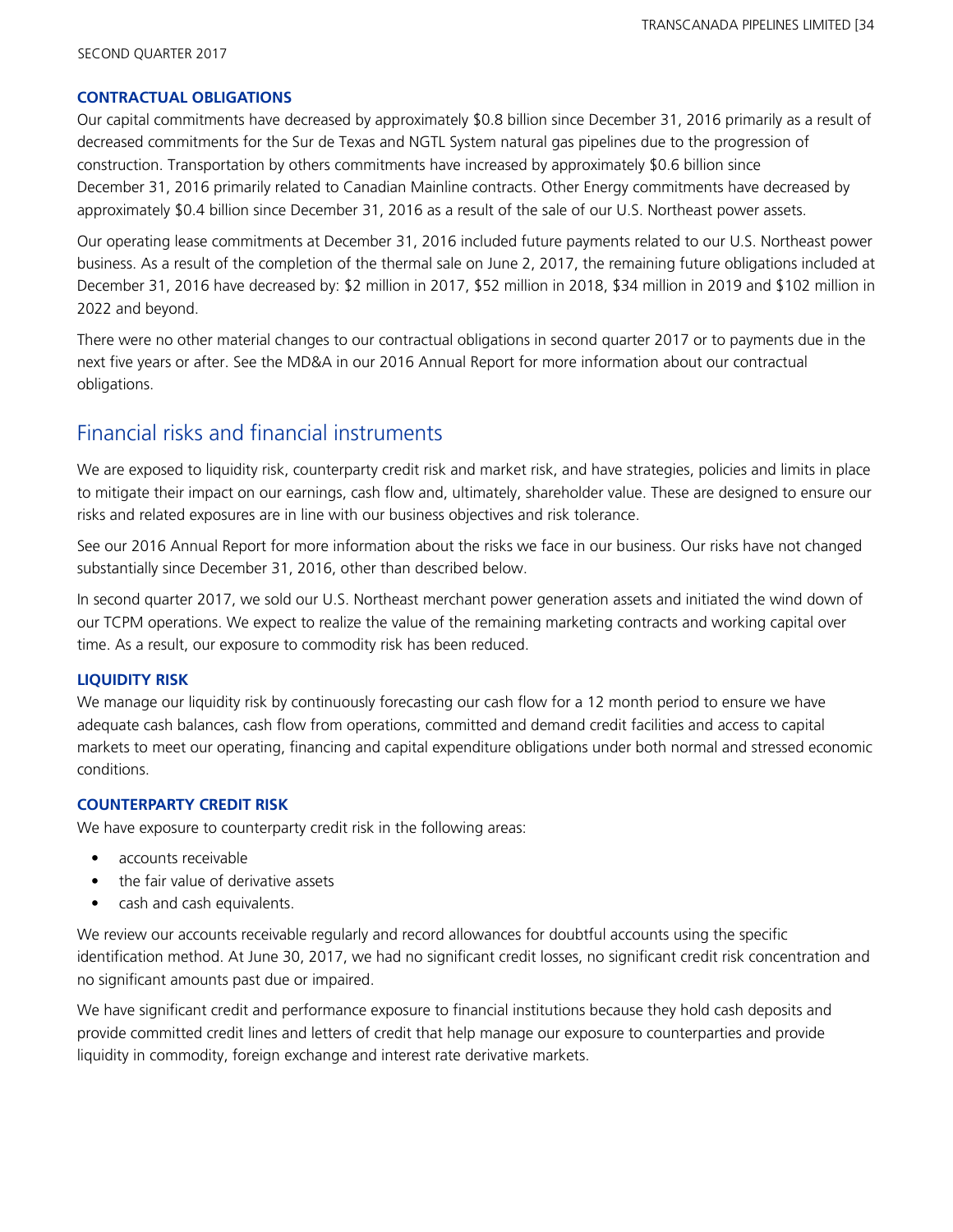### CONTRACTUAL OBLIGATIONS

Our capital commitments have decreased by approximately $0.8 billion since December 31, 2016 primarily as a result of decreased commitments for the Sur de Texas and NGTL System natural gas pipelines due to the progression of construction. Transportation by others commitments have increased by approximately $0.6 billion since December 31, 2016 primarily related to Canadian Mainline contracts. Other Energy commitments have decreased by approximately $0.4 billion since December 31, 2016 as a result of the sale of our U.S. Northeast power assets.

Our operating lease commitments at December 31, 2016 included future payments related to our U.S. Northeast power business. As a result of the completion of the thermal sale on June 2, 2017, the remaining future obligations included at December 31, 2016 have decreased by: $2 million in 2017, $52 million in 2018, $34 million in 2019 and $102 million in 2022 and beyond.

There were no other material changes to our contractual obligations in second quarter 2017 or to payments due in the next five years or after. See the MD&A in our 2016 Annual Report for more information about our contractual obligations.

## Financial risks and financial instruments

We are exposed to liquidity risk, counterparty credit risk and market risk, and have strategies, policies and limits in place to mitigate their impact on our earnings, cash flow and, ultimately, shareholder value. These are designed to ensure our risks and related exposures are in line with our business objectives and risk tolerance.

See our 2016 Annual Report for more information about the risks we face in our business. Our risks have not changed substantially since December 31, 2016, other than described below.

In second quarter 2017, we sold our U.S. Northeast merchant power generation assets and initiated the wind down of our TCPM operations. We expect to realize the value of the remaining marketing contracts and working capital over time. As a result, our exposure to commodity risk has been reduced.

### LIQUIDITY RISK

We manage our liquidity risk by continuously forecasting our cash flow for a 12 month period to ensure we have adequate cash balances, cash flow from operations, committed and demand credit facilities and access to capital markets to meet our operating, financing and capital expenditure obligations under both normal and stressed economic conditions.

### COUNTERPARTY CREDIT RISK

We have exposure to counterparty credit risk in the following areas:

- accounts receivable
- the fair value of derivative assets
- cash and cash equivalents.

We review our accounts receivable regularly and record allowances for doubtful accounts using the specific identification method. At June 30, 2017, we had no significant credit losses, no significant credit risk concentration and no significant amounts past due or impaired.

We have significant credit and performance exposure to financial institutions because they hold cash deposits and provide committed credit lines and letters of credit that help manage our exposure to counterparties and provide liquidity in commodity, foreign exchange and interest rate derivative markets.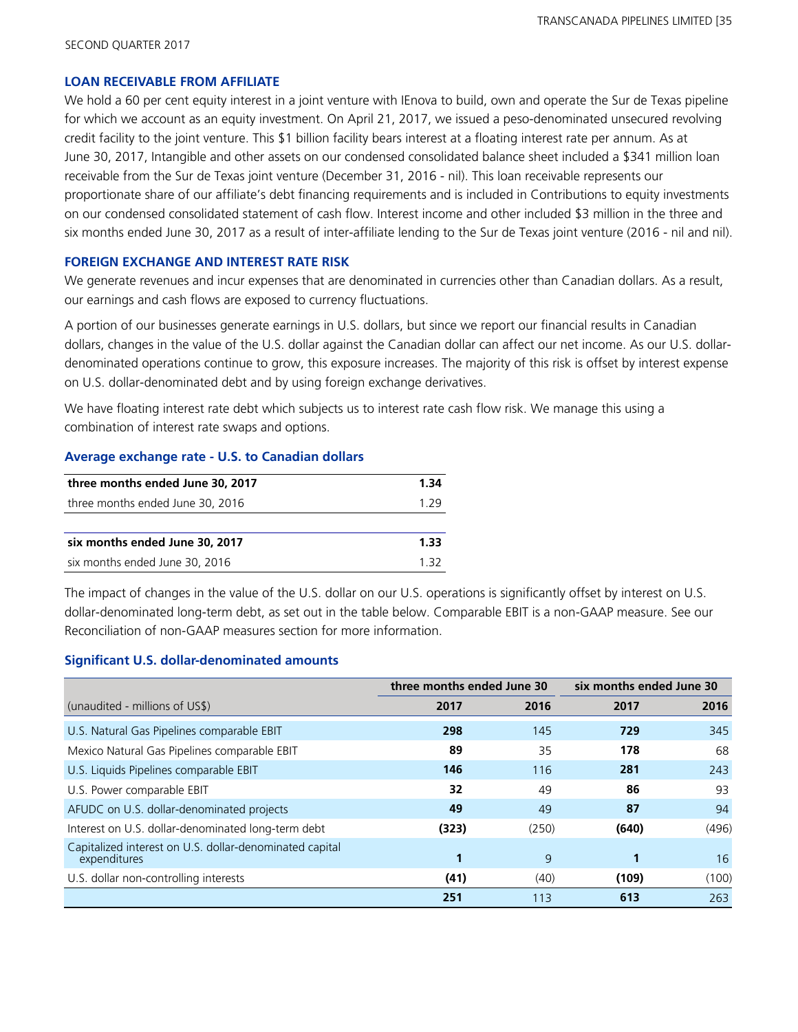## LOAN RECEIVABLE FROM AFFILIATE

We hold a 60 per cent equity interest in a joint venture with IEnova to build, own and operate the Sur de Texas pipeline for which we account as an equity investment. On April 21, 2017, we issued a peso-denominated unsecured revolving credit facility to the joint venture. This $1 billion facility bears interest at a floating interest rate per annum. As at June 30, 2017, Intangible and other assets on our condensed consolidated balance sheet included a $341 million loan receivable from the Sur de Texas joint venture (December 31, 2016 - nil). This loan receivable represents our proportionate share of our affiliate's debt financing requirements and is included in Contributions to equity investments on our condensed consolidated statement of cash flow. Interest income and other included $3 million in the three and six months ended June 30, 2017 as a result of inter-affiliate lending to the Sur de Texas joint venture (2016 - nil and nil).

## FOREIGN EXCHANGE AND INTEREST RATE RISK

We generate revenues and incur expenses that are denominated in currencies other than Canadian dollars. As a result, our earnings and cash flows are exposed to currency fluctuations.

A portion of our businesses generate earnings in U.S. dollars, but since we report our financial results in Canadian dollars, changes in the value of the U.S. dollar against the Canadian dollar can affect our net income. As our U.S. dollar-denominated operations continue to grow, this exposure increases. The majority of this risk is offset by interest expense on U.S. dollar-denominated debt and by using foreign exchange derivatives.

We have floating interest rate debt which subjects us to interest rate cash flow risk. We manage this using a combination of interest rate swaps and options.

### Average exchange rate - U.S. to Canadian dollars

| | |
|---|---|
| **three months ended June 30, 2017** | **1.34** |
| three months ended June 30, 2016 | 1.29 |
| | |
| **six months ended June 30, 2017** | **1.33** |
| six months ended June 30, 2016 | 1.32 |

The impact of changes in the value of the U.S. dollar on our U.S. operations is significantly offset by interest on U.S. dollar-denominated long-term debt, as set out in the table below. Comparable EBIT is a non-GAAP measure. See our Reconciliation of non-GAAP measures section for more information.

### Significant U.S. dollar-denominated amounts

| | three months ended June 30 | | six months ended June 30 | |
|---|---|---|---|---|
| (unaudited - millions of US$) | **2017** | **2016** | **2017** | **2016** |
| U.S. Natural Gas Pipelines comparable EBIT | **298** | 145 | **729** | 345 |
| Mexico Natural Gas Pipelines comparable EBIT | **89** | 35 | **178** | 68 |
| U.S. Liquids Pipelines comparable EBIT | **146** | 116 | **281** | 243 |
| U.S. Power comparable EBIT | **32** | 49 | **86** | 93 |
| AFUDC on U.S. dollar-denominated projects | **49** | 49 | **87** | 94 |
| Interest on U.S. dollar-denominated long-term debt | **(323)** | (250) | **(640)** | (496) |
| Capitalized interest on U.S. dollar-denominated capital expenditures | **1** | 9 | **1** | 16 |
| U.S. dollar non-controlling interests | **(41)** | (40) | **(109)** | (100) |
| | **251** | 113 | **613** | 263 |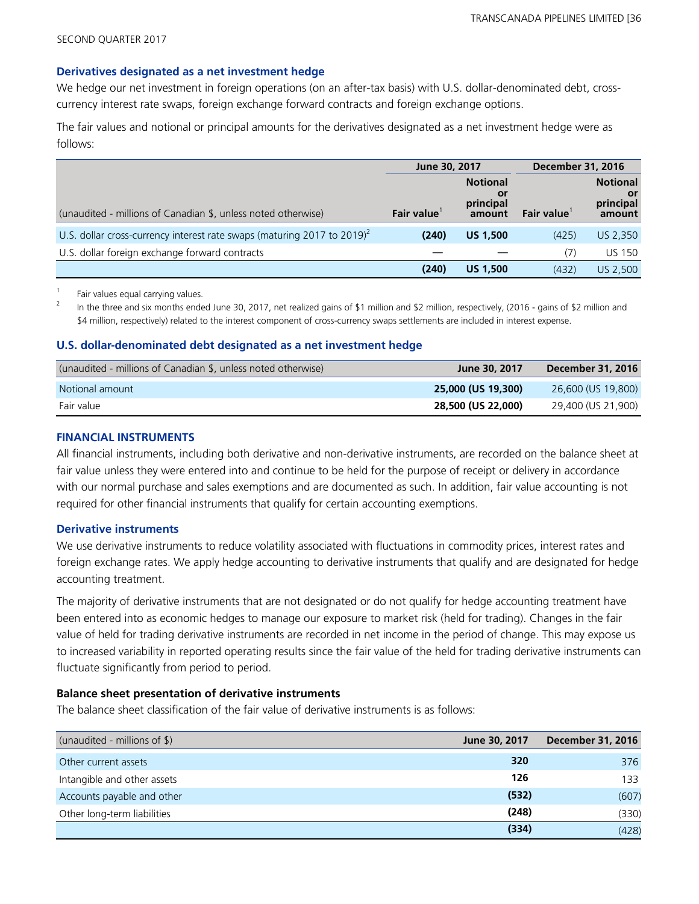### Derivatives designated as a net investment hedge

We hedge our net investment in foreign operations (on an after-tax basis) with U.S. dollar-denominated debt, cross-currency interest rate swaps, foreign exchange forward contracts and foreign exchange options.

The fair values and notional or principal amounts for the derivatives designated as a net investment hedge were as follows:

| | June 30, 2017 | | December 31, 2016 | |
|---|---|---|---|---|
| (unaudited - millions of Canadian $, unless noted otherwise) | Fair value[1] | Notional or principal amount | Fair value[1] | Notional or principal amount |
| U.S. dollar cross-currency interest rate swaps (maturing 2017 to 2019)[2] | **(240)** | **US 1,500** | (425) | US 2,350 |
| U.S. dollar foreign exchange forward contracts | **—** | **—** | (7) | US 150 |
| | **(240)** | **US 1,500** | (432) | US 2,500 |

1 Fair values equal carrying values.

2 In the three and six months ended June 30, 2017, net realized gains of $1 million and $2 million, respectively, (2016 - gains of $2 million and $4 million, respectively) related to the interest component of cross-currency swaps settlements are included in interest expense.

### U.S. dollar-denominated debt designated as a net investment hedge

| (unaudited - millions of Canadian $, unless noted otherwise) | June 30, 2017 | December 31, 2016 |
|---|---|---|
| Notional amount | **25,000 (US 19,300)** | 26,600 (US 19,800) |
| Fair value | **28,500 (US 22,000)** | 29,400 (US 21,900) |

### FINANCIAL INSTRUMENTS

All financial instruments, including both derivative and non-derivative instruments, are recorded on the balance sheet at fair value unless they were entered into and continue to be held for the purpose of receipt or delivery in accordance with our normal purchase and sales exemptions and are documented as such. In addition, fair value accounting is not required for other financial instruments that qualify for certain accounting exemptions.

### Derivative instruments

We use derivative instruments to reduce volatility associated with fluctuations in commodity prices, interest rates and foreign exchange rates. We apply hedge accounting to derivative instruments that qualify and are designated for hedge accounting treatment.

The majority of derivative instruments that are not designated or do not qualify for hedge accounting treatment have been entered into as economic hedges to manage our exposure to market risk (held for trading). Changes in the fair value of held for trading derivative instruments are recorded in net income in the period of change. This may expose us to increased variability in reported operating results since the fair value of the held for trading derivative instruments can fluctuate significantly from period to period.

#### Balance sheet presentation of derivative instruments

The balance sheet classification of the fair value of derivative instruments is as follows:

| (unaudited - millions of $) | June 30, 2017 | December 31, 2016 |
|---|---|---|
| Other current assets | **320** | 376 |
| Intangible and other assets | **126** | 133 |
| Accounts payable and other | **(532)** | (607) |
| Other long-term liabilities | **(248)** | (330) |
| | **(334)** | (428) |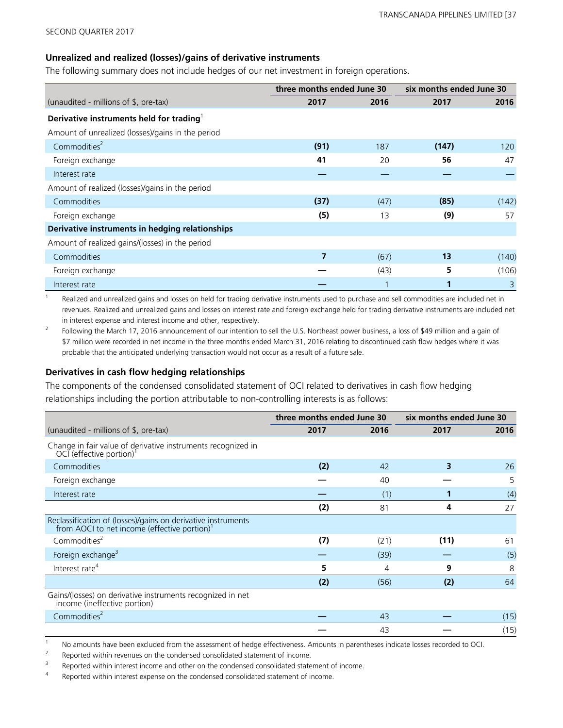### Unrealized and realized (losses)/gains of derivative instruments

The following summary does not include hedges of our net investment in foreign operations.

| | three months ended June 30 | | six months ended June 30 | |
|---|---|---|---|---|
| (unaudited - millions of $, pre-tax) | **2017** | 2016 | **2017** | 2016 |
| **Derivative instruments held for trading**[1] | | | | |
| Amount of unrealized (losses)/gains in the period | | | | |
| Commodities[2] | **(91)** | 187 | **(147)** | 120 |
| Foreign exchange | **41** | 20 | **56** | 47 |
| Interest rate | **—** | — | **—** | — |
| Amount of realized (losses)/gains in the period | | | | |
| Commodities | **(37)** | (47) | **(85)** | (142) |
| Foreign exchange | **(5)** | 13 | **(9)** | 57 |
| **Derivative instruments in hedging relationships** | | | | |
| Amount of realized gains/(losses) in the period | | | | |
| Commodities | **7** | (67) | **13** | (140) |
| Foreign exchange | **—** | (43) | **5** | (106) |
| Interest rate | **—** | 1 | **1** | 3 |

1 Realized and unrealized gains and losses on held for trading derivative instruments used to purchase and sell commodities are included net in revenues. Realized and unrealized gains and losses on interest rate and foreign exchange held for trading derivative instruments are included net in interest expense and interest income and other, respectively.

2 Following the March 17, 2016 announcement of our intention to sell the U.S. Northeast power business, a loss of $49 million and a gain of $7 million were recorded in net income in the three months ended March 31, 2016 relating to discontinued cash flow hedges where it was probable that the anticipated underlying transaction would not occur as a result of a future sale.

### Derivatives in cash flow hedging relationships

The components of the condensed consolidated statement of OCI related to derivatives in cash flow hedging relationships including the portion attributable to non-controlling interests is as follows:

| | three months ended June 30 | | six months ended June 30 | |
|---|---|---|---|---|
| (unaudited - millions of $, pre-tax) | **2017** | 2016 | **2017** | 2016 |
| Change in fair value of derivative instruments recognized in OCI (effective portion)[1] | | | | |
| Commodities | **(2)** | 42 | **3** | 26 |
| Foreign exchange | **—** | 40 | **—** | 5 |
| Interest rate | **—** | (1) | **1** | (4) |
| | **(2)** | 81 | **4** | 27 |
| Reclassification of (losses)/gains on derivative instruments from AOCI to net income (effective portion)[1] | | | | |
| Commodities[2] | **(7)** | (21) | **(11)** | 61 |
| Foreign exchange[3] | **—** | (39) | **—** | (5) |
| Interest rate[4] | **5** | 4 | **9** | 8 |
| | **(2)** | (56) | **(2)** | 64 |
| Gains/(losses) on derivative instruments recognized in net income (ineffective portion) | | | | |
| Commodities[2] | **—** | 43 | **—** | (15) |
| | **—** | 43 | **—** | (15) |

1 No amounts have been excluded from the assessment of hedge effectiveness. Amounts in parentheses indicate losses recorded to OCI.

2 Reported within revenues on the condensed consolidated statement of income.

3 Reported within interest income and other on the condensed consolidated statement of income.

4 Reported within interest expense on the condensed consolidated statement of income.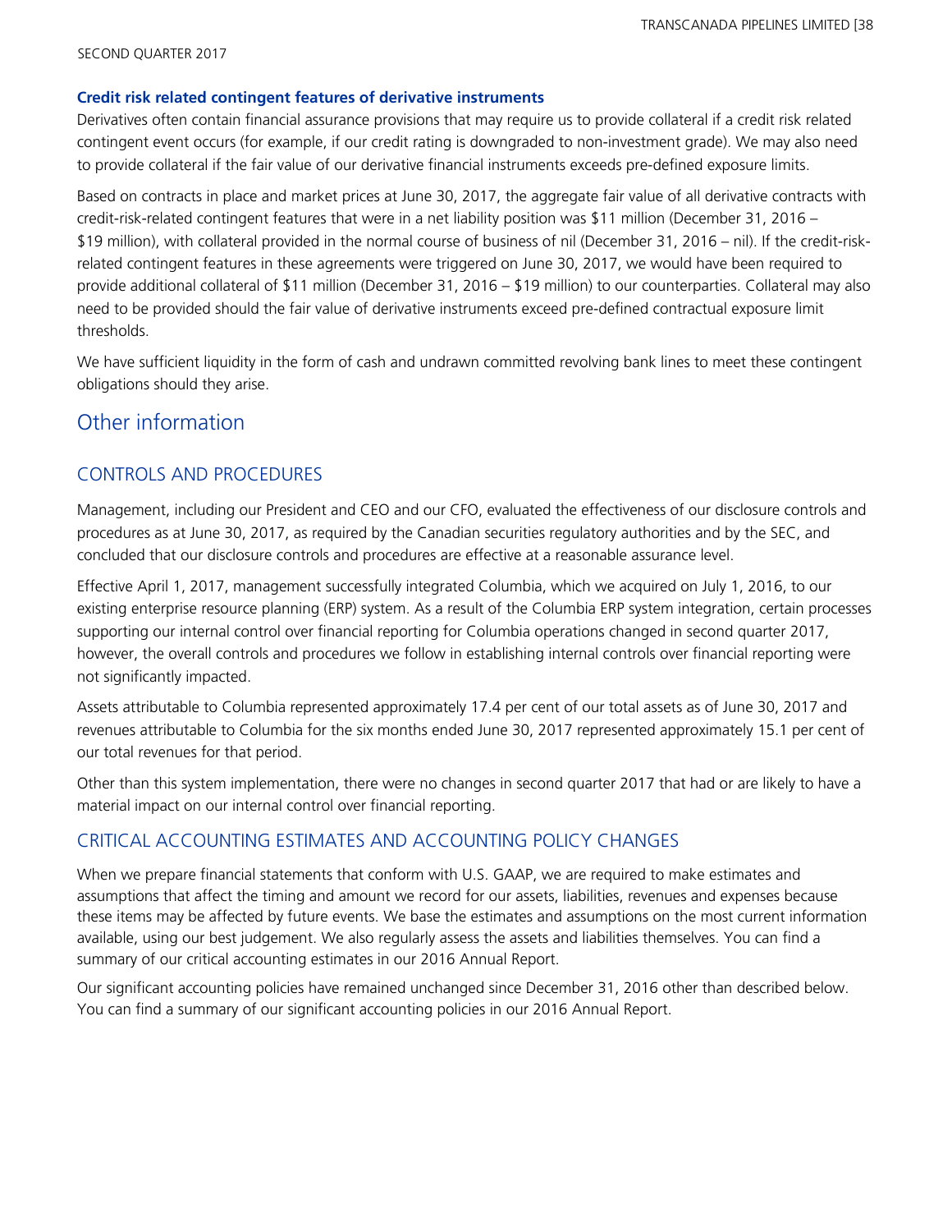#### Credit risk related contingent features of derivative instruments

Derivatives often contain financial assurance provisions that may require us to provide collateral if a credit risk related contingent event occurs (for example, if our credit rating is downgraded to non-investment grade). We may also need to provide collateral if the fair value of our derivative financial instruments exceeds pre-defined exposure limits.

Based on contracts in place and market prices at June 30, 2017, the aggregate fair value of all derivative contracts with credit-risk-related contingent features that were in a net liability position was $11 million (December 31, 2016 – $19 million), with collateral provided in the normal course of business of nil (December 31, 2016 – nil). If the credit-risk-related contingent features in these agreements were triggered on June 30, 2017, we would have been required to provide additional collateral of $11 million (December 31, 2016 – $19 million) to our counterparties. Collateral may also need to be provided should the fair value of derivative instruments exceed pre-defined contractual exposure limit thresholds.

We have sufficient liquidity in the form of cash and undrawn committed revolving bank lines to meet these contingent obligations should they arise.

# Other information

## CONTROLS AND PROCEDURES

Management, including our President and CEO and our CFO, evaluated the effectiveness of our disclosure controls and procedures as at June 30, 2017, as required by the Canadian securities regulatory authorities and by the SEC, and concluded that our disclosure controls and procedures are effective at a reasonable assurance level.

Effective April 1, 2017, management successfully integrated Columbia, which we acquired on July 1, 2016, to our existing enterprise resource planning (ERP) system. As a result of the Columbia ERP system integration, certain processes supporting our internal control over financial reporting for Columbia operations changed in second quarter 2017, however, the overall controls and procedures we follow in establishing internal controls over financial reporting were not significantly impacted.

Assets attributable to Columbia represented approximately 17.4 per cent of our total assets as of June 30, 2017 and revenues attributable to Columbia for the six months ended June 30, 2017 represented approximately 15.1 per cent of our total revenues for that period.

Other than this system implementation, there were no changes in second quarter 2017 that had or are likely to have a material impact on our internal control over financial reporting.

## CRITICAL ACCOUNTING ESTIMATES AND ACCOUNTING POLICY CHANGES

When we prepare financial statements that conform with U.S. GAAP, we are required to make estimates and assumptions that affect the timing and amount we record for our assets, liabilities, revenues and expenses because these items may be affected by future events. We base the estimates and assumptions on the most current information available, using our best judgement. We also regularly assess the assets and liabilities themselves. You can find a summary of our critical accounting estimates in our 2016 Annual Report.

Our significant accounting policies have remained unchanged since December 31, 2016 other than described below. You can find a summary of our significant accounting policies in our 2016 Annual Report.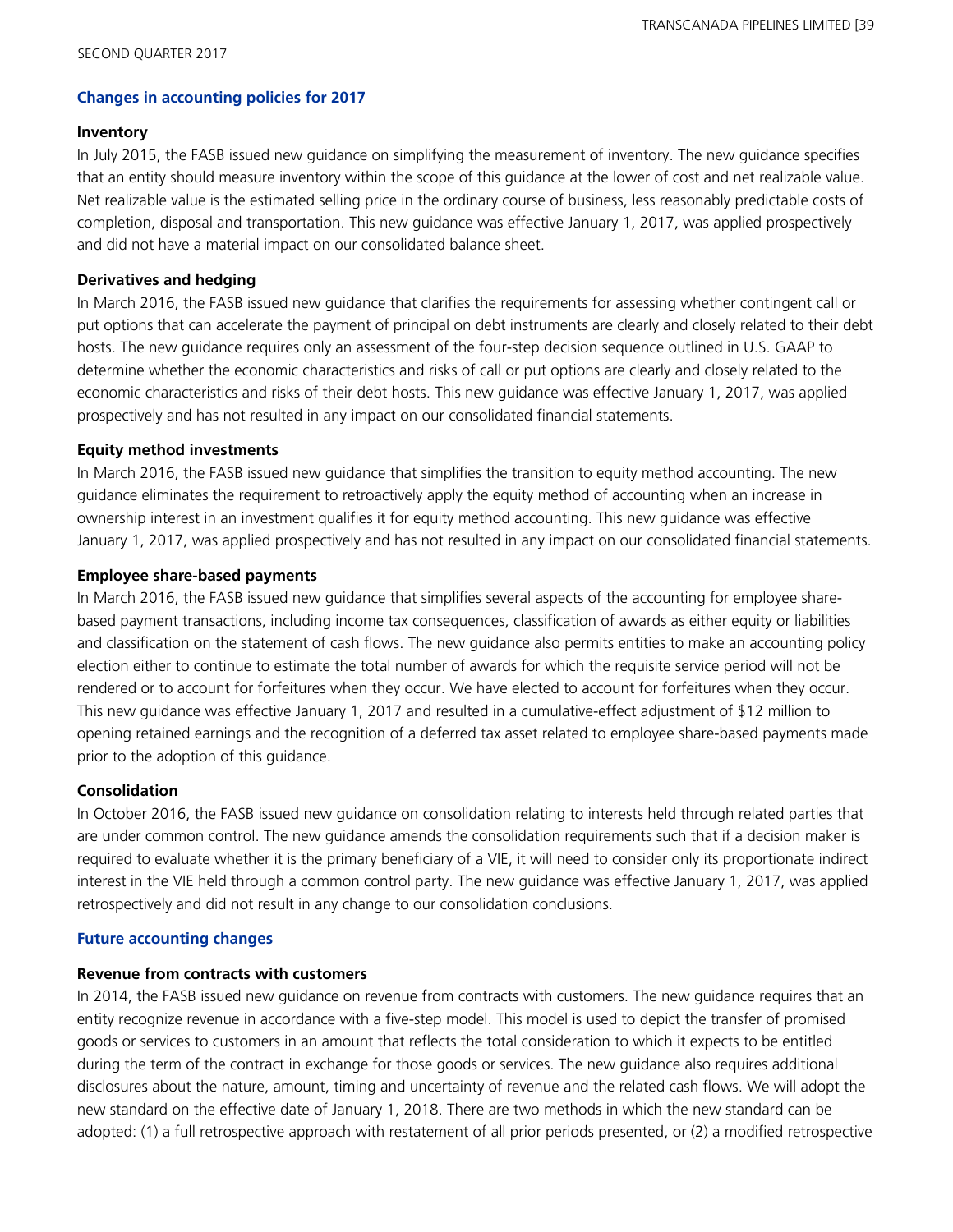## Changes in accounting policies for 2017

### Inventory

In July 2015, the FASB issued new guidance on simplifying the measurement of inventory. The new guidance specifies that an entity should measure inventory within the scope of this guidance at the lower of cost and net realizable value. Net realizable value is the estimated selling price in the ordinary course of business, less reasonably predictable costs of completion, disposal and transportation. This new guidance was effective January 1, 2017, was applied prospectively and did not have a material impact on our consolidated balance sheet.

### Derivatives and hedging

In March 2016, the FASB issued new guidance that clarifies the requirements for assessing whether contingent call or put options that can accelerate the payment of principal on debt instruments are clearly and closely related to their debt hosts. The new guidance requires only an assessment of the four-step decision sequence outlined in U.S. GAAP to determine whether the economic characteristics and risks of call or put options are clearly and closely related to the economic characteristics and risks of their debt hosts. This new guidance was effective January 1, 2017, was applied prospectively and has not resulted in any impact on our consolidated financial statements.

### Equity method investments

In March 2016, the FASB issued new guidance that simplifies the transition to equity method accounting. The new guidance eliminates the requirement to retroactively apply the equity method of accounting when an increase in ownership interest in an investment qualifies it for equity method accounting. This new guidance was effective January 1, 2017, was applied prospectively and has not resulted in any impact on our consolidated financial statements.

### Employee share-based payments

In March 2016, the FASB issued new guidance that simplifies several aspects of the accounting for employee share-based payment transactions, including income tax consequences, classification of awards as either equity or liabilities and classification on the statement of cash flows. The new guidance also permits entities to make an accounting policy election either to continue to estimate the total number of awards for which the requisite service period will not be rendered or to account for forfeitures when they occur. We have elected to account for forfeitures when they occur. This new guidance was effective January 1, 2017 and resulted in a cumulative-effect adjustment of $12 million to opening retained earnings and the recognition of a deferred tax asset related to employee share-based payments made prior to the adoption of this guidance.

### Consolidation

In October 2016, the FASB issued new guidance on consolidation relating to interests held through related parties that are under common control. The new guidance amends the consolidation requirements such that if a decision maker is required to evaluate whether it is the primary beneficiary of a VIE, it will need to consider only its proportionate indirect interest in the VIE held through a common control party. The new guidance was effective January 1, 2017, was applied retrospectively and did not result in any change to our consolidation conclusions.

## Future accounting changes

### Revenue from contracts with customers

In 2014, the FASB issued new guidance on revenue from contracts with customers. The new guidance requires that an entity recognize revenue in accordance with a five-step model. This model is used to depict the transfer of promised goods or services to customers in an amount that reflects the total consideration to which it expects to be entitled during the term of the contract in exchange for those goods or services. The new guidance also requires additional disclosures about the nature, amount, timing and uncertainty of revenue and the related cash flows. We will adopt the new standard on the effective date of January 1, 2018. There are two methods in which the new standard can be adopted: (1) a full retrospective approach with restatement of all prior periods presented, or (2) a modified retrospective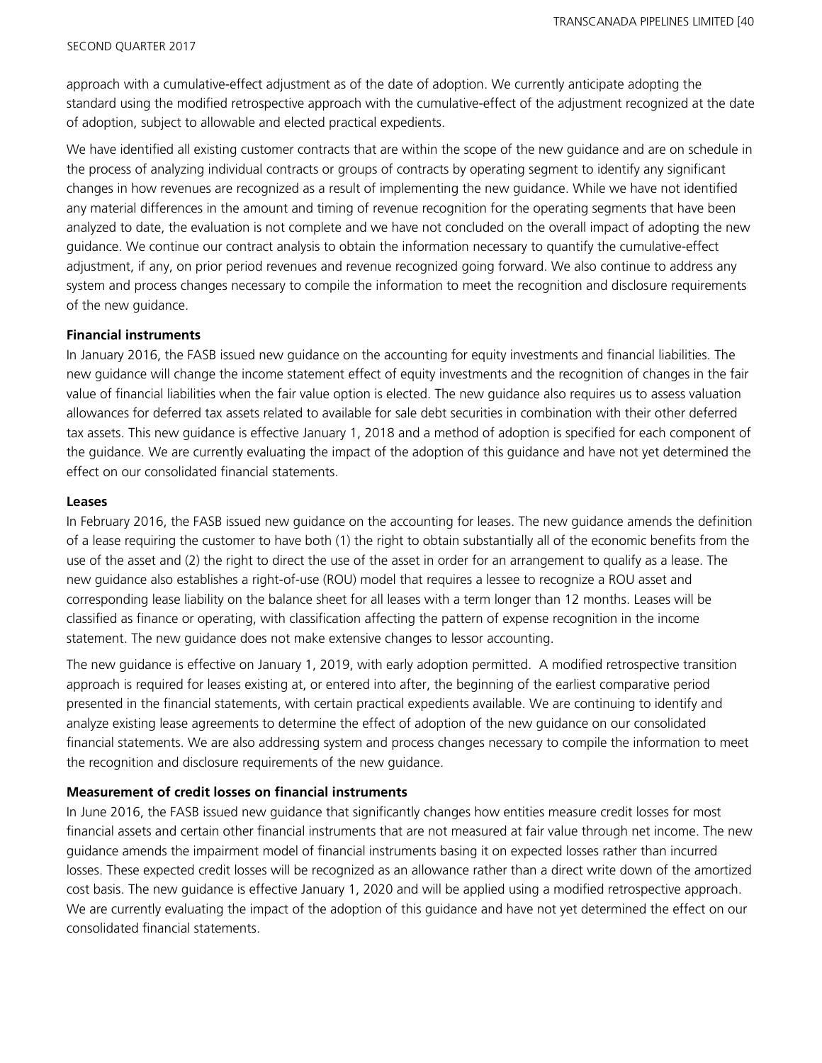approach with a cumulative-effect adjustment as of the date of adoption. We currently anticipate adopting the standard using the modified retrospective approach with the cumulative-effect of the adjustment recognized at the date of adoption, subject to allowable and elected practical expedients.

We have identified all existing customer contracts that are within the scope of the new guidance and are on schedule in the process of analyzing individual contracts or groups of contracts by operating segment to identify any significant changes in how revenues are recognized as a result of implementing the new guidance. While we have not identified any material differences in the amount and timing of revenue recognition for the operating segments that have been analyzed to date, the evaluation is not complete and we have not concluded on the overall impact of adopting the new guidance. We continue our contract analysis to obtain the information necessary to quantify the cumulative-effect adjustment, if any, on prior period revenues and revenue recognized going forward. We also continue to address any system and process changes necessary to compile the information to meet the recognition and disclosure requirements of the new guidance.

**Financial instruments**

In January 2016, the FASB issued new guidance on the accounting for equity investments and financial liabilities. The new guidance will change the income statement effect of equity investments and the recognition of changes in the fair value of financial liabilities when the fair value option is elected. The new guidance also requires us to assess valuation allowances for deferred tax assets related to available for sale debt securities in combination with their other deferred tax assets. This new guidance is effective January 1, 2018 and a method of adoption is specified for each component of the guidance. We are currently evaluating the impact of the adoption of this guidance and have not yet determined the effect on our consolidated financial statements.

**Leases**

In February 2016, the FASB issued new guidance on the accounting for leases. The new guidance amends the definition of a lease requiring the customer to have both (1) the right to obtain substantially all of the economic benefits from the use of the asset and (2) the right to direct the use of the asset in order for an arrangement to qualify as a lease. The new guidance also establishes a right-of-use (ROU) model that requires a lessee to recognize a ROU asset and corresponding lease liability on the balance sheet for all leases with a term longer than 12 months. Leases will be classified as finance or operating, with classification affecting the pattern of expense recognition in the income statement. The new guidance does not make extensive changes to lessor accounting.

The new guidance is effective on January 1, 2019, with early adoption permitted. A modified retrospective transition approach is required for leases existing at, or entered into after, the beginning of the earliest comparative period presented in the financial statements, with certain practical expedients available. We are continuing to identify and analyze existing lease agreements to determine the effect of adoption of the new guidance on our consolidated financial statements. We are also addressing system and process changes necessary to compile the information to meet the recognition and disclosure requirements of the new guidance.

**Measurement of credit losses on financial instruments**

In June 2016, the FASB issued new guidance that significantly changes how entities measure credit losses for most financial assets and certain other financial instruments that are not measured at fair value through net income. The new guidance amends the impairment model of financial instruments basing it on expected losses rather than incurred losses. These expected credit losses will be recognized as an allowance rather than a direct write down of the amortized cost basis. The new guidance is effective January 1, 2020 and will be applied using a modified retrospective approach. We are currently evaluating the impact of the adoption of this guidance and have not yet determined the effect on our consolidated financial statements.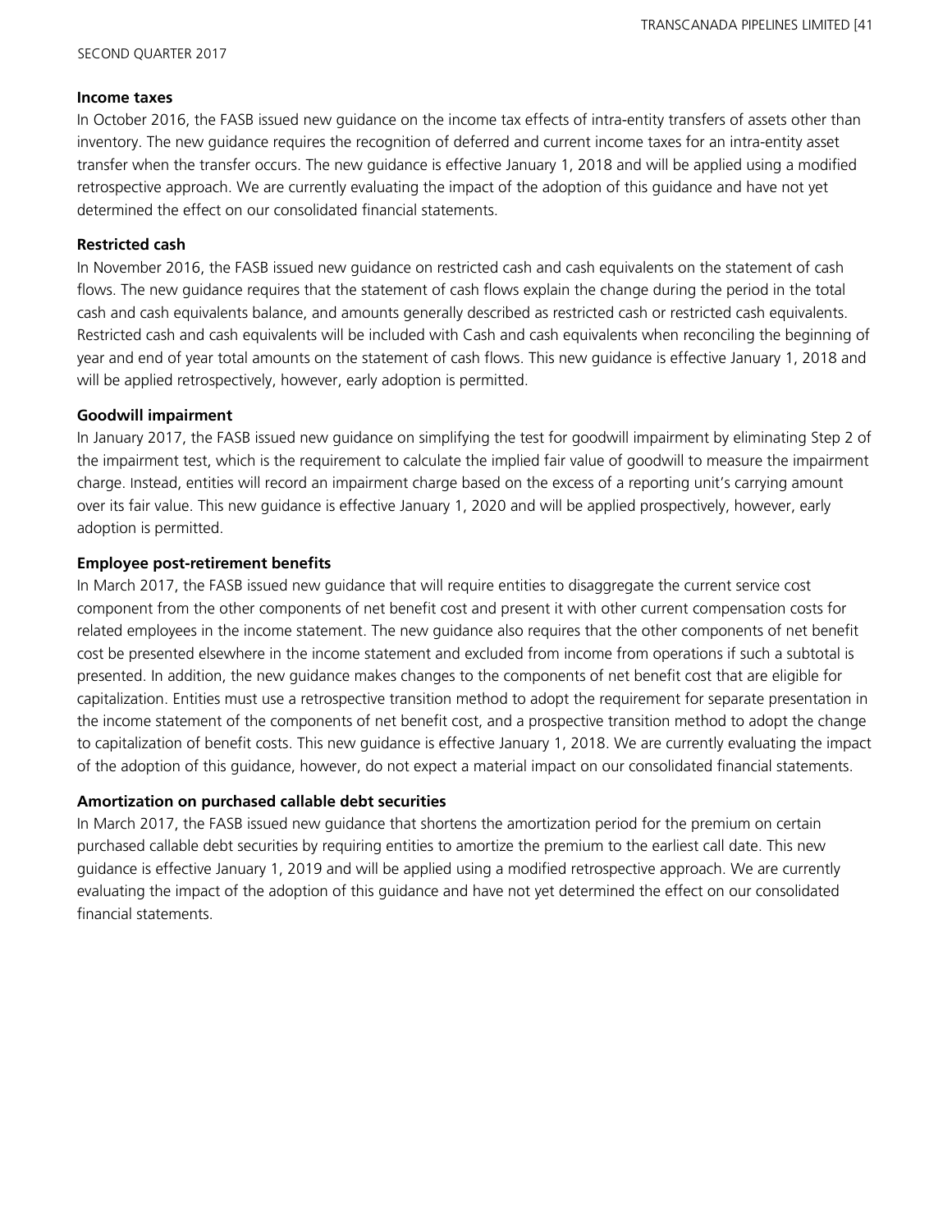**Income taxes**

In October 2016, the FASB issued new guidance on the income tax effects of intra-entity transfers of assets other than inventory. The new guidance requires the recognition of deferred and current income taxes for an intra-entity asset transfer when the transfer occurs. The new guidance is effective January 1, 2018 and will be applied using a modified retrospective approach. We are currently evaluating the impact of the adoption of this guidance and have not yet determined the effect on our consolidated financial statements.

**Restricted cash**

In November 2016, the FASB issued new guidance on restricted cash and cash equivalents on the statement of cash flows. The new guidance requires that the statement of cash flows explain the change during the period in the total cash and cash equivalents balance, and amounts generally described as restricted cash or restricted cash equivalents. Restricted cash and cash equivalents will be included with Cash and cash equivalents when reconciling the beginning of year and end of year total amounts on the statement of cash flows. This new guidance is effective January 1, 2018 and will be applied retrospectively, however, early adoption is permitted.

**Goodwill impairment**

In January 2017, the FASB issued new guidance on simplifying the test for goodwill impairment by eliminating Step 2 of the impairment test, which is the requirement to calculate the implied fair value of goodwill to measure the impairment charge. Instead, entities will record an impairment charge based on the excess of a reporting unit's carrying amount over its fair value. This new guidance is effective January 1, 2020 and will be applied prospectively, however, early adoption is permitted.

**Employee post-retirement benefits**

In March 2017, the FASB issued new guidance that will require entities to disaggregate the current service cost component from the other components of net benefit cost and present it with other current compensation costs for related employees in the income statement. The new guidance also requires that the other components of net benefit cost be presented elsewhere in the income statement and excluded from income from operations if such a subtotal is presented. In addition, the new guidance makes changes to the components of net benefit cost that are eligible for capitalization. Entities must use a retrospective transition method to adopt the requirement for separate presentation in the income statement of the components of net benefit cost, and a prospective transition method to adopt the change to capitalization of benefit costs. This new guidance is effective January 1, 2018. We are currently evaluating the impact of the adoption of this guidance, however, do not expect a material impact on our consolidated financial statements.

**Amortization on purchased callable debt securities**

In March 2017, the FASB issued new guidance that shortens the amortization period for the premium on certain purchased callable debt securities by requiring entities to amortize the premium to the earliest call date. This new guidance is effective January 1, 2019 and will be applied using a modified retrospective approach. We are currently evaluating the impact of the adoption of this guidance and have not yet determined the effect on our consolidated financial statements.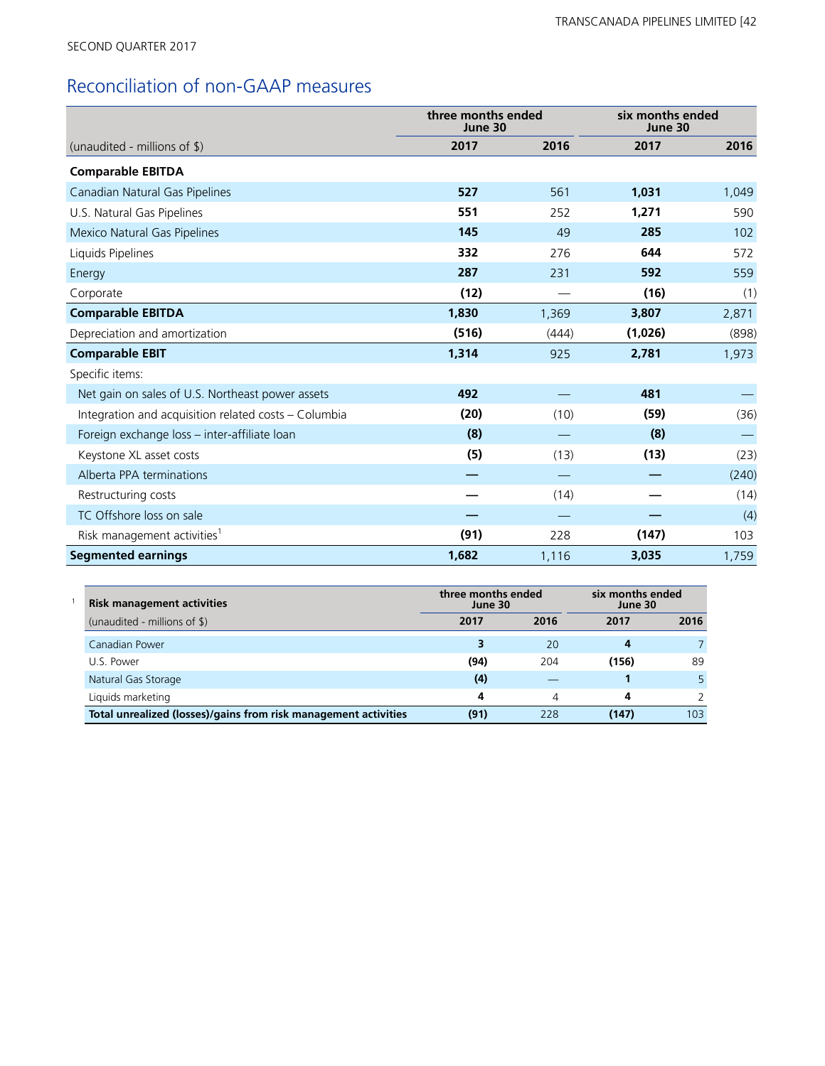SECOND QUARTER 2017

## Reconciliation of non-GAAP measures

| | three months ended June 30 | | six months ended June 30 | |
|---|---|---|---|---|
| (unaudited - millions of $) | **2017** | **2016** | **2017** | **2016** |
| **Comparable EBITDA** | | | | |
| Canadian Natural Gas Pipelines | **527** | 561 | **1,031** | 1,049 |
| U.S. Natural Gas Pipelines | **551** | 252 | **1,271** | 590 |
| Mexico Natural Gas Pipelines | **145** | 49 | **285** | 102 |
| Liquids Pipelines | **332** | 276 | **644** | 572 |
| Energy | **287** | 231 | **592** | 559 |
| Corporate | **(12)** | — | **(16)** | (1) |
| **Comparable EBITDA** | **1,830** | 1,369 | **3,807** | 2,871 |
| Depreciation and amortization | **(516)** | (444) | **(1,026)** | (898) |
| **Comparable EBIT** | **1,314** | 925 | **2,781** | 1,973 |
| Specific items: | | | | |
| Net gain on sales of U.S. Northeast power assets | **492** | — | **481** | — |
| Integration and acquisition related costs – Columbia | **(20)** | (10) | **(59)** | (36) |
| Foreign exchange loss – inter-affiliate loan | **(8)** | — | **(8)** | — |
| Keystone XL asset costs | **(5)** | (13) | **(13)** | (23) |
| Alberta PPA terminations | **—** | — | **—** | (240) |
| Restructuring costs | **—** | (14) | **—** | (14) |
| TC Offshore loss on sale | **—** | — | **—** | (4) |
| Risk management activities[1] | **(91)** | 228 | **(147)** | 103 |
| **Segmented earnings** | **1,682** | 1,116 | **3,035** | 1,759 |

[1]

| **Risk management activities** | three months ended June 30 | | six months ended June 30 | |
|---|---|---|---|---|
| (unaudited - millions of $) | **2017** | **2016** | **2017** | **2016** |
| Canadian Power | **3** | 20 | **4** | 7 |
| U.S. Power | **(94)** | 204 | **(156)** | 89 |
| Natural Gas Storage | **(4)** | — | **1** | 5 |
| Liquids marketing | **4** | 4 | **4** | 2 |
| **Total unrealized (losses)/gains from risk management activities** | **(91)** | 228 | **(147)** | 103 |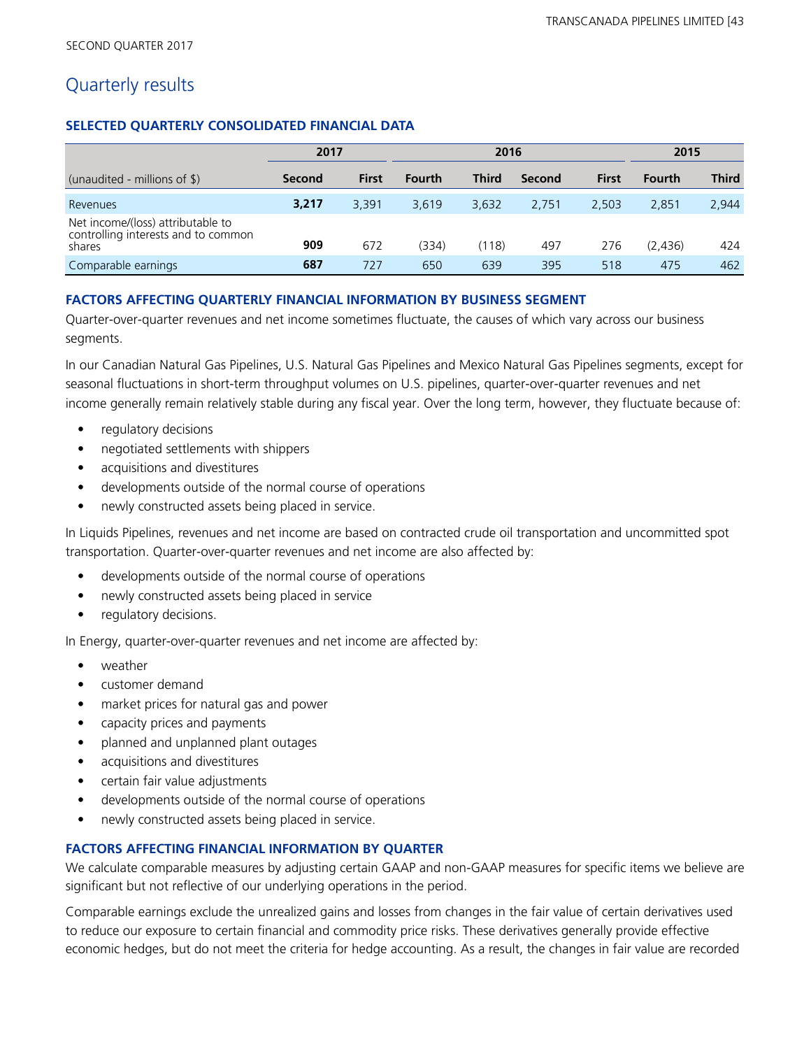SECOND QUARTER 2017

# Quarterly results

### SELECTED QUARTERLY CONSOLIDATED FINANCIAL DATA

| | 2017 | | 2016 | | | | 2015 | |
|---|---|---|---|---|---|---|---|---|
| (unaudited - millions of $) | **Second** | **First** | **Fourth** | **Third** | **Second** | **First** | **Fourth** | **Third** |
| Revenues | **3,217** | 3,391 | 3,619 | 3,632 | 2,751 | 2,503 | 2,851 | 2,944 |
| Net income/(loss) attributable to controlling interests and to common shares | **909** | 672 | (334) | (118) | 497 | 276 | (2,436) | 424 |
| Comparable earnings | **687** | 727 | 650 | 639 | 395 | 518 | 475 | 462 |

### FACTORS AFFECTING QUARTERLY FINANCIAL INFORMATION BY BUSINESS SEGMENT

Quarter-over-quarter revenues and net income sometimes fluctuate, the causes of which vary across our business segments.

In our Canadian Natural Gas Pipelines, U.S. Natural Gas Pipelines and Mexico Natural Gas Pipelines segments, except for seasonal fluctuations in short-term throughput volumes on U.S. pipelines, quarter-over-quarter revenues and net income generally remain relatively stable during any fiscal year. Over the long term, however, they fluctuate because of:

- regulatory decisions
- negotiated settlements with shippers
- acquisitions and divestitures
- developments outside of the normal course of operations
- newly constructed assets being placed in service.

In Liquids Pipelines, revenues and net income are based on contracted crude oil transportation and uncommitted spot transportation. Quarter-over-quarter revenues and net income are also affected by:

- developments outside of the normal course of operations
- newly constructed assets being placed in service
- regulatory decisions.

In Energy, quarter-over-quarter revenues and net income are affected by:

- weather
- customer demand
- market prices for natural gas and power
- capacity prices and payments
- planned and unplanned plant outages
- acquisitions and divestitures
- certain fair value adjustments
- developments outside of the normal course of operations
- newly constructed assets being placed in service.

### FACTORS AFFECTING FINANCIAL INFORMATION BY QUARTER

We calculate comparable measures by adjusting certain GAAP and non-GAAP measures for specific items we believe are significant but not reflective of our underlying operations in the period.

Comparable earnings exclude the unrealized gains and losses from changes in the fair value of certain derivatives used to reduce our exposure to certain financial and commodity price risks. These derivatives generally provide effective economic hedges, but do not meet the criteria for hedge accounting. As a result, the changes in fair value are recorded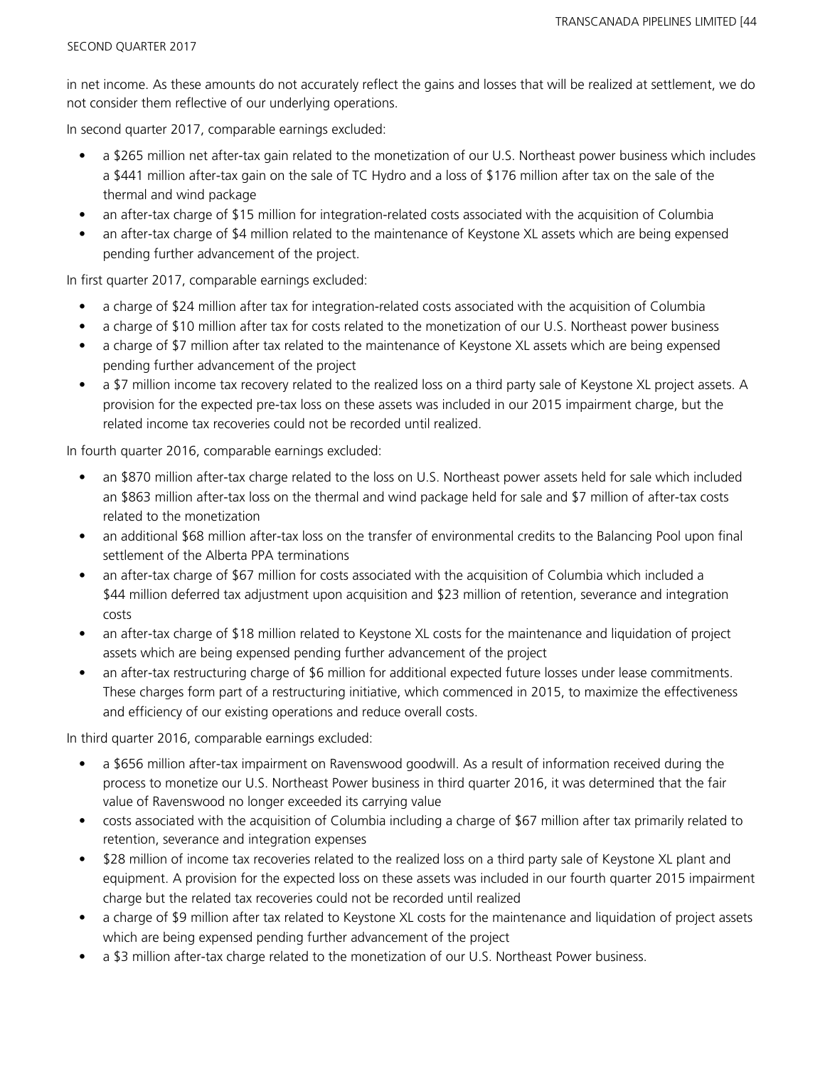in net income. As these amounts do not accurately reflect the gains and losses that will be realized at settlement, we do not consider them reflective of our underlying operations.

In second quarter 2017, comparable earnings excluded:

- a $265 million net after-tax gain related to the monetization of our U.S. Northeast power business which includes a $441 million after-tax gain on the sale of TC Hydro and a loss of $176 million after tax on the sale of the thermal and wind package
- an after-tax charge of $15 million for integration-related costs associated with the acquisition of Columbia
- an after-tax charge of $4 million related to the maintenance of Keystone XL assets which are being expensed pending further advancement of the project.

In first quarter 2017, comparable earnings excluded:

- a charge of $24 million after tax for integration-related costs associated with the acquisition of Columbia
- a charge of $10 million after tax for costs related to the monetization of our U.S. Northeast power business
- a charge of $7 million after tax related to the maintenance of Keystone XL assets which are being expensed pending further advancement of the project
- a $7 million income tax recovery related to the realized loss on a third party sale of Keystone XL project assets. A provision for the expected pre-tax loss on these assets was included in our 2015 impairment charge, but the related income tax recoveries could not be recorded until realized.

In fourth quarter 2016, comparable earnings excluded:

- an $870 million after-tax charge related to the loss on U.S. Northeast power assets held for sale which included an $863 million after-tax loss on the thermal and wind package held for sale and $7 million of after-tax costs related to the monetization
- an additional $68 million after-tax loss on the transfer of environmental credits to the Balancing Pool upon final settlement of the Alberta PPA terminations
- an after-tax charge of $67 million for costs associated with the acquisition of Columbia which included a $44 million deferred tax adjustment upon acquisition and $23 million of retention, severance and integration costs
- an after-tax charge of $18 million related to Keystone XL costs for the maintenance and liquidation of project assets which are being expensed pending further advancement of the project
- an after-tax restructuring charge of $6 million for additional expected future losses under lease commitments. These charges form part of a restructuring initiative, which commenced in 2015, to maximize the effectiveness and efficiency of our existing operations and reduce overall costs.

In third quarter 2016, comparable earnings excluded:

- a $656 million after-tax impairment on Ravenswood goodwill. As a result of information received during the process to monetize our U.S. Northeast Power business in third quarter 2016, it was determined that the fair value of Ravenswood no longer exceeded its carrying value
- costs associated with the acquisition of Columbia including a charge of $67 million after tax primarily related to retention, severance and integration expenses
- $28 million of income tax recoveries related to the realized loss on a third party sale of Keystone XL plant and equipment. A provision for the expected loss on these assets was included in our fourth quarter 2015 impairment charge but the related tax recoveries could not be recorded until realized
- a charge of $9 million after tax related to Keystone XL costs for the maintenance and liquidation of project assets which are being expensed pending further advancement of the project
- a $3 million after-tax charge related to the monetization of our U.S. Northeast Power business.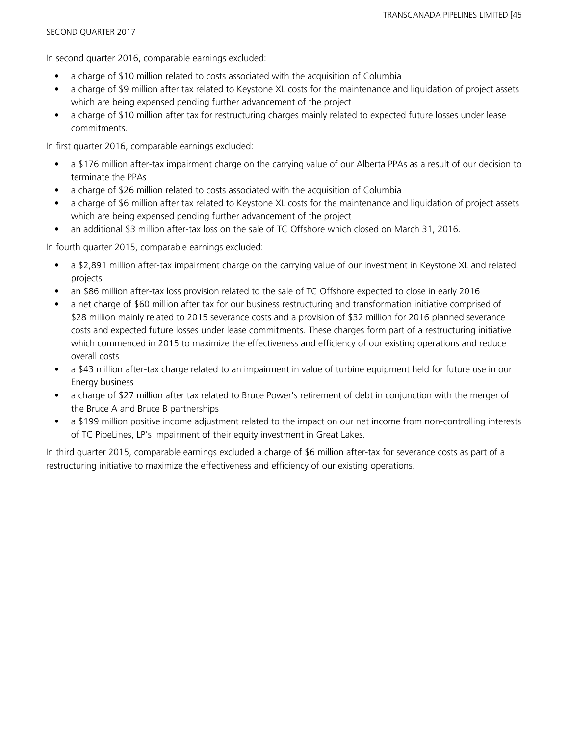In second quarter 2016, comparable earnings excluded:

- a charge of $10 million related to costs associated with the acquisition of Columbia
- a charge of $9 million after tax related to Keystone XL costs for the maintenance and liquidation of project assets which are being expensed pending further advancement of the project
- a charge of $10 million after tax for restructuring charges mainly related to expected future losses under lease commitments.

In first quarter 2016, comparable earnings excluded:

- a $176 million after-tax impairment charge on the carrying value of our Alberta PPAs as a result of our decision to terminate the PPAs
- a charge of $26 million related to costs associated with the acquisition of Columbia
- a charge of $6 million after tax related to Keystone XL costs for the maintenance and liquidation of project assets which are being expensed pending further advancement of the project
- an additional $3 million after-tax loss on the sale of TC Offshore which closed on March 31, 2016.

In fourth quarter 2015, comparable earnings excluded:

- a $2,891 million after-tax impairment charge on the carrying value of our investment in Keystone XL and related projects
- an $86 million after-tax loss provision related to the sale of TC Offshore expected to close in early 2016
- a net charge of $60 million after tax for our business restructuring and transformation initiative comprised of $28 million mainly related to 2015 severance costs and a provision of $32 million for 2016 planned severance costs and expected future losses under lease commitments. These charges form part of a restructuring initiative which commenced in 2015 to maximize the effectiveness and efficiency of our existing operations and reduce overall costs
- a $43 million after-tax charge related to an impairment in value of turbine equipment held for future use in our Energy business
- a charge of $27 million after tax related to Bruce Power's retirement of debt in conjunction with the merger of the Bruce A and Bruce B partnerships
- a $199 million positive income adjustment related to the impact on our net income from non-controlling interests of TC PipeLines, LP's impairment of their equity investment in Great Lakes.

In third quarter 2015, comparable earnings excluded a charge of $6 million after-tax for severance costs as part of a restructuring initiative to maximize the effectiveness and efficiency of our existing operations.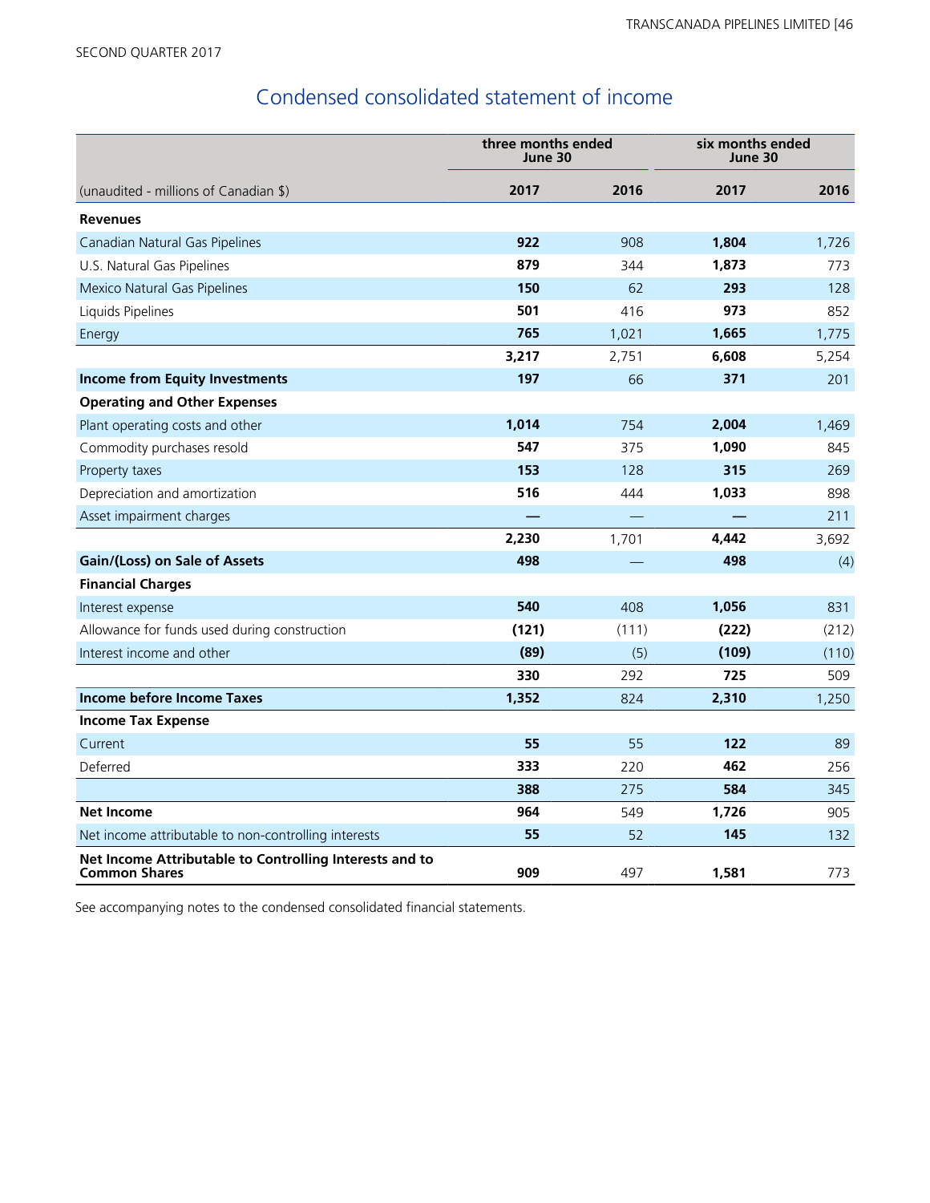# Condensed consolidated statement of income

| (unaudited - millions of Canadian $) | three months ended June 30 | | six months ended June 30 | |
|---|---|---|---|---|
| | **2017** | **2016** | **2017** | **2016** |
| **Revenues** | | | | |
| Canadian Natural Gas Pipelines | **922** | 908 | **1,804** | 1,726 |
| U.S. Natural Gas Pipelines | **879** | 344 | **1,873** | 773 |
| Mexico Natural Gas Pipelines | **150** | 62 | **293** | 128 |
| Liquids Pipelines | **501** | 416 | **973** | 852 |
| Energy | **765** | 1,021 | **1,665** | 1,775 |
| | **3,217** | 2,751 | **6,608** | 5,254 |
| **Income from Equity Investments** | **197** | 66 | **371** | 201 |
| **Operating and Other Expenses** | | | | |
| Plant operating costs and other | **1,014** | 754 | **2,004** | 1,469 |
| Commodity purchases resold | **547** | 375 | **1,090** | 845 |
| Property taxes | **153** | 128 | **315** | 269 |
| Depreciation and amortization | **516** | 444 | **1,033** | 898 |
| Asset impairment charges | **—** | — | **—** | 211 |
| | **2,230** | 1,701 | **4,442** | 3,692 |
| **Gain/(Loss) on Sale of Assets** | **498** | — | **498** | (4) |
| **Financial Charges** | | | | |
| Interest expense | **540** | 408 | **1,056** | 831 |
| Allowance for funds used during construction | **(121)** | (111) | **(222)** | (212) |
| Interest income and other | **(89)** | (5) | **(109)** | (110) |
| | **330** | 292 | **725** | 509 |
| **Income before Income Taxes** | **1,352** | 824 | **2,310** | 1,250 |
| **Income Tax Expense** | | | | |
| Current | **55** | 55 | **122** | 89 |
| Deferred | **333** | 220 | **462** | 256 |
| | **388** | 275 | **584** | 345 |
| **Net Income** | **964** | 549 | **1,726** | 905 |
| Net income attributable to non-controlling interests | **55** | 52 | **145** | 132 |
| **Net Income Attributable to Controlling Interests and to Common Shares** | **909** | 497 | **1,581** | 773 |

See accompanying notes to the condensed consolidated financial statements.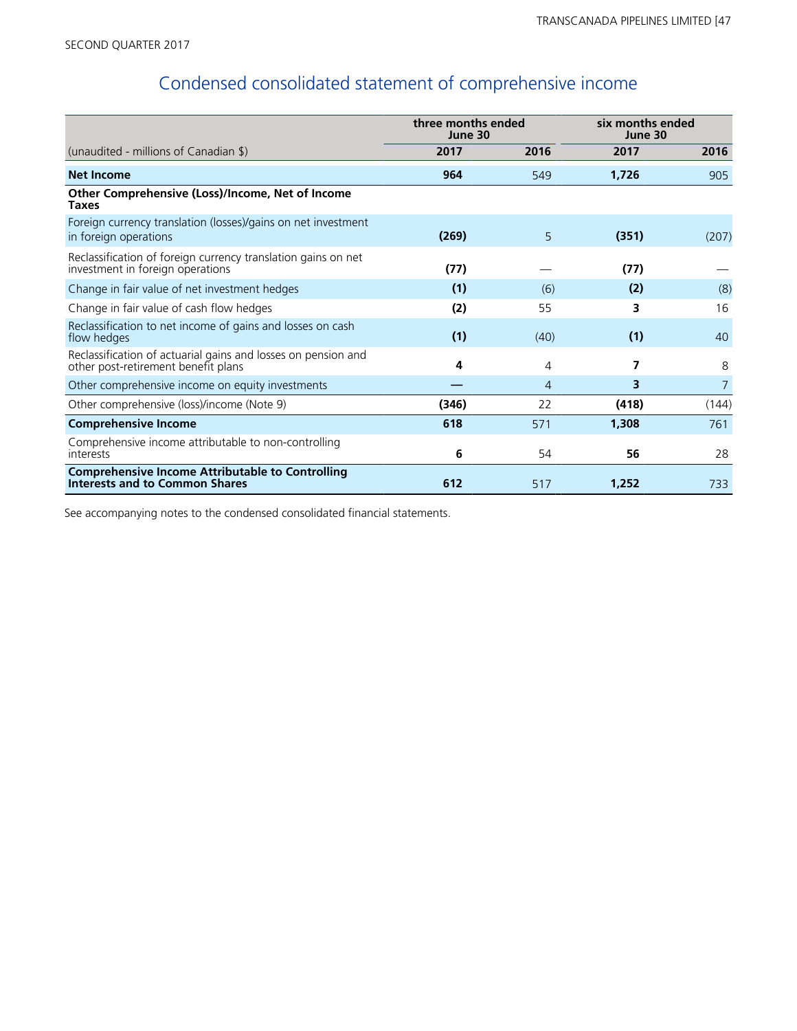SECOND QUARTER 2017

# Condensed consolidated statement of comprehensive income

| (unaudited - millions of Canadian $) | three months ended June 30 | | six months ended June 30 | |
|---|---|---|---|---|
| | **2017** | **2016** | **2017** | **2016** |
| **Net Income** | **964** | 549 | **1,726** | 905 |
| **Other Comprehensive (Loss)/Income, Net of Income Taxes** | | | | |
| Foreign currency translation (losses)/gains on net investment in foreign operations | **(269)** | 5 | **(351)** | (207) |
| Reclassification of foreign currency translation gains on net investment in foreign operations | **(77)** | — | **(77)** | — |
| Change in fair value of net investment hedges | **(1)** | (6) | **(2)** | (8) |
| Change in fair value of cash flow hedges | **(2)** | 55 | **3** | 16 |
| Reclassification to net income of gains and losses on cash flow hedges | **(1)** | (40) | **(1)** | 40 |
| Reclassification of actuarial gains and losses on pension and other post-retirement benefit plans | **4** | 4 | **7** | 8 |
| Other comprehensive income on equity investments | **—** | 4 | **3** | 7 |
| Other comprehensive (loss)/income (Note 9) | **(346)** | 22 | **(418)** | (144) |
| **Comprehensive Income** | **618** | 571 | **1,308** | 761 |
| Comprehensive income attributable to non-controlling interests | **6** | 54 | **56** | 28 |
| **Comprehensive Income Attributable to Controlling Interests and to Common Shares** | **612** | 517 | **1,252** | 733 |

See accompanying notes to the condensed consolidated financial statements.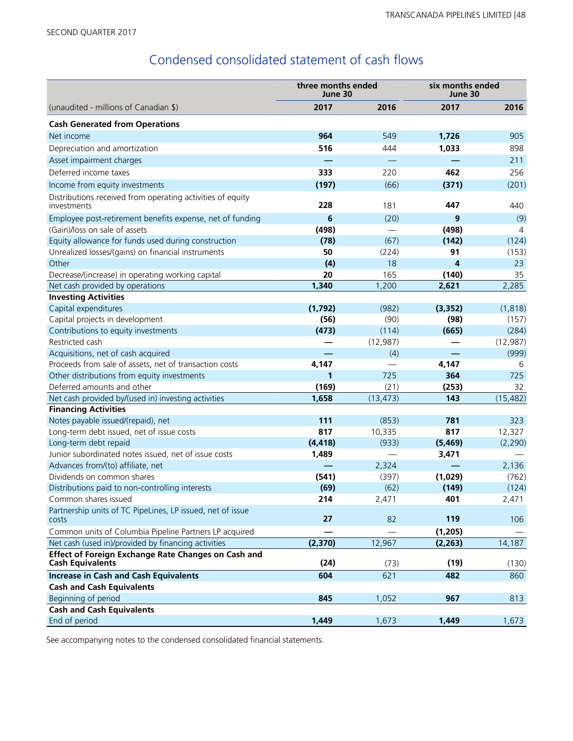SECOND QUARTER 2017

# Condensed consolidated statement of cash flows

| | three months ended June 30 | | six months ended June 30 | |
|---|---|---|---|---|
| (unaudited - millions of Canadian $) | **2017** | 2016 | **2017** | 2016 |
| **Cash Generated from Operations** | | | | |
| Net income | **964** | 549 | **1,726** | 905 |
| Depreciation and amortization | **516** | 444 | **1,033** | 898 |
| Asset impairment charges | **—** | — | **—** | 211 |
| Deferred income taxes | **333** | 220 | **462** | 256 |
| Income from equity investments | **(197)** | (66) | **(371)** | (201) |
| Distributions received from operating activities of equity investments | **228** | 181 | **447** | 440 |
| Employee post-retirement benefits expense, net of funding | **6** | (20) | **9** | (9) |
| (Gain)/loss on sale of assets | **(498)** | — | **(498)** | 4 |
| Equity allowance for funds used during construction | **(78)** | (67) | **(142)** | (124) |
| Unrealized losses/(gains) on financial instruments | **50** | (224) | **91** | (153) |
| Other | **(4)** | 18 | **4** | 23 |
| Decrease/(increase) in operating working capital | **20** | 165 | **(140)** | 35 |
| Net cash provided by operations | **1,340** | 1,200 | **2,621** | 2,285 |
| **Investing Activities** | | | | |
| Capital expenditures | **(1,792)** | (982) | **(3,352)** | (1,818) |
| Capital projects in development | **(56)** | (90) | **(98)** | (157) |
| Contributions to equity investments | **(473)** | (114) | **(665)** | (284) |
| Restricted cash | **—** | (12,987) | **—** | (12,987) |
| Acquisitions, net of cash acquired | **—** | (4) | **—** | (999) |
| Proceeds from sale of assets, net of transaction costs | **4,147** | — | **4,147** | 6 |
| Other distributions from equity investments | **1** | 725 | **364** | 725 |
| Deferred amounts and other | **(169)** | (21) | **(253)** | 32 |
| Net cash provided by/(used in) investing activities | **1,658** | (13,473) | **143** | (15,482) |
| **Financing Activities** | | | | |
| Notes payable issued/(repaid), net | **111** | (853) | **781** | 323 |
| Long-term debt issued, net of issue costs | **817** | 10,335 | **817** | 12,327 |
| Long-term debt repaid | **(4,418)** | (933) | **(5,469)** | (2,290) |
| Junior subordinated notes issued, net of issue costs | **1,489** | — | **3,471** | — |
| Advances from/(to) affiliate, net | **—** | 2,324 | **—** | 2,136 |
| Dividends on common shares | **(541)** | (397) | **(1,029)** | (762) |
| Distributions paid to non-controlling interests | **(69)** | (62) | **(149)** | (124) |
| Common shares issued | **214** | 2,471 | **401** | 2,471 |
| Partnership units of TC PipeLines, LP issued, net of issue costs | **27** | 82 | **119** | 106 |
| Common units of Columbia Pipeline Partners LP acquired | **—** | — | **(1,205)** | — |
| Net cash (used in)/provided by financing activities | **(2,370)** | 12,967 | **(2,263)** | 14,187 |
| **Effect of Foreign Exchange Rate Changes on Cash and Cash Equivalents** | **(24)** | (73) | **(19)** | (130) |
| **Increase in Cash and Cash Equivalents** | **604** | 621 | **482** | 860 |
| **Cash and Cash Equivalents** | | | | |
| Beginning of period | **845** | 1,052 | **967** | 813 |
| **Cash and Cash Equivalents** | | | | |
| End of period | **1,449** | 1,673 | **1,449** | 1,673 |

See accompanying notes to the condensed consolidated financial statements.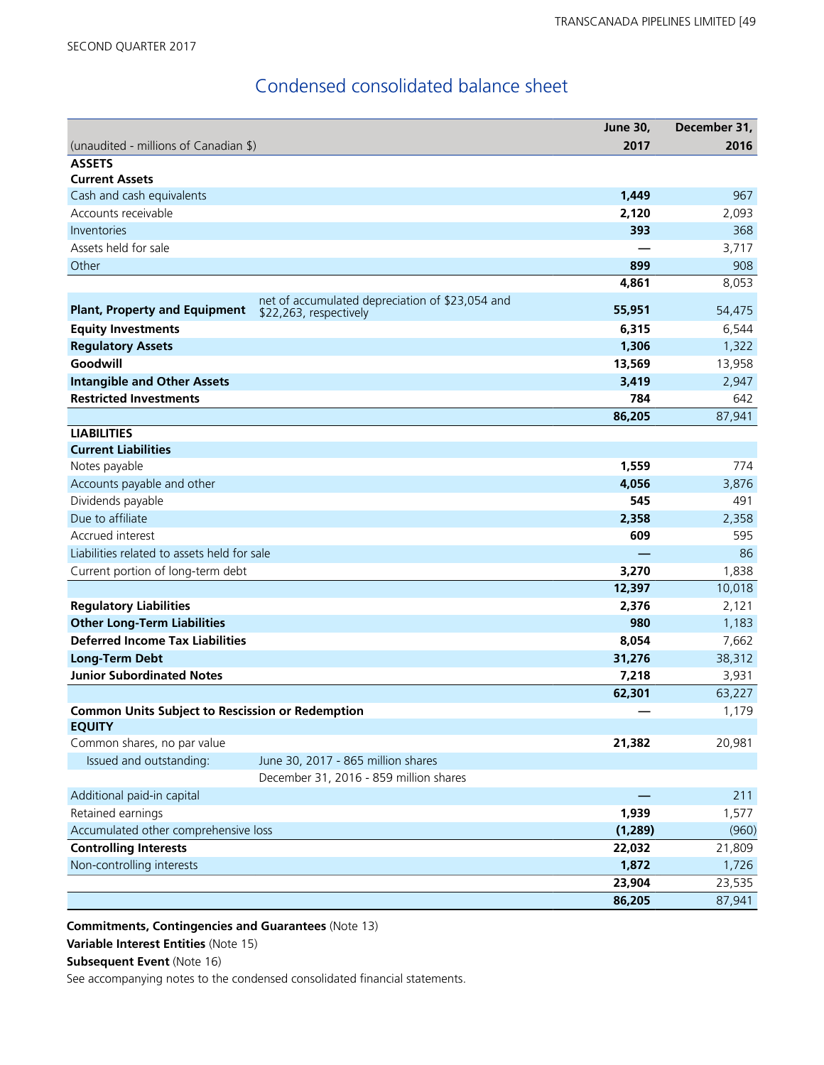## Condensed consolidated balance sheet

| (unaudited - millions of Canadian $) | | June 30, 2017 | December 31, 2016 |
|---|---|---|---|
| **ASSETS** | | | |
| **Current Assets** | | | |
| Cash and cash equivalents | | **1,449** | 967 |
| Accounts receivable | | **2,120** | 2,093 |
| Inventories | | **393** | 368 |
| Assets held for sale | | **—** | 3,717 |
| Other | | **899** | 908 |
| | | **4,861** | 8,053 |
| **Plant, Property and Equipment** | net of accumulated depreciation of $23,054 and $22,263, respectively | **55,951** | 54,475 |
| **Equity Investments** | | **6,315** | 6,544 |
| **Regulatory Assets** | | **1,306** | 1,322 |
| **Goodwill** | | **13,569** | 13,958 |
| **Intangible and Other Assets** | | **3,419** | 2,947 |
| **Restricted Investments** | | **784** | 642 |
| | | **86,205** | 87,941 |
| **LIABILITIES** | | | |
| **Current Liabilities** | | | |
| Notes payable | | **1,559** | 774 |
| Accounts payable and other | | **4,056** | 3,876 |
| Dividends payable | | **545** | 491 |
| Due to affiliate | | **2,358** | 2,358 |
| Accrued interest | | **609** | 595 |
| Liabilities related to assets held for sale | | **—** | 86 |
| Current portion of long-term debt | | **3,270** | 1,838 |
| | | **12,397** | 10,018 |
| **Regulatory Liabilities** | | **2,376** | 2,121 |
| **Other Long-Term Liabilities** | | **980** | 1,183 |
| **Deferred Income Tax Liabilities** | | **8,054** | 7,662 |
| **Long-Term Debt** | | **31,276** | 38,312 |
| **Junior Subordinated Notes** | | **7,218** | 3,931 |
| | | **62,301** | 63,227 |
| **Common Units Subject to Rescission or Redemption** | | **—** | 1,179 |
| **EQUITY** | | | |
| Common shares, no par value | | **21,382** | 20,981 |
| Issued and outstanding: | June 30, 2017 - 865 million shares | | |
| | December 31, 2016 - 859 million shares | | |
| Additional paid-in capital | | **—** | 211 |
| Retained earnings | | **1,939** | 1,577 |
| Accumulated other comprehensive loss | | **(1,289)** | (960) |
| **Controlling Interests** | | **22,032** | 21,809 |
| Non-controlling interests | | **1,872** | 1,726 |
| | | **23,904** | 23,535 |
| | | **86,205** | 87,941 |

**Commitments, Contingencies and Guarantees** (Note 13)

**Variable Interest Entities** (Note 15)

**Subsequent Event** (Note 16)

See accompanying notes to the condensed consolidated financial statements.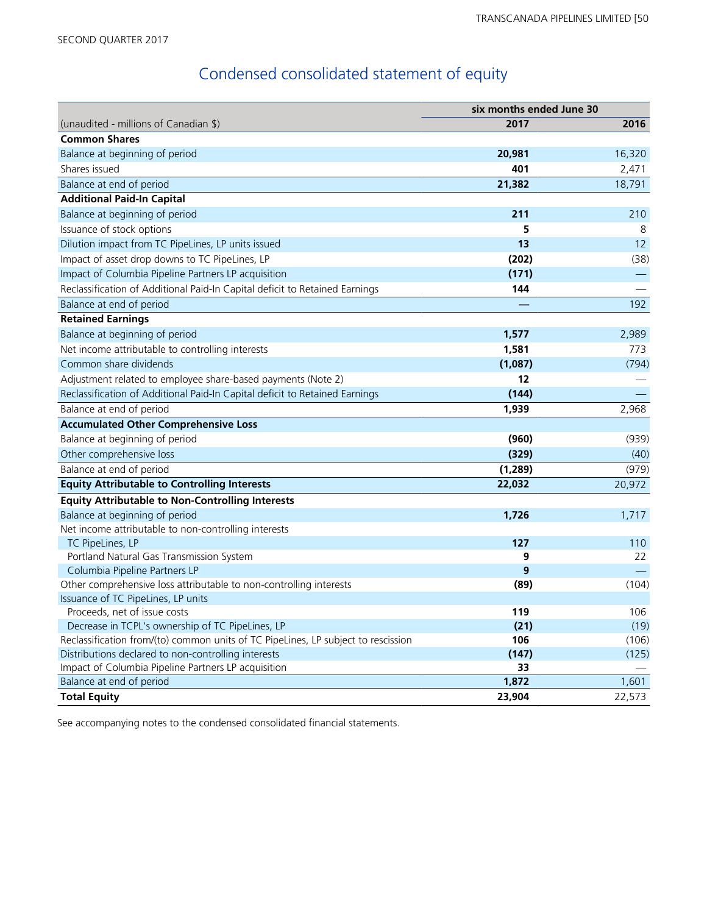SECOND QUARTER 2017

# Condensed consolidated statement of equity

| | six months ended June 30 | |
|---|---|---|
| (unaudited - millions of Canadian $) | **2017** | 2016 |
| **Common Shares** | | |
| Balance at beginning of period | **20,981** | 16,320 |
| Shares issued | **401** | 2,471 |
| Balance at end of period | **21,382** | 18,791 |
| **Additional Paid-In Capital** | | |
| Balance at beginning of period | **211** | 210 |
| Issuance of stock options | **5** | 8 |
| Dilution impact from TC PipeLines, LP units issued | **13** | 12 |
| Impact of asset drop downs to TC PipeLines, LP | **(202)** | (38) |
| Impact of Columbia Pipeline Partners LP acquisition | **(171)** | — |
| Reclassification of Additional Paid-In Capital deficit to Retained Earnings | **144** | — |
| Balance at end of period | **—** | 192 |
| **Retained Earnings** | | |
| Balance at beginning of period | **1,577** | 2,989 |
| Net income attributable to controlling interests | **1,581** | 773 |
| Common share dividends | **(1,087)** | (794) |
| Adjustment related to employee share-based payments (Note 2) | **12** | — |
| Reclassification of Additional Paid-In Capital deficit to Retained Earnings | **(144)** | — |
| Balance at end of period | **1,939** | 2,968 |
| **Accumulated Other Comprehensive Loss** | | |
| Balance at beginning of period | **(960)** | (939) |
| Other comprehensive loss | **(329)** | (40) |
| Balance at end of period | **(1,289)** | (979) |
| **Equity Attributable to Controlling Interests** | **22,032** | 20,972 |
| **Equity Attributable to Non-Controlling Interests** | | |
| Balance at beginning of period | **1,726** | 1,717 |
| Net income attributable to non-controlling interests | | |
| TC PipeLines, LP | **127** | 110 |
| Portland Natural Gas Transmission System | **9** | 22 |
| Columbia Pipeline Partners LP | **9** | — |
| Other comprehensive loss attributable to non-controlling interests | **(89)** | (104) |
| Issuance of TC PipeLines, LP units | | |
| Proceeds, net of issue costs | **119** | 106 |
| Decrease in TCPL's ownership of TC PipeLines, LP | **(21)** | (19) |
| Reclassification from/(to) common units of TC PipeLines, LP subject to rescission | **106** | (106) |
| Distributions declared to non-controlling interests | **(147)** | (125) |
| Impact of Columbia Pipeline Partners LP acquisition | **33** | — |
| Balance at end of period | **1,872** | 1,601 |
| **Total Equity** | **23,904** | 22,573 |

See accompanying notes to the condensed consolidated financial statements.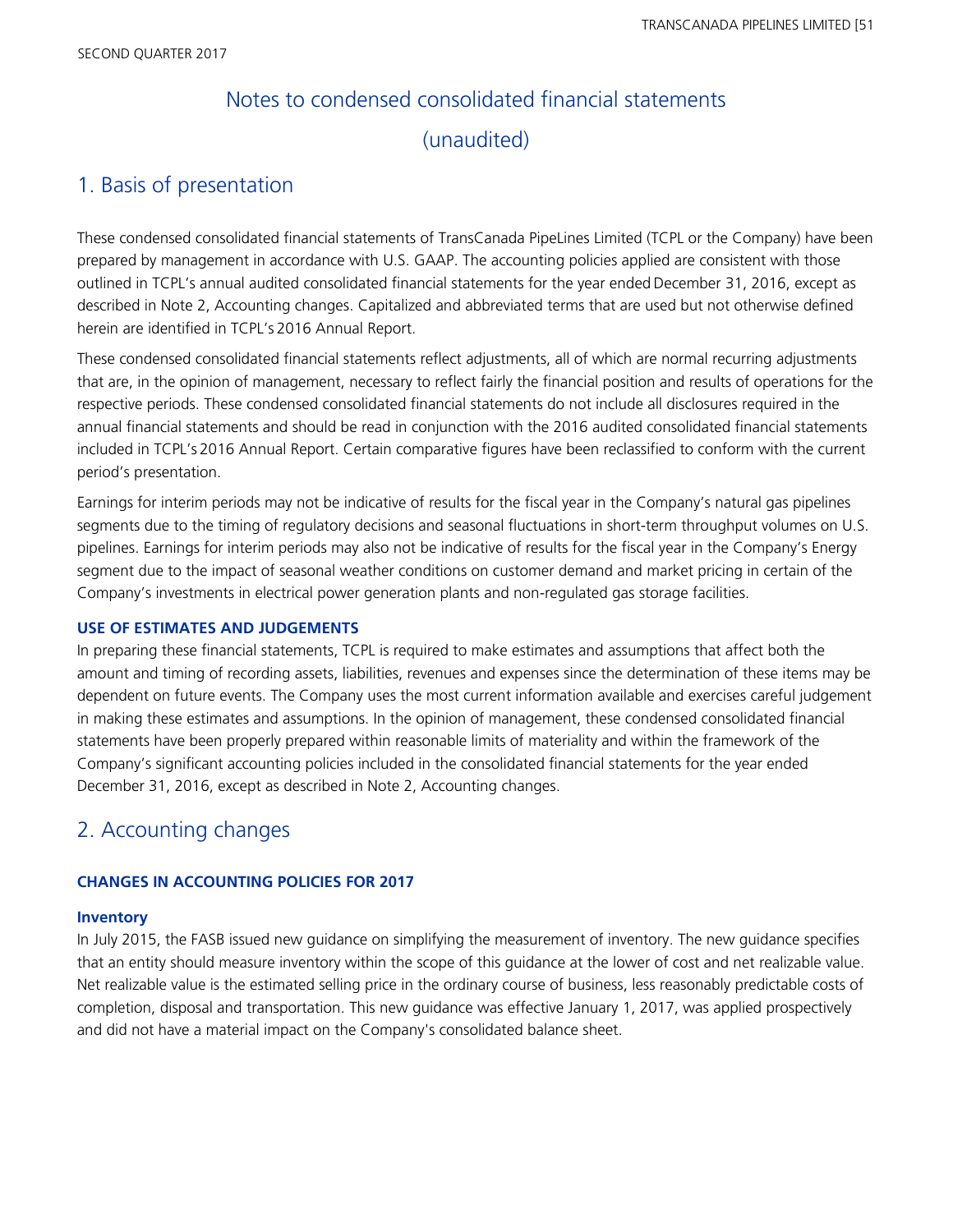# Notes to condensed consolidated financial statements

(unaudited)

## 1. Basis of presentation

These condensed consolidated financial statements of TransCanada PipeLines Limited (TCPL or the Company) have been prepared by management in accordance with U.S. GAAP. The accounting policies applied are consistent with those outlined in TCPL's annual audited consolidated financial statements for the year ended December 31, 2016, except as described in Note 2, Accounting changes. Capitalized and abbreviated terms that are used but not otherwise defined herein are identified in TCPL's 2016 Annual Report.

These condensed consolidated financial statements reflect adjustments, all of which are normal recurring adjustments that are, in the opinion of management, necessary to reflect fairly the financial position and results of operations for the respective periods. These condensed consolidated financial statements do not include all disclosures required in the annual financial statements and should be read in conjunction with the 2016 audited consolidated financial statements included in TCPL's 2016 Annual Report. Certain comparative figures have been reclassified to conform with the current period's presentation.

Earnings for interim periods may not be indicative of results for the fiscal year in the Company's natural gas pipelines segments due to the timing of regulatory decisions and seasonal fluctuations in short-term throughput volumes on U.S. pipelines. Earnings for interim periods may also not be indicative of results for the fiscal year in the Company's Energy segment due to the impact of seasonal weather conditions on customer demand and market pricing in certain of the Company's investments in electrical power generation plants and non-regulated gas storage facilities.

### USE OF ESTIMATES AND JUDGEMENTS

In preparing these financial statements, TCPL is required to make estimates and assumptions that affect both the amount and timing of recording assets, liabilities, revenues and expenses since the determination of these items may be dependent on future events. The Company uses the most current information available and exercises careful judgement in making these estimates and assumptions. In the opinion of management, these condensed consolidated financial statements have been properly prepared within reasonable limits of materiality and within the framework of the Company's significant accounting policies included in the consolidated financial statements for the year ended December 31, 2016, except as described in Note 2, Accounting changes.

## 2. Accounting changes

### CHANGES IN ACCOUNTING POLICIES FOR 2017

#### Inventory

In July 2015, the FASB issued new guidance on simplifying the measurement of inventory. The new guidance specifies that an entity should measure inventory within the scope of this guidance at the lower of cost and net realizable value. Net realizable value is the estimated selling price in the ordinary course of business, less reasonably predictable costs of completion, disposal and transportation. This new guidance was effective January 1, 2017, was applied prospectively and did not have a material impact on the Company's consolidated balance sheet.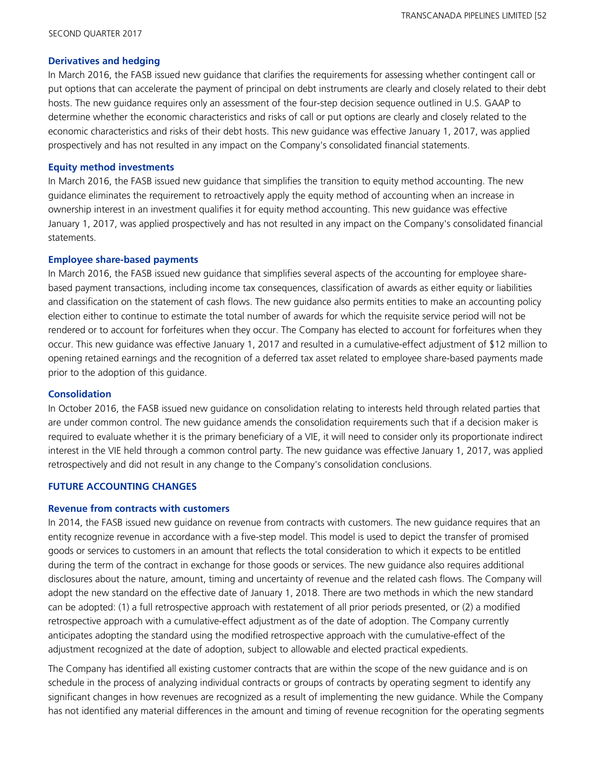#### Derivatives and hedging

In March 2016, the FASB issued new guidance that clarifies the requirements for assessing whether contingent call or put options that can accelerate the payment of principal on debt instruments are clearly and closely related to their debt hosts. The new guidance requires only an assessment of the four-step decision sequence outlined in U.S. GAAP to determine whether the economic characteristics and risks of call or put options are clearly and closely related to the economic characteristics and risks of their debt hosts. This new guidance was effective January 1, 2017, was applied prospectively and has not resulted in any impact on the Company's consolidated financial statements.

#### Equity method investments

In March 2016, the FASB issued new guidance that simplifies the transition to equity method accounting. The new guidance eliminates the requirement to retroactively apply the equity method of accounting when an increase in ownership interest in an investment qualifies it for equity method accounting. This new guidance was effective January 1, 2017, was applied prospectively and has not resulted in any impact on the Company's consolidated financial statements.

#### Employee share-based payments

In March 2016, the FASB issued new guidance that simplifies several aspects of the accounting for employee share-based payment transactions, including income tax consequences, classification of awards as either equity or liabilities and classification on the statement of cash flows. The new guidance also permits entities to make an accounting policy election either to continue to estimate the total number of awards for which the requisite service period will not be rendered or to account for forfeitures when they occur. The Company has elected to account for forfeitures when they occur. This new guidance was effective January 1, 2017 and resulted in a cumulative-effect adjustment of $12 million to opening retained earnings and the recognition of a deferred tax asset related to employee share-based payments made prior to the adoption of this guidance.

#### Consolidation

In October 2016, the FASB issued new guidance on consolidation relating to interests held through related parties that are under common control. The new guidance amends the consolidation requirements such that if a decision maker is required to evaluate whether it is the primary beneficiary of a VIE, it will need to consider only its proportionate indirect interest in the VIE held through a common control party. The new guidance was effective January 1, 2017, was applied retrospectively and did not result in any change to the Company's consolidation conclusions.

### FUTURE ACCOUNTING CHANGES

#### Revenue from contracts with customers

In 2014, the FASB issued new guidance on revenue from contracts with customers. The new guidance requires that an entity recognize revenue in accordance with a five-step model. This model is used to depict the transfer of promised goods or services to customers in an amount that reflects the total consideration to which it expects to be entitled during the term of the contract in exchange for those goods or services. The new guidance also requires additional disclosures about the nature, amount, timing and uncertainty of revenue and the related cash flows. The Company will adopt the new standard on the effective date of January 1, 2018. There are two methods in which the new standard can be adopted: (1) a full retrospective approach with restatement of all prior periods presented, or (2) a modified retrospective approach with a cumulative-effect adjustment as of the date of adoption. The Company currently anticipates adopting the standard using the modified retrospective approach with the cumulative-effect of the adjustment recognized at the date of adoption, subject to allowable and elected practical expedients.

The Company has identified all existing customer contracts that are within the scope of the new guidance and is on schedule in the process of analyzing individual contracts or groups of contracts by operating segment to identify any significant changes in how revenues are recognized as a result of implementing the new guidance. While the Company has not identified any material differences in the amount and timing of revenue recognition for the operating segments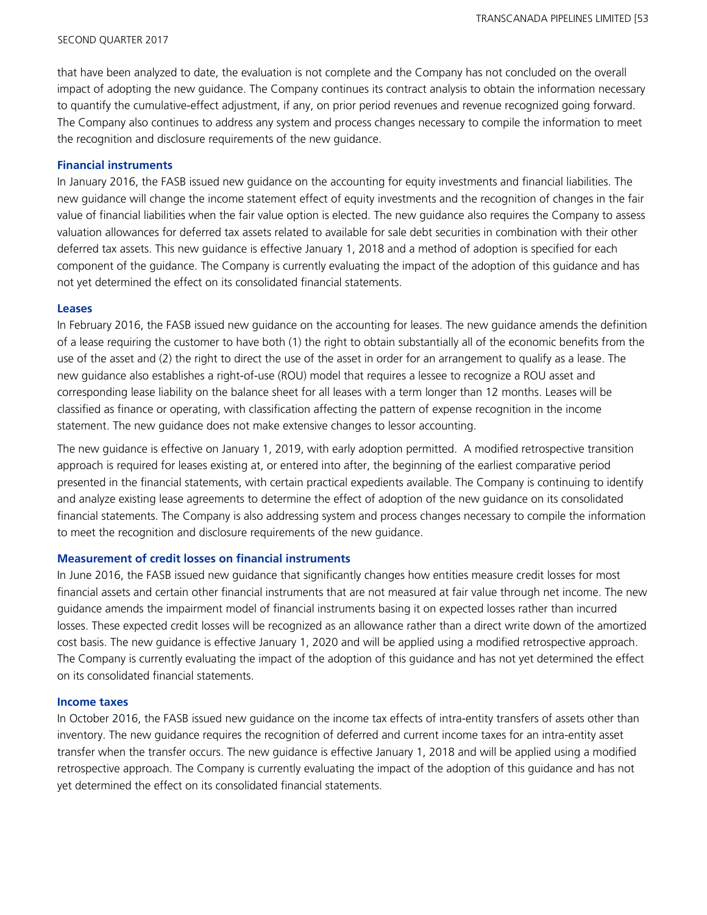that have been analyzed to date, the evaluation is not complete and the Company has not concluded on the overall impact of adopting the new guidance. The Company continues its contract analysis to obtain the information necessary to quantify the cumulative-effect adjustment, if any, on prior period revenues and revenue recognized going forward. The Company also continues to address any system and process changes necessary to compile the information to meet the recognition and disclosure requirements of the new guidance.

### Financial instruments

In January 2016, the FASB issued new guidance on the accounting for equity investments and financial liabilities. The new guidance will change the income statement effect of equity investments and the recognition of changes in the fair value of financial liabilities when the fair value option is elected. The new guidance also requires the Company to assess valuation allowances for deferred tax assets related to available for sale debt securities in combination with their other deferred tax assets. This new guidance is effective January 1, 2018 and a method of adoption is specified for each component of the guidance. The Company is currently evaluating the impact of the adoption of this guidance and has not yet determined the effect on its consolidated financial statements.

### Leases

In February 2016, the FASB issued new guidance on the accounting for leases. The new guidance amends the definition of a lease requiring the customer to have both (1) the right to obtain substantially all of the economic benefits from the use of the asset and (2) the right to direct the use of the asset in order for an arrangement to qualify as a lease. The new guidance also establishes a right-of-use (ROU) model that requires a lessee to recognize a ROU asset and corresponding lease liability on the balance sheet for all leases with a term longer than 12 months. Leases will be classified as finance or operating, with classification affecting the pattern of expense recognition in the income statement. The new guidance does not make extensive changes to lessor accounting.

The new guidance is effective on January 1, 2019, with early adoption permitted. A modified retrospective transition approach is required for leases existing at, or entered into after, the beginning of the earliest comparative period presented in the financial statements, with certain practical expedients available. The Company is continuing to identify and analyze existing lease agreements to determine the effect of adoption of the new guidance on its consolidated financial statements. The Company is also addressing system and process changes necessary to compile the information to meet the recognition and disclosure requirements of the new guidance.

### Measurement of credit losses on financial instruments

In June 2016, the FASB issued new guidance that significantly changes how entities measure credit losses for most financial assets and certain other financial instruments that are not measured at fair value through net income. The new guidance amends the impairment model of financial instruments basing it on expected losses rather than incurred losses. These expected credit losses will be recognized as an allowance rather than a direct write down of the amortized cost basis. The new guidance is effective January 1, 2020 and will be applied using a modified retrospective approach. The Company is currently evaluating the impact of the adoption of this guidance and has not yet determined the effect on its consolidated financial statements.

### Income taxes

In October 2016, the FASB issued new guidance on the income tax effects of intra-entity transfers of assets other than inventory. The new guidance requires the recognition of deferred and current income taxes for an intra-entity asset transfer when the transfer occurs. The new guidance is effective January 1, 2018 and will be applied using a modified retrospective approach. The Company is currently evaluating the impact of the adoption of this guidance and has not yet determined the effect on its consolidated financial statements.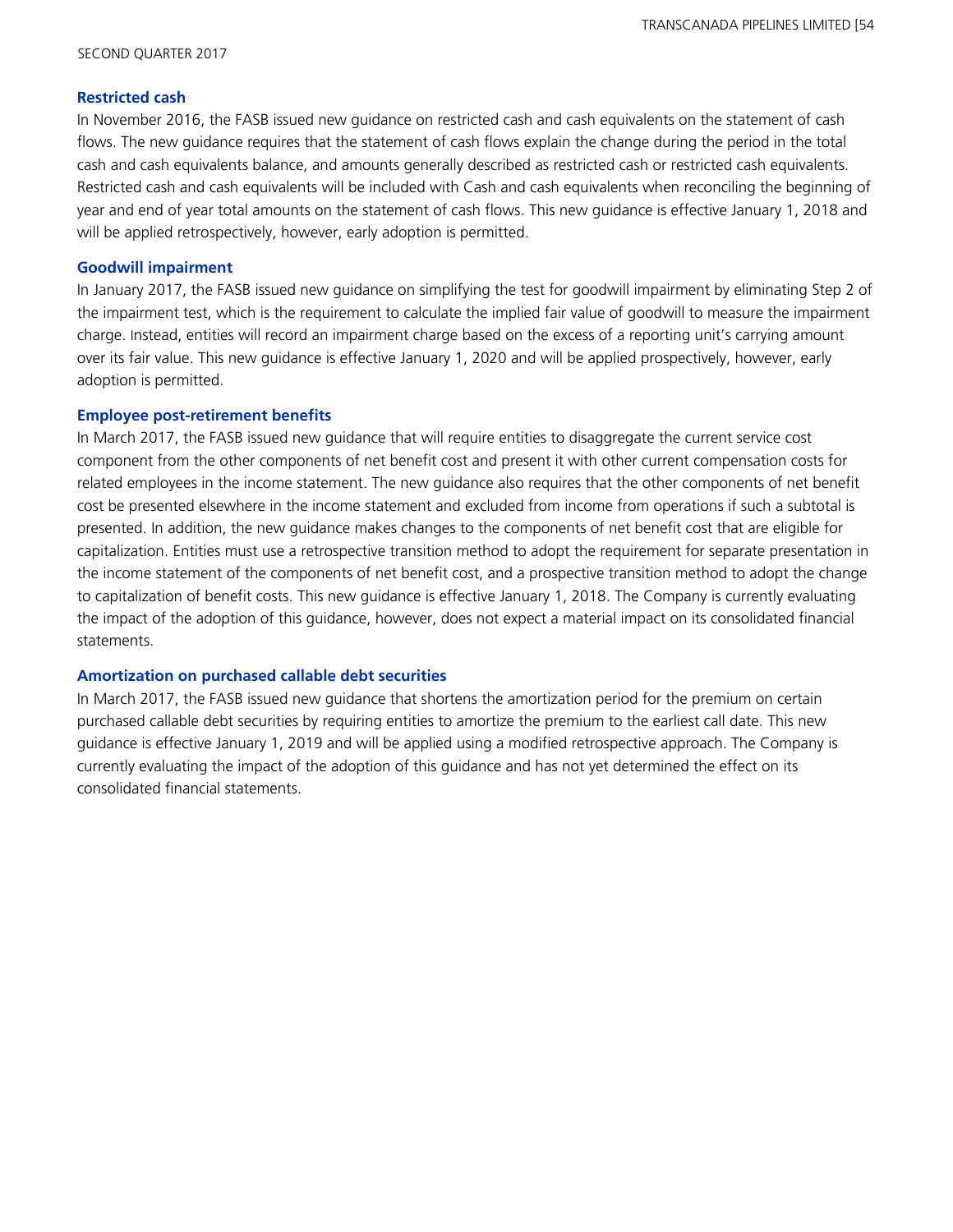### Restricted cash

In November 2016, the FASB issued new guidance on restricted cash and cash equivalents on the statement of cash flows. The new guidance requires that the statement of cash flows explain the change during the period in the total cash and cash equivalents balance, and amounts generally described as restricted cash or restricted cash equivalents. Restricted cash and cash equivalents will be included with Cash and cash equivalents when reconciling the beginning of year and end of year total amounts on the statement of cash flows. This new guidance is effective January 1, 2018 and will be applied retrospectively, however, early adoption is permitted.

### Goodwill impairment

In January 2017, the FASB issued new guidance on simplifying the test for goodwill impairment by eliminating Step 2 of the impairment test, which is the requirement to calculate the implied fair value of goodwill to measure the impairment charge. Instead, entities will record an impairment charge based on the excess of a reporting unit's carrying amount over its fair value. This new guidance is effective January 1, 2020 and will be applied prospectively, however, early adoption is permitted.

### Employee post-retirement benefits

In March 2017, the FASB issued new guidance that will require entities to disaggregate the current service cost component from the other components of net benefit cost and present it with other current compensation costs for related employees in the income statement. The new guidance also requires that the other components of net benefit cost be presented elsewhere in the income statement and excluded from income from operations if such a subtotal is presented. In addition, the new guidance makes changes to the components of net benefit cost that are eligible for capitalization. Entities must use a retrospective transition method to adopt the requirement for separate presentation in the income statement of the components of net benefit cost, and a prospective transition method to adopt the change to capitalization of benefit costs. This new guidance is effective January 1, 2018. The Company is currently evaluating the impact of the adoption of this guidance, however, does not expect a material impact on its consolidated financial statements.

### Amortization on purchased callable debt securities

In March 2017, the FASB issued new guidance that shortens the amortization period for the premium on certain purchased callable debt securities by requiring entities to amortize the premium to the earliest call date. This new guidance is effective January 1, 2019 and will be applied using a modified retrospective approach. The Company is currently evaluating the impact of the adoption of this guidance and has not yet determined the effect on its consolidated financial statements.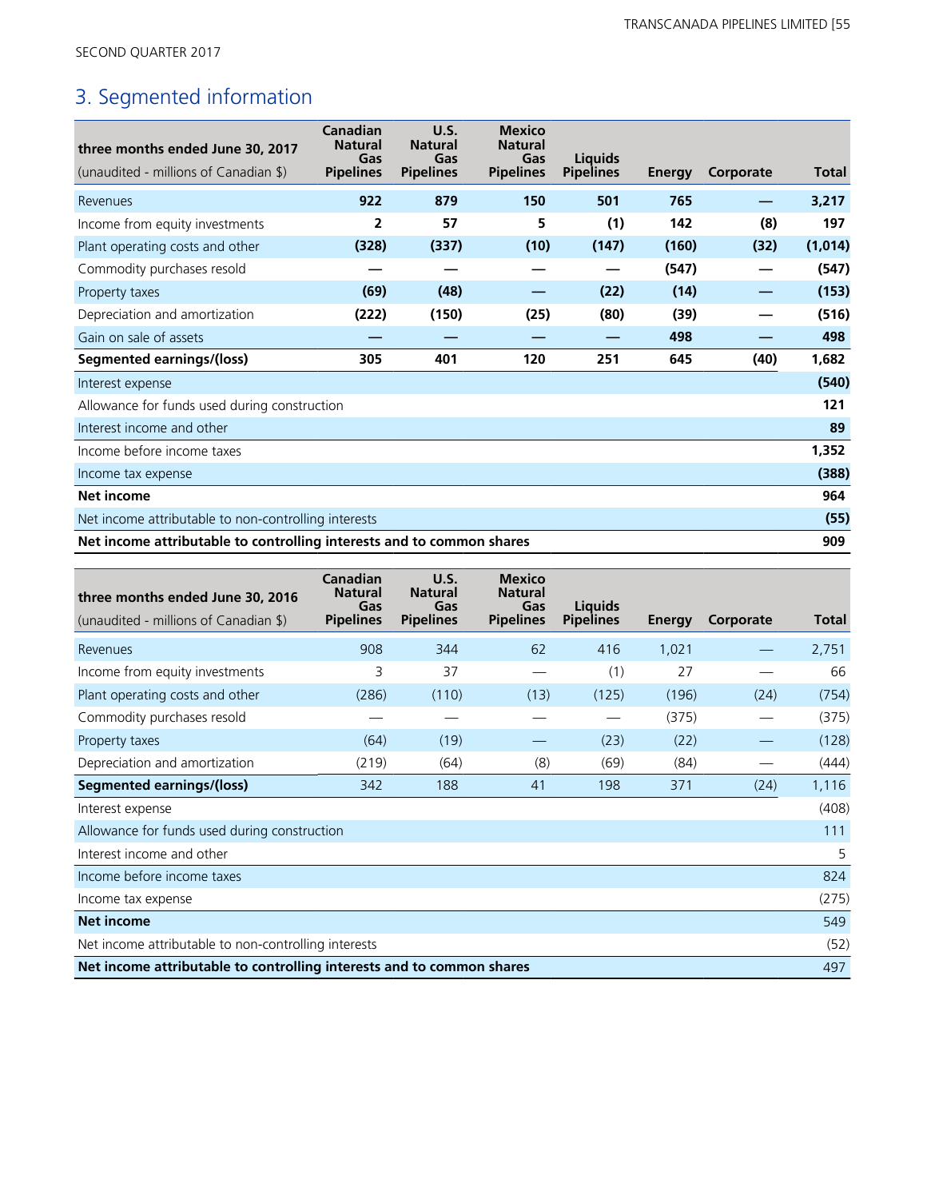SECOND QUARTER 2017

## 3. Segmented information

| **three months ended June 30, 2017**<br>(unaudited - millions of Canadian $) | **Canadian Natural Gas Pipelines** | **U.S. Natural Gas Pipelines** | **Mexico Natural Gas Pipelines** | **Liquids Pipelines** | **Energy** | **Corporate** | **Total** |
|---|---|---|---|---|---|---|---|
| Revenues | **922** | **879** | **150** | **501** | **765** | **—** | **3,217** |
| Income from equity investments | **2** | **57** | **5** | **(1)** | **142** | **(8)** | **197** |
| Plant operating costs and other | **(328)** | **(337)** | **(10)** | **(147)** | **(160)** | **(32)** | **(1,014)** |
| Commodity purchases resold | **—** | **—** | **—** | **—** | **(547)** | **—** | **(547)** |
| Property taxes | **(69)** | **(48)** | **—** | **(22)** | **(14)** | **—** | **(153)** |
| Depreciation and amortization | **(222)** | **(150)** | **(25)** | **(80)** | **(39)** | **—** | **(516)** |
| Gain on sale of assets | **—** | **—** | **—** | **—** | **498** | **—** | **498** |
| **Segmented earnings/(loss)** | **305** | **401** | **120** | **251** | **645** | **(40)** | **1,682** |
| Interest expense | | | | | | | **(540)** |
| Allowance for funds used during construction | | | | | | | **121** |
| Interest income and other | | | | | | | **89** |
| Income before income taxes | | | | | | | **1,352** |
| Income tax expense | | | | | | | **(388)** |
| **Net income** | | | | | | | **964** |
| Net income attributable to non-controlling interests | | | | | | | **(55)** |
| **Net income attributable to controlling interests and to common shares** | | | | | | | **909** |

| **three months ended June 30, 2016**<br>(unaudited - millions of Canadian $) | **Canadian Natural Gas Pipelines** | **U.S. Natural Gas Pipelines** | **Mexico Natural Gas Pipelines** | **Liquids Pipelines** | **Energy** | **Corporate** | **Total** |
|---|---|---|---|---|---|---|---|
| Revenues | 908 | 344 | 62 | 416 | 1,021 | — | 2,751 |
| Income from equity investments | 3 | 37 | — | (1) | 27 | — | 66 |
| Plant operating costs and other | (286) | (110) | (13) | (125) | (196) | (24) | (754) |
| Commodity purchases resold | — | — | — | — | (375) | — | (375) |
| Property taxes | (64) | (19) | — | (23) | (22) | — | (128) |
| Depreciation and amortization | (219) | (64) | (8) | (69) | (84) | — | (444) |
| **Segmented earnings/(loss)** | 342 | 188 | 41 | 198 | 371 | (24) | 1,116 |
| Interest expense | | | | | | | (408) |
| Allowance for funds used during construction | | | | | | | 111 |
| Interest income and other | | | | | | | 5 |
| Income before income taxes | | | | | | | 824 |
| Income tax expense | | | | | | | (275) |
| **Net income** | | | | | | | 549 |
| Net income attributable to non-controlling interests | | | | | | | (52) |
| **Net income attributable to controlling interests and to common shares** | | | | | | | 497 |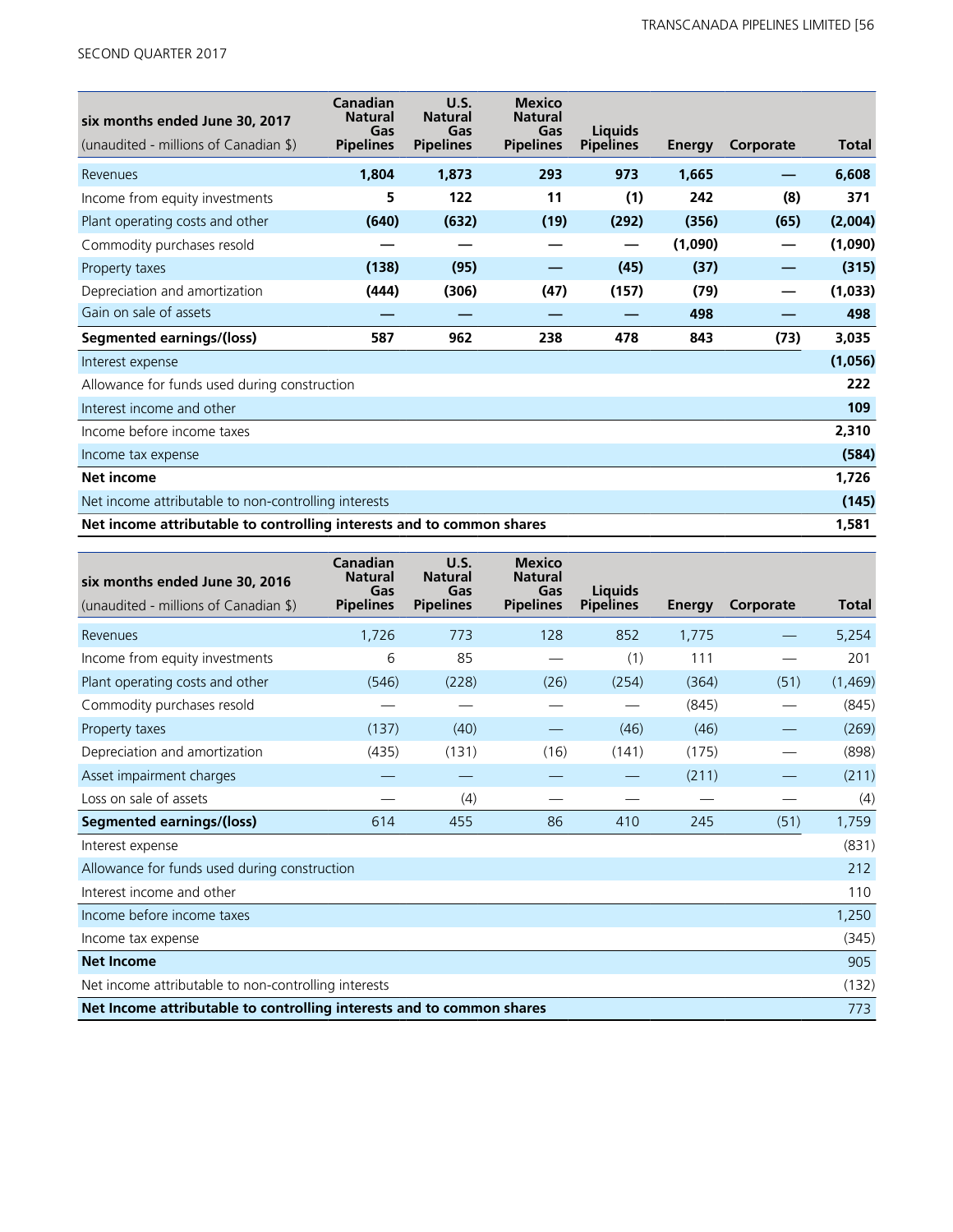| six months ended June 30, 2017<br>(unaudited - millions of Canadian $) | Canadian Natural Gas Pipelines | U.S. Natural Gas Pipelines | Mexico Natural Gas Pipelines | Liquids Pipelines | Energy | Corporate | Total |
|---|---|---|---|---|---|---|---|
| Revenues | **1,804** | **1,873** | **293** | **973** | **1,665** | **—** | **6,608** |
| Income from equity investments | **5** | **122** | **11** | **(1)** | **242** | **(8)** | **371** |
| Plant operating costs and other | **(640)** | **(632)** | **(19)** | **(292)** | **(356)** | **(65)** | **(2,004)** |
| Commodity purchases resold | **—** | **—** | **—** | **—** | **(1,090)** | **—** | **(1,090)** |
| Property taxes | **(138)** | **(95)** | **—** | **(45)** | **(37)** | **—** | **(315)** |
| Depreciation and amortization | **(444)** | **(306)** | **(47)** | **(157)** | **(79)** | **—** | **(1,033)** |
| Gain on sale of assets | **—** | **—** | **—** | **—** | **498** | **—** | **498** |
| **Segmented earnings/(loss)** | **587** | **962** | **238** | **478** | **843** | **(73)** | **3,035** |
| Interest expense | | | | | | | **(1,056)** |
| Allowance for funds used during construction | | | | | | | **222** |
| Interest income and other | | | | | | | **109** |
| Income before income taxes | | | | | | | **2,310** |
| Income tax expense | | | | | | | **(584)** |
| **Net income** | | | | | | | **1,726** |
| Net income attributable to non-controlling interests | | | | | | | **(145)** |
| **Net income attributable to controlling interests and to common shares** | | | | | | | **1,581** |

| six months ended June 30, 2016<br>(unaudited - millions of Canadian $) | Canadian Natural Gas Pipelines | U.S. Natural Gas Pipelines | Mexico Natural Gas Pipelines | Liquids Pipelines | Energy | Corporate | Total |
|---|---|---|---|---|---|---|---|
| Revenues | 1,726 | 773 | 128 | 852 | 1,775 | — | 5,254 |
| Income from equity investments | 6 | 85 | — | (1) | 111 | — | 201 |
| Plant operating costs and other | (546) | (228) | (26) | (254) | (364) | (51) | (1,469) |
| Commodity purchases resold | — | — | — | — | (845) | — | (845) |
| Property taxes | (137) | (40) | — | (46) | (46) | — | (269) |
| Depreciation and amortization | (435) | (131) | (16) | (141) | (175) | — | (898) |
| Asset impairment charges | — | — | — | — | (211) | — | (211) |
| Loss on sale of assets | — | (4) | — | — | — | — | (4) |
| **Segmented earnings/(loss)** | 614 | 455 | 86 | 410 | 245 | (51) | 1,759 |
| Interest expense | | | | | | | (831) |
| Allowance for funds used during construction | | | | | | | 212 |
| Interest income and other | | | | | | | 110 |
| Income before income taxes | | | | | | | 1,250 |
| Income tax expense | | | | | | | (345) |
| **Net Income** | | | | | | | 905 |
| Net income attributable to non-controlling interests | | | | | | | (132) |
| **Net Income attributable to controlling interests and to common shares** | | | | | | | 773 |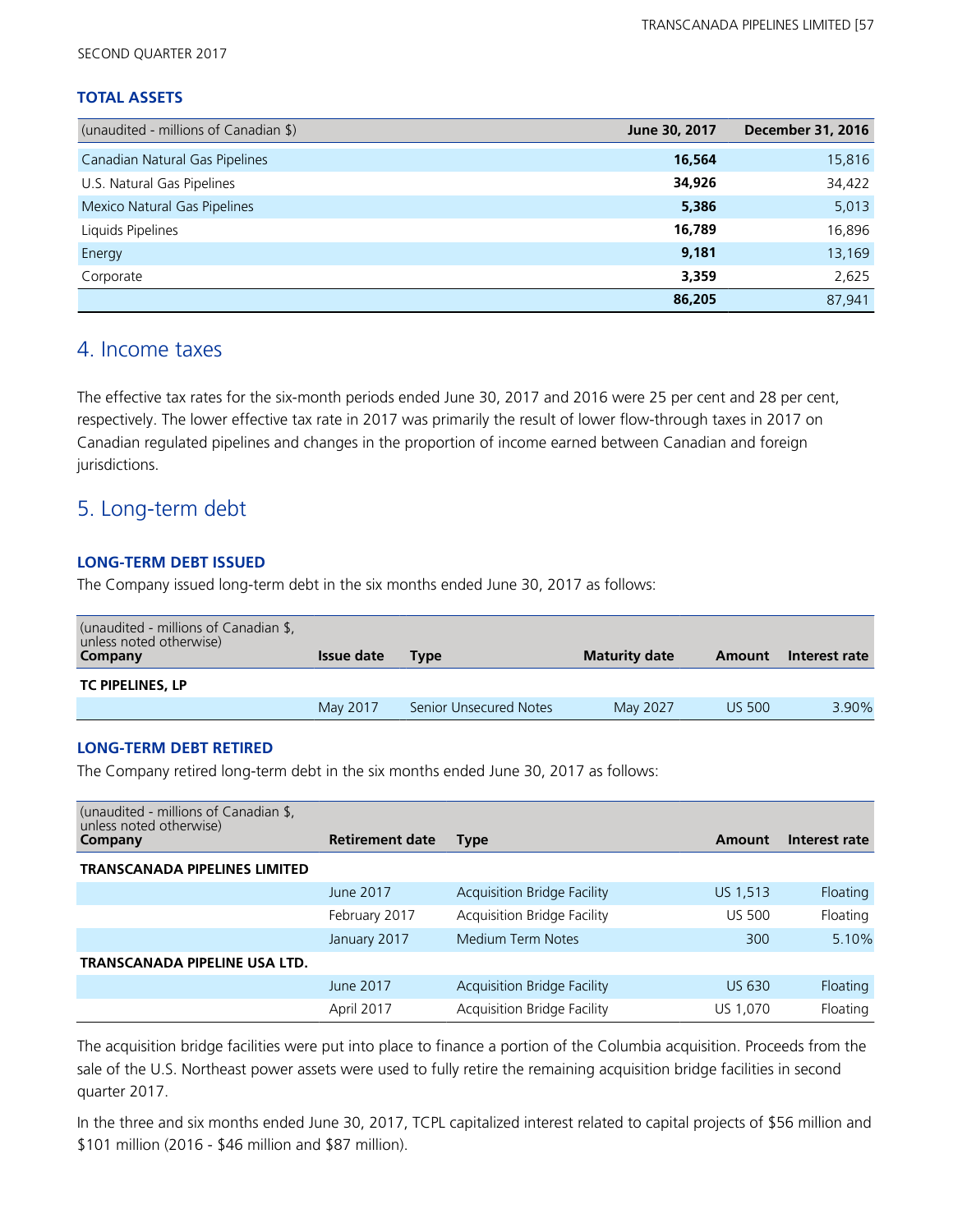### TOTAL ASSETS

| (unaudited - millions of Canadian $) | June 30, 2017 | December 31, 2016 |
|---|---|---|
| Canadian Natural Gas Pipelines | **16,564** | 15,816 |
| U.S. Natural Gas Pipelines | **34,926** | 34,422 |
| Mexico Natural Gas Pipelines | **5,386** | 5,013 |
| Liquids Pipelines | **16,789** | 16,896 |
| Energy | **9,181** | 13,169 |
| Corporate | **3,359** | 2,625 |
| | **86,205** | 87,941 |

## 4. Income taxes

The effective tax rates for the six-month periods ended June 30, 2017 and 2016 were 25 per cent and 28 per cent, respectively. The lower effective tax rate in 2017 was primarily the result of lower flow-through taxes in 2017 on Canadian regulated pipelines and changes in the proportion of income earned between Canadian and foreign jurisdictions.

## 5. Long-term debt

### LONG-TERM DEBT ISSUED

The Company issued long-term debt in the six months ended June 30, 2017 as follows:

| (unaudited - millions of Canadian $, unless noted otherwise) Company | Issue date | Type | Maturity date | Amount | Interest rate |
|---|---|---|---|---|---|
| **TC PIPELINES, LP** | | | | | |
| | May 2017 | Senior Unsecured Notes | May 2027 | US 500 | 3.90% |

### LONG-TERM DEBT RETIRED

The Company retired long-term debt in the six months ended June 30, 2017 as follows:

| (unaudited - millions of Canadian $, unless noted otherwise) Company | Retirement date | Type | Amount | Interest rate |
|---|---|---|---|---|
| **TRANSCANADA PIPELINES LIMITED** | | | | |
| | June 2017 | Acquisition Bridge Facility | US 1,513 | Floating |
| | February 2017 | Acquisition Bridge Facility | US 500 | Floating |
| | January 2017 | Medium Term Notes | 300 | 5.10% |
| **TRANSCANADA PIPELINE USA LTD.** | | | | |
| | June 2017 | Acquisition Bridge Facility | US 630 | Floating |
| | April 2017 | Acquisition Bridge Facility | US 1,070 | Floating |

The acquisition bridge facilities were put into place to finance a portion of the Columbia acquisition. Proceeds from the sale of the U.S. Northeast power assets were used to fully retire the remaining acquisition bridge facilities in second quarter 2017.

In the three and six months ended June 30, 2017, TCPL capitalized interest related to capital projects of $56 million and $101 million (2016 - $46 million and $87 million).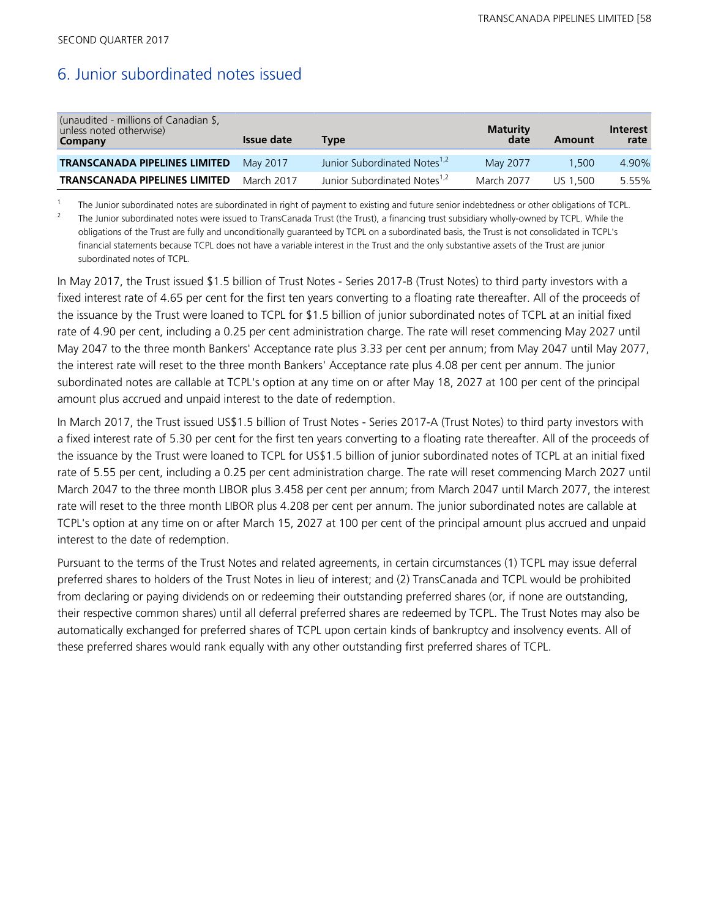SECOND QUARTER 2017

## 6. Junior subordinated notes issued

| (unaudited - millions of Canadian $, unless noted otherwise) Company | Issue date | Type | Maturity date | Amount | Interest rate |
|---|---|---|---|---|---|
| **TRANSCANADA PIPELINES LIMITED** | May 2017 | Junior Subordinated Notes[1,2] | May 2077 | 1,500 | 4.90% |
| **TRANSCANADA PIPELINES LIMITED** | March 2017 | Junior Subordinated Notes[1,2] | March 2077 | US 1,500 | 5.55% |

1 The Junior subordinated notes are subordinated in right of payment to existing and future senior indebtedness or other obligations of TCPL.

2 The Junior subordinated notes were issued to TransCanada Trust (the Trust), a financing trust subsidiary wholly-owned by TCPL. While the obligations of the Trust are fully and unconditionally guaranteed by TCPL on a subordinated basis, the Trust is not consolidated in TCPL's financial statements because TCPL does not have a variable interest in the Trust and the only substantive assets of the Trust are junior subordinated notes of TCPL.

In May 2017, the Trust issued $1.5 billion of Trust Notes - Series 2017-B (Trust Notes) to third party investors with a fixed interest rate of 4.65 per cent for the first ten years converting to a floating rate thereafter. All of the proceeds of the issuance by the Trust were loaned to TCPL for $1.5 billion of junior subordinated notes of TCPL at an initial fixed rate of 4.90 per cent, including a 0.25 per cent administration charge. The rate will reset commencing May 2027 until May 2047 to the three month Bankers' Acceptance rate plus 3.33 per cent per annum; from May 2047 until May 2077, the interest rate will reset to the three month Bankers' Acceptance rate plus 4.08 per cent per annum. The junior subordinated notes are callable at TCPL's option at any time on or after May 18, 2027 at 100 per cent of the principal amount plus accrued and unpaid interest to the date of redemption.

In March 2017, the Trust issued US$1.5 billion of Trust Notes - Series 2017-A (Trust Notes) to third party investors with a fixed interest rate of 5.30 per cent for the first ten years converting to a floating rate thereafter. All of the proceeds of the issuance by the Trust were loaned to TCPL for US$1.5 billion of junior subordinated notes of TCPL at an initial fixed rate of 5.55 per cent, including a 0.25 per cent administration charge. The rate will reset commencing March 2027 until March 2047 to the three month LIBOR plus 3.458 per cent per annum; from March 2047 until March 2077, the interest rate will reset to the three month LIBOR plus 4.208 per cent per annum. The junior subordinated notes are callable at TCPL's option at any time on or after March 15, 2027 at 100 per cent of the principal amount plus accrued and unpaid interest to the date of redemption.

Pursuant to the terms of the Trust Notes and related agreements, in certain circumstances (1) TCPL may issue deferral preferred shares to holders of the Trust Notes in lieu of interest; and (2) TransCanada and TCPL would be prohibited from declaring or paying dividends on or redeeming their outstanding preferred shares (or, if none are outstanding, their respective common shares) until all deferral preferred shares are redeemed by TCPL. The Trust Notes may also be automatically exchanged for preferred shares of TCPL upon certain kinds of bankruptcy and insolvency events. All of these preferred shares would rank equally with any other outstanding first preferred shares of TCPL.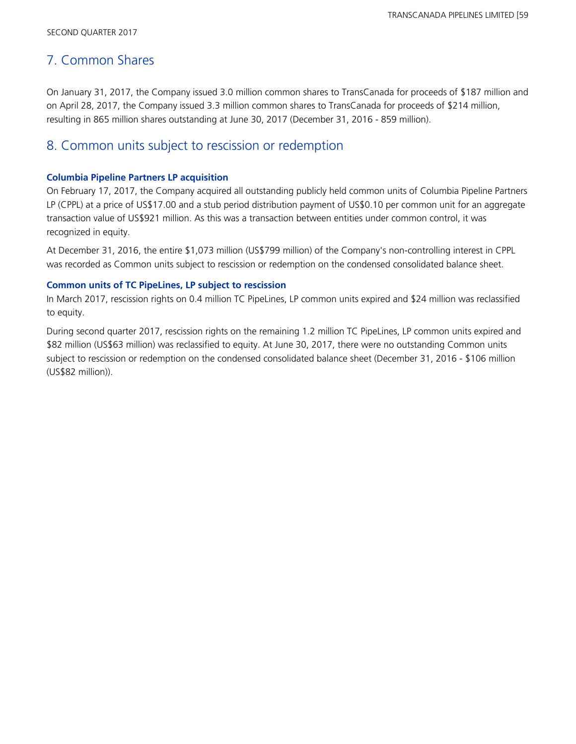## 7. Common Shares

On January 31, 2017, the Company issued 3.0 million common shares to TransCanada for proceeds of $187 million and on April 28, 2017, the Company issued 3.3 million common shares to TransCanada for proceeds of $214 million, resulting in 865 million shares outstanding at June 30, 2017 (December 31, 2016 - 859 million).

## 8. Common units subject to rescission or redemption

### Columbia Pipeline Partners LP acquisition

On February 17, 2017, the Company acquired all outstanding publicly held common units of Columbia Pipeline Partners LP (CPPL) at a price of US$17.00 and a stub period distribution payment of US$0.10 per common unit for an aggregate transaction value of US$921 million. As this was a transaction between entities under common control, it was recognized in equity.

At December 31, 2016, the entire $1,073 million (US$799 million) of the Company's non-controlling interest in CPPL was recorded as Common units subject to rescission or redemption on the condensed consolidated balance sheet.

### Common units of TC PipeLines, LP subject to rescission

In March 2017, rescission rights on 0.4 million TC PipeLines, LP common units expired and $24 million was reclassified to equity.

During second quarter 2017, rescission rights on the remaining 1.2 million TC PipeLines, LP common units expired and $82 million (US$63 million) was reclassified to equity. At June 30, 2017, there were no outstanding Common units subject to rescission or redemption on the condensed consolidated balance sheet (December 31, 2016 - $106 million (US$82 million)).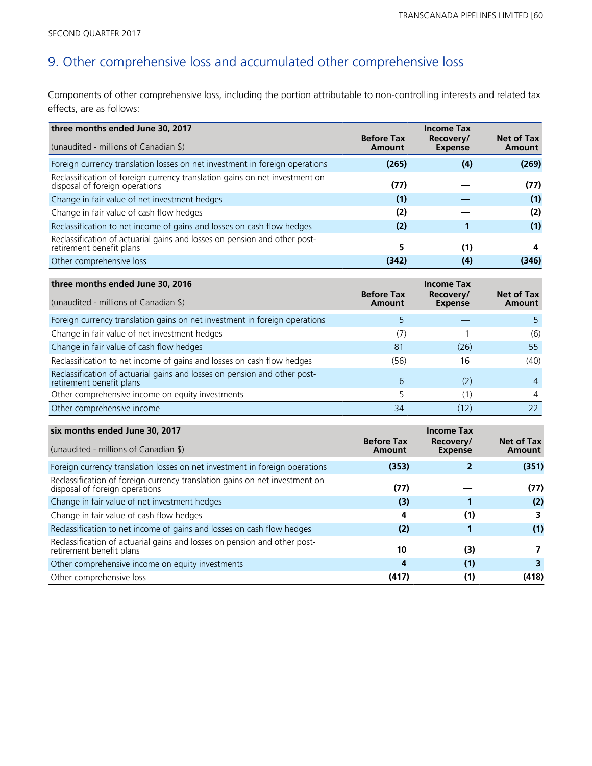# 9. Other comprehensive loss and accumulated other comprehensive loss

Components of other comprehensive loss, including the portion attributable to non-controlling interests and related tax effects, are as follows:

| three months ended June 30, 2017<br>(unaudited - millions of Canadian $) | Before Tax Amount | Income Tax Recovery/ Expense | Net of Tax Amount |
|---|---|---|---|
| Foreign currency translation losses on net investment in foreign operations | **(265)** | **(4)** | **(269)** |
| Reclassification of foreign currency translation gains on net investment on disposal of foreign operations | **(77)** | **—** | **(77)** |
| Change in fair value of net investment hedges | **(1)** | **—** | **(1)** |
| Change in fair value of cash flow hedges | **(2)** | **—** | **(2)** |
| Reclassification to net income of gains and losses on cash flow hedges | **(2)** | **1** | **(1)** |
| Reclassification of actuarial gains and losses on pension and other post-retirement benefit plans | **5** | **(1)** | **4** |
| Other comprehensive loss | **(342)** | **(4)** | **(346)** |

| three months ended June 30, 2016<br>(unaudited - millions of Canadian $) | Before Tax Amount | Income Tax Recovery/ Expense | Net of Tax Amount |
|---|---|---|---|
| Foreign currency translation gains on net investment in foreign operations | 5 | — | 5 |
| Change in fair value of net investment hedges | (7) | 1 | (6) |
| Change in fair value of cash flow hedges | 81 | (26) | 55 |
| Reclassification to net income of gains and losses on cash flow hedges | (56) | 16 | (40) |
| Reclassification of actuarial gains and losses on pension and other post-retirement benefit plans | 6 | (2) | 4 |
| Other comprehensive income on equity investments | 5 | (1) | 4 |
| Other comprehensive income | 34 | (12) | 22 |

| six months ended June 30, 2017<br>(unaudited - millions of Canadian $) | Before Tax Amount | Income Tax Recovery/ Expense | Net of Tax Amount |
|---|---|---|---|
| Foreign currency translation losses on net investment in foreign operations | **(353)** | **2** | **(351)** |
| Reclassification of foreign currency translation gains on net investment on disposal of foreign operations | **(77)** | **—** | **(77)** |
| Change in fair value of net investment hedges | **(3)** | **1** | **(2)** |
| Change in fair value of cash flow hedges | **4** | **(1)** | **3** |
| Reclassification to net income of gains and losses on cash flow hedges | **(2)** | **1** | **(1)** |
| Reclassification of actuarial gains and losses on pension and other post-retirement benefit plans | **10** | **(3)** | **7** |
| Other comprehensive income on equity investments | **4** | **(1)** | **3** |
| Other comprehensive loss | **(417)** | **(1)** | **(418)** |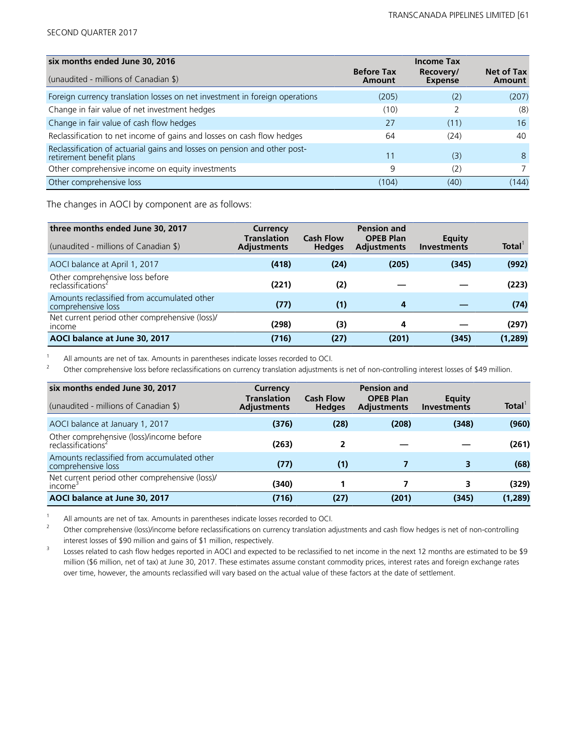| six months ended June 30, 2016<br>(unaudited - millions of Canadian $) | Before Tax Amount | Income Tax Recovery/ Expense | Net of Tax Amount |
|---|---|---|---|
| Foreign currency translation losses on net investment in foreign operations | (205) | (2) | (207) |
| Change in fair value of net investment hedges | (10) | 2 | (8) |
| Change in fair value of cash flow hedges | 27 | (11) | 16 |
| Reclassification to net income of gains and losses on cash flow hedges | 64 | (24) | 40 |
| Reclassification of actuarial gains and losses on pension and other post-retirement benefit plans | 11 | (3) | 8 |
| Other comprehensive income on equity investments | 9 | (2) | 7 |
| Other comprehensive loss | (104) | (40) | (144) |

The changes in AOCI by component are as follows:

| three months ended June 30, 2017<br>(unaudited - millions of Canadian $) | Currency Translation Adjustments | Cash Flow Hedges | Pension and OPEB Plan Adjustments | Equity Investments | Total[1] |
|---|---|---|---|---|---|
| AOCI balance at April 1, 2017 | **(418)** | **(24)** | **(205)** | **(345)** | **(992)** |
| Other comprehensive loss before reclassifications[2] | **(221)** | **(2)** | **—** | **—** | **(223)** |
| Amounts reclassified from accumulated other comprehensive loss | **(77)** | **(1)** | **4** | **—** | **(74)** |
| Net current period other comprehensive (loss)/ income | **(298)** | **(3)** | **4** | **—** | **(297)** |
| **AOCI balance at June 30, 2017** | **(716)** | **(27)** | **(201)** | **(345)** | **(1,289)** |

1 All amounts are net of tax. Amounts in parentheses indicate losses recorded to OCI.

2 Other comprehensive loss before reclassifications on currency translation adjustments is net of non-controlling interest losses of $49 million.

| six months ended June 30, 2017<br>(unaudited - millions of Canadian $) | Currency Translation Adjustments | Cash Flow Hedges | Pension and OPEB Plan Adjustments | Equity Investments | Total[1] |
|---|---|---|---|---|---|
| AOCI balance at January 1, 2017 | **(376)** | **(28)** | **(208)** | **(348)** | **(960)** |
| Other comprehensive (loss)/income before reclassifications[2] | **(263)** | **2** | **—** | **—** | **(261)** |
| Amounts reclassified from accumulated other comprehensive loss | **(77)** | **(1)** | **7** | **3** | **(68)** |
| Net current period other comprehensive (loss)/ income[3] | **(340)** | **1** | **7** | **3** | **(329)** |
| **AOCI balance at June 30, 2017** | **(716)** | **(27)** | **(201)** | **(345)** | **(1,289)** |

1 All amounts are net of tax. Amounts in parentheses indicate losses recorded to OCI.

2 Other comprehensive (loss)/income before reclassifications on currency translation adjustments and cash flow hedges is net of non-controlling interest losses of $90 million and gains of $1 million, respectively.

3 Losses related to cash flow hedges reported in AOCI and expected to be reclassified to net income in the next 12 months are estimated to be $9 million ($6 million, net of tax) at June 30, 2017. These estimates assume constant commodity prices, interest rates and foreign exchange rates over time, however, the amounts reclassified will vary based on the actual value of these factors at the date of settlement.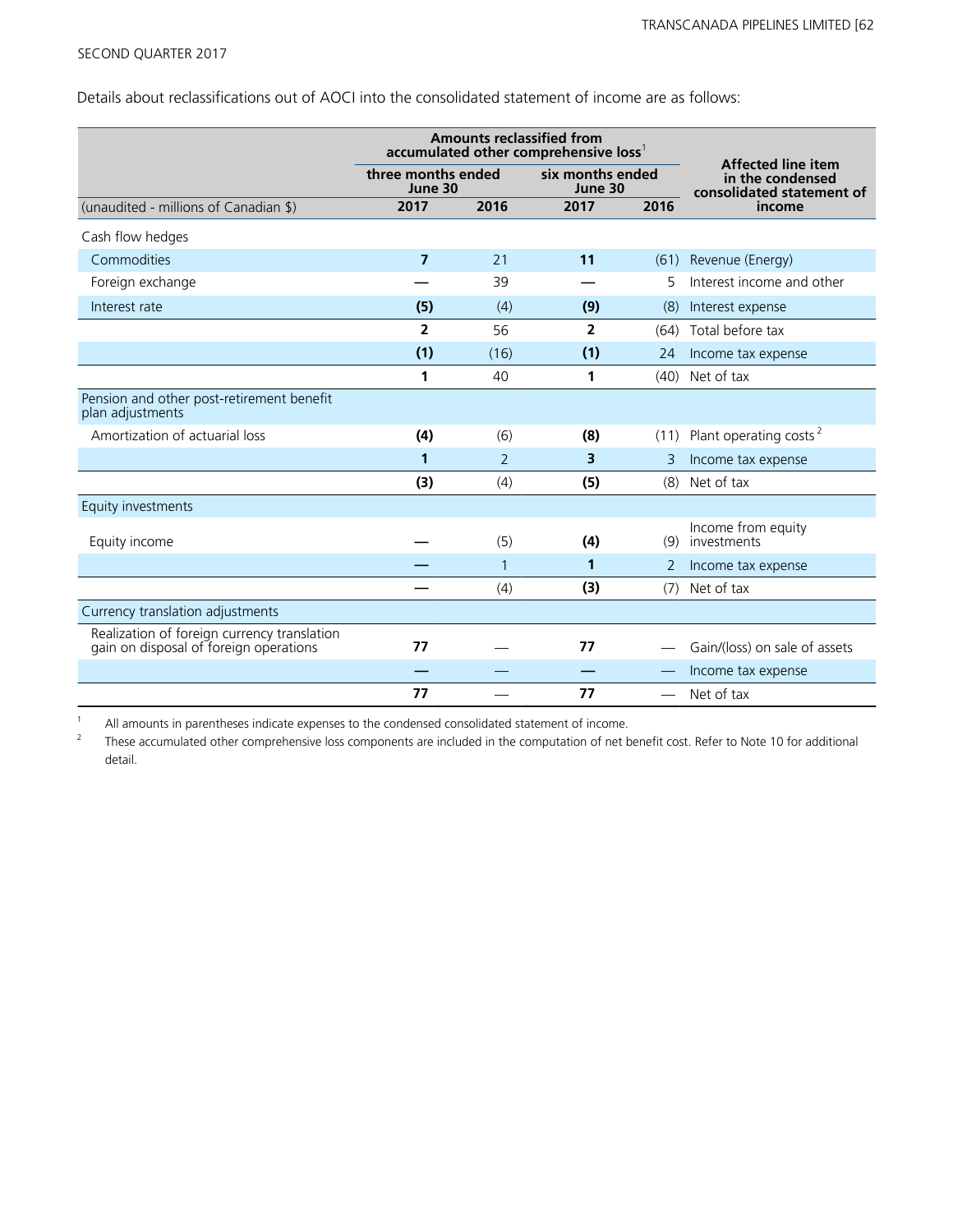Details about reclassifications out of AOCI into the consolidated statement of income are as follows:

| | Amounts reclassified from accumulated other comprehensive loss[1] | | | | Affected line item in the condensed consolidated statement of income |
|---|---|---|---|---|---|
| | three months ended June 30 | | six months ended June 30 | | |
| (unaudited - millions of Canadian $) | **2017** | 2016 | **2017** | 2016 | |
| Cash flow hedges | | | | | |
| Commodities | **7** | 21 | **11** | (61) | Revenue (Energy) |
| Foreign exchange | **—** | 39 | **—** | 5 | Interest income and other |
| Interest rate | **(5)** | (4) | **(9)** | (8) | Interest expense |
| | **2** | 56 | **2** | (64) | Total before tax |
| | **(1)** | (16) | **(1)** | 24 | Income tax expense |
| | **1** | 40 | **1** | (40) | Net of tax |
| Pension and other post-retirement benefit plan adjustments | | | | | |
| Amortization of actuarial loss | **(4)** | (6) | **(8)** | (11) | Plant operating costs[2] |
| | **1** | 2 | **3** | 3 | Income tax expense |
| | **(3)** | (4) | **(5)** | (8) | Net of tax |
| Equity investments | | | | | |
| Equity income | **—** | (5) | **(4)** | (9) | Income from equity investments |
| | **—** | 1 | **1** | 2 | Income tax expense |
| | **—** | (4) | **(3)** | (7) | Net of tax |
| Currency translation adjustments | | | | | |
| Realization of foreign currency translation gain on disposal of foreign operations | **77** | — | **77** | — | Gain/(loss) on sale of assets |
| | **—** | — | **—** | — | Income tax expense |
| | **77** | — | **77** | — | Net of tax |

1 All amounts in parentheses indicate expenses to the condensed consolidated statement of income.

2 These accumulated other comprehensive loss components are included in the computation of net benefit cost. Refer to Note 10 for additional detail.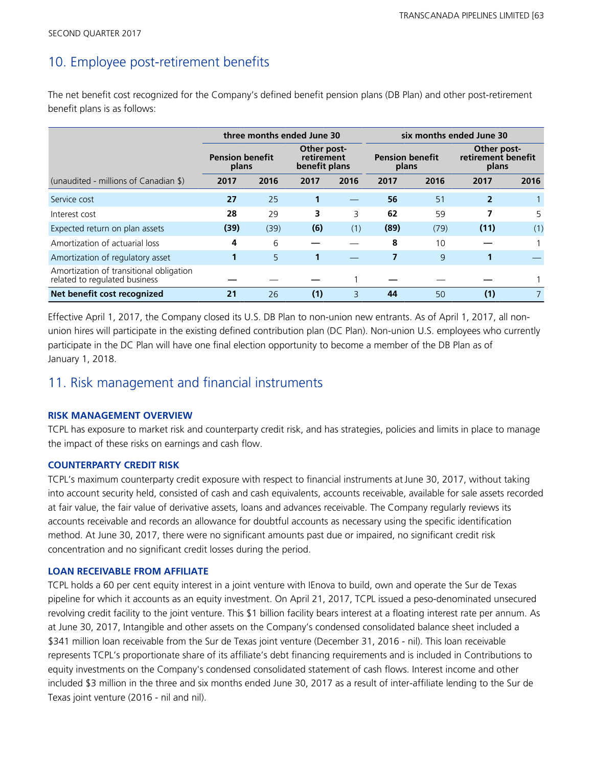## 10. Employee post-retirement benefits

The net benefit cost recognized for the Company's defined benefit pension plans (DB Plan) and other post-retirement benefit plans is as follows:

| | three months ended June 30 | | | | six months ended June 30 | | | |
|---|---|---|---|---|---|---|---|---|
| | Pension benefit plans | | Other post-retirement benefit plans | | Pension benefit plans | | Other post-retirement benefit plans | |
| (unaudited - millions of Canadian $) | **2017** | 2016 | **2017** | 2016 | **2017** | 2016 | **2017** | 2016 |
| Service cost | **27** | 25 | **1** | — | **56** | 51 | **2** | 1 |
| Interest cost | **28** | 29 | **3** | 3 | **62** | 59 | **7** | 5 |
| Expected return on plan assets | **(39)** | (39) | **(6)** | (1) | **(89)** | (79) | **(11)** | (1) |
| Amortization of actuarial loss | **4** | 6 | **—** | — | **8** | 10 | **—** | 1 |
| Amortization of regulatory asset | **1** | 5 | **1** | — | **7** | 9 | **1** | — |
| Amortization of transitional obligation related to regulated business | **—** | — | **—** | 1 | **—** | — | **—** | 1 |
| **Net benefit cost recognized** | **21** | 26 | **(1)** | 3 | **44** | 50 | **(1)** | 7 |

Effective April 1, 2017, the Company closed its U.S. DB Plan to non-union new entrants. As of April 1, 2017, all non-union hires will participate in the existing defined contribution plan (DC Plan). Non-union U.S. employees who currently participate in the DC Plan will have one final election opportunity to become a member of the DB Plan as of January 1, 2018.

## 11. Risk management and financial instruments

### RISK MANAGEMENT OVERVIEW

TCPL has exposure to market risk and counterparty credit risk, and has strategies, policies and limits in place to manage the impact of these risks on earnings and cash flow.

### COUNTERPARTY CREDIT RISK

TCPL's maximum counterparty credit exposure with respect to financial instruments at June 30, 2017, without taking into account security held, consisted of cash and cash equivalents, accounts receivable, available for sale assets recorded at fair value, the fair value of derivative assets, loans and advances receivable. The Company regularly reviews its accounts receivable and records an allowance for doubtful accounts as necessary using the specific identification method. At June 30, 2017, there were no significant amounts past due or impaired, no significant credit risk concentration and no significant credit losses during the period.

### LOAN RECEIVABLE FROM AFFILIATE

TCPL holds a 60 per cent equity interest in a joint venture with IEnova to build, own and operate the Sur de Texas pipeline for which it accounts as an equity investment. On April 21, 2017, TCPL issued a peso-denominated unsecured revolving credit facility to the joint venture. This $1 billion facility bears interest at a floating interest rate per annum. As at June 30, 2017, Intangible and other assets on the Company's condensed consolidated balance sheet included a $341 million loan receivable from the Sur de Texas joint venture (December 31, 2016 - nil). This loan receivable represents TCPL's proportionate share of its affiliate's debt financing requirements and is included in Contributions to equity investments on the Company's condensed consolidated statement of cash flows. Interest income and other included $3 million in the three and six months ended June 30, 2017 as a result of inter-affiliate lending to the Sur de Texas joint venture (2016 - nil and nil).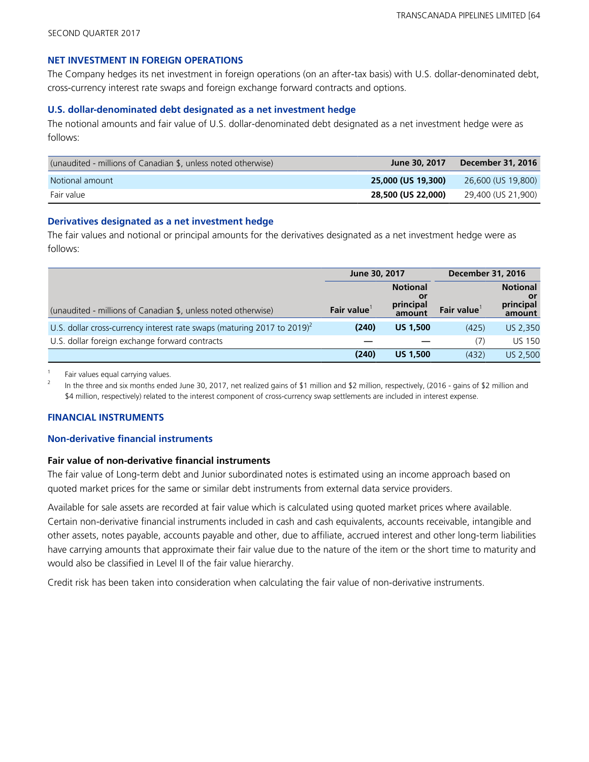## NET INVESTMENT IN FOREIGN OPERATIONS

The Company hedges its net investment in foreign operations (on an after-tax basis) with U.S. dollar-denominated debt, cross-currency interest rate swaps and foreign exchange forward contracts and options.

### U.S. dollar-denominated debt designated as a net investment hedge

The notional amounts and fair value of U.S. dollar-denominated debt designated as a net investment hedge were as follows:

| (unaudited - millions of Canadian $, unless noted otherwise) | June 30, 2017 | December 31, 2016 |
|---|---|---|
| Notional amount | **25,000 (US 19,300)** | 26,600 (US 19,800) |
| Fair value | **28,500 (US 22,000)** | 29,400 (US 21,900) |

### Derivatives designated as a net investment hedge

The fair values and notional or principal amounts for the derivatives designated as a net investment hedge were as follows:

| | June 30, 2017 | | December 31, 2016 | |
|---|---|---|---|---|
| (unaudited - millions of Canadian $, unless noted otherwise) | Fair value[1] | Notional or principal amount | Fair value[1] | Notional or principal amount |
| U.S. dollar cross-currency interest rate swaps (maturing 2017 to 2019)[2] | **(240)** | **US 1,500** | (425) | US 2,350 |
| U.S. dollar foreign exchange forward contracts | **—** | **—** | (7) | US 150 |
| | **(240)** | **US 1,500** | (432) | US 2,500 |

1 Fair values equal carrying values.

2 In the three and six months ended June 30, 2017, net realized gains of $1 million and $2 million, respectively, (2016 - gains of $2 million and $4 million, respectively) related to the interest component of cross-currency swap settlements are included in interest expense.

## FINANCIAL INSTRUMENTS

### Non-derivative financial instruments

#### Fair value of non-derivative financial instruments

The fair value of Long-term debt and Junior subordinated notes is estimated using an income approach based on quoted market prices for the same or similar debt instruments from external data service providers.

Available for sale assets are recorded at fair value which is calculated using quoted market prices where available. Certain non-derivative financial instruments included in cash and cash equivalents, accounts receivable, intangible and other assets, notes payable, accounts payable and other, due to affiliate, accrued interest and other long-term liabilities have carrying amounts that approximate their fair value due to the nature of the item or the short time to maturity and would also be classified in Level II of the fair value hierarchy.

Credit risk has been taken into consideration when calculating the fair value of non-derivative instruments.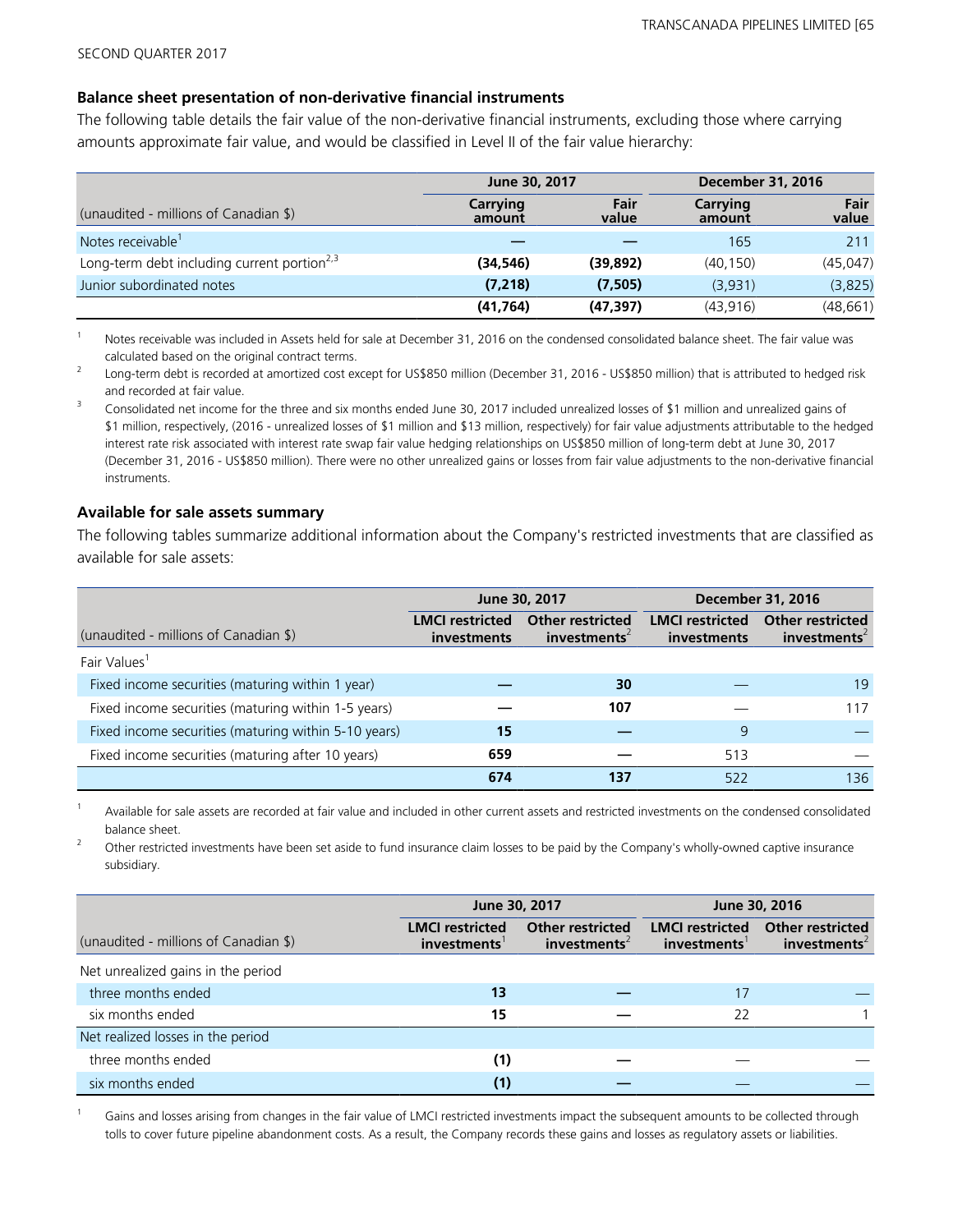SECOND QUARTER 2017

### Balance sheet presentation of non-derivative financial instruments

The following table details the fair value of the non-derivative financial instruments, excluding those where carrying amounts approximate fair value, and would be classified in Level II of the fair value hierarchy:

| | June 30, 2017 | | December 31, 2016 | |
|---|---|---|---|---|
| (unaudited - millions of Canadian $) | Carrying amount | Fair value | Carrying amount | Fair value |
| Notes receivable[1] | — | — | 165 | 211 |
| Long-term debt including current portion[2,3] | **(34,546)** | **(39,892)** | (40,150) | (45,047) |
| Junior subordinated notes | **(7,218)** | **(7,505)** | (3,931) | (3,825) |
| | **(41,764)** | **(47,397)** | (43,916) | (48,661) |

1 Notes receivable was included in Assets held for sale at December 31, 2016 on the condensed consolidated balance sheet. The fair value was calculated based on the original contract terms.

2 Long-term debt is recorded at amortized cost except for US$850 million (December 31, 2016 - US$850 million) that is attributed to hedged risk and recorded at fair value.

3 Consolidated net income for the three and six months ended June 30, 2017 included unrealized losses of $1 million and unrealized gains of $1 million, respectively, (2016 - unrealized losses of $1 million and $13 million, respectively) for fair value adjustments attributable to the hedged interest rate risk associated with interest rate swap fair value hedging relationships on US$850 million of long-term debt at June 30, 2017 (December 31, 2016 - US$850 million). There were no other unrealized gains or losses from fair value adjustments to the non-derivative financial instruments.

### Available for sale assets summary

The following tables summarize additional information about the Company's restricted investments that are classified as available for sale assets:

| | June 30, 2017 | | December 31, 2016 | |
|---|---|---|---|---|
| (unaudited - millions of Canadian $) | LMCI restricted investments | Other restricted investments[2] | LMCI restricted investments | Other restricted investments[2] |
| Fair Values[1] | | | | |
| Fixed income securities (maturing within 1 year) | — | **30** | — | 19 |
| Fixed income securities (maturing within 1-5 years) | — | **107** | — | 117 |
| Fixed income securities (maturing within 5-10 years) | **15** | — | 9 | — |
| Fixed income securities (maturing after 10 years) | **659** | — | 513 | — |
| | **674** | **137** | 522 | 136 |

1 Available for sale assets are recorded at fair value and included in other current assets and restricted investments on the condensed consolidated balance sheet.

2 Other restricted investments have been set aside to fund insurance claim losses to be paid by the Company's wholly-owned captive insurance subsidiary.

| | June 30, 2017 | | June 30, 2016 | |
|---|---|---|---|---|
| (unaudited - millions of Canadian $) | LMCI restricted investments[1] | Other restricted investments[2] | LMCI restricted investments[1] | Other restricted investments[2] |
| Net unrealized gains in the period | | | | |
| three months ended | **13** | — | 17 | — |
| six months ended | **15** | — | 22 | 1 |
| Net realized losses in the period | | | | |
| three months ended | **(1)** | — | — | — |
| six months ended | **(1)** | — | — | — |

1 Gains and losses arising from changes in the fair value of LMCI restricted investments impact the subsequent amounts to be collected through tolls to cover future pipeline abandonment costs. As a result, the Company records these gains and losses as regulatory assets or liabilities.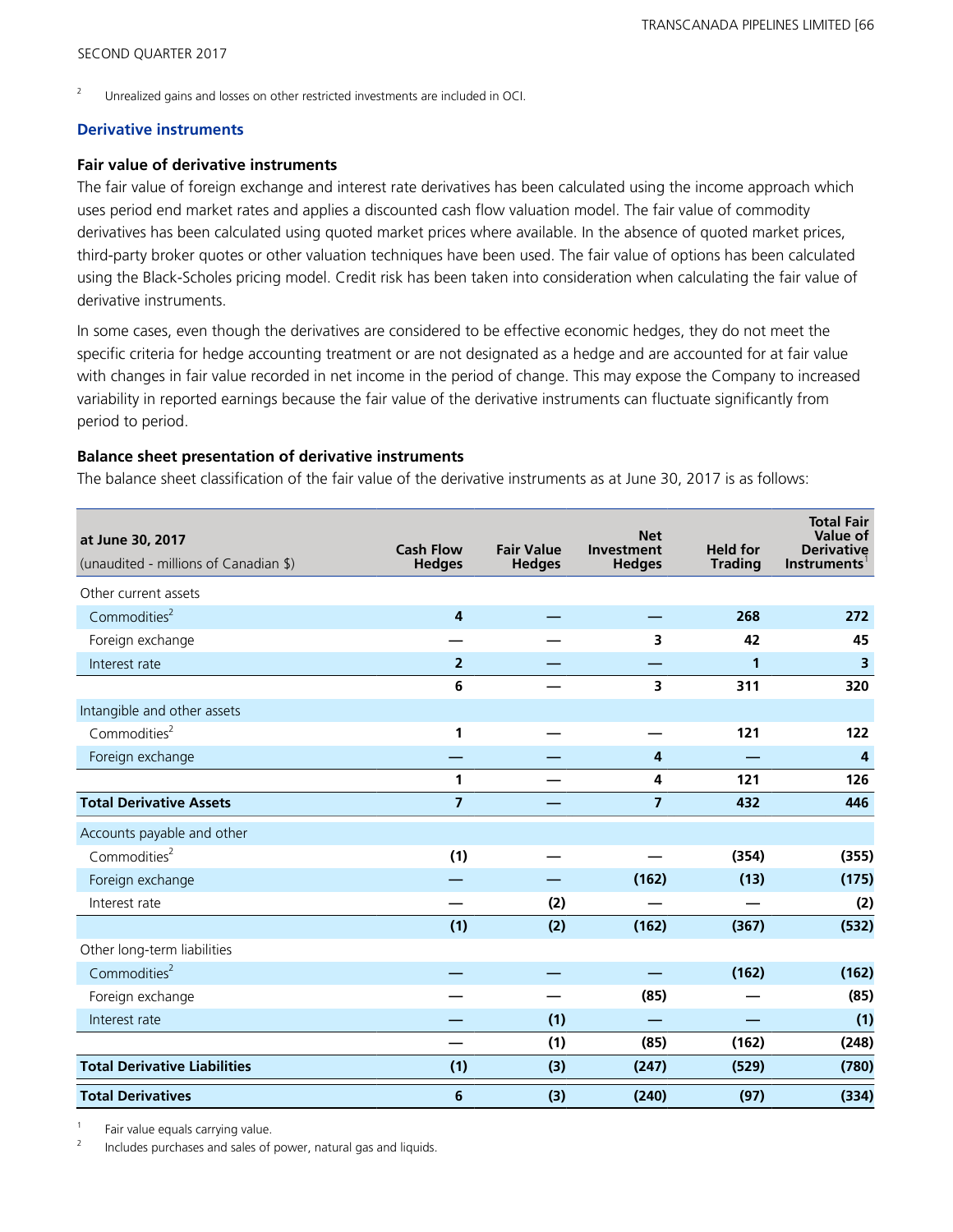2 Unrealized gains and losses on other restricted investments are included in OCI.

## Derivative instruments

### Fair value of derivative instruments

The fair value of foreign exchange and interest rate derivatives has been calculated using the income approach which uses period end market rates and applies a discounted cash flow valuation model. The fair value of commodity derivatives has been calculated using quoted market prices where available. In the absence of quoted market prices, third-party broker quotes or other valuation techniques have been used. The fair value of options has been calculated using the Black-Scholes pricing model. Credit risk has been taken into consideration when calculating the fair value of derivative instruments.

In some cases, even though the derivatives are considered to be effective economic hedges, they do not meet the specific criteria for hedge accounting treatment or are not designated as a hedge and are accounted for at fair value with changes in fair value recorded in net income in the period of change. This may expose the Company to increased variability in reported earnings because the fair value of the derivative instruments can fluctuate significantly from period to period.

### Balance sheet presentation of derivative instruments

The balance sheet classification of the fair value of the derivative instruments as at June 30, 2017 is as follows:

| at June 30, 2017 (unaudited - millions of Canadian $) | Cash Flow Hedges | Fair Value Hedges | Net Investment Hedges | Held for Trading | Total Fair Value of Derivative Instruments[1] |
|---|---|---|---|---|---|
| Other current assets | | | | | |
| Commodities[2] | 4 | — | — | 268 | 272 |
| Foreign exchange | — | — | 3 | 42 | 45 |
| Interest rate | 2 | — | — | 1 | 3 |
| | 6 | — | 3 | 311 | 320 |
| Intangible and other assets | | | | | |
| Commodities[2] | 1 | — | — | 121 | 122 |
| Foreign exchange | — | — | 4 | — | 4 |
| | 1 | — | 4 | 121 | 126 |
| **Total Derivative Assets** | 7 | — | 7 | 432 | 446 |
| Accounts payable and other | | | | | |
| Commodities[2] | (1) | — | — | (354) | (355) |
| Foreign exchange | — | — | (162) | (13) | (175) |
| Interest rate | — | (2) | — | — | (2) |
| | (1) | (2) | (162) | (367) | (532) |
| Other long-term liabilities | | | | | |
| Commodities[2] | — | — | — | (162) | (162) |
| Foreign exchange | — | — | (85) | — | (85) |
| Interest rate | — | (1) | — | — | (1) |
| | — | (1) | (85) | (162) | (248) |
| **Total Derivative Liabilities** | (1) | (3) | (247) | (529) | (780) |
| **Total Derivatives** | 6 | (3) | (240) | (97) | (334) |

1 Fair value equals carrying value.

2 Includes purchases and sales of power, natural gas and liquids.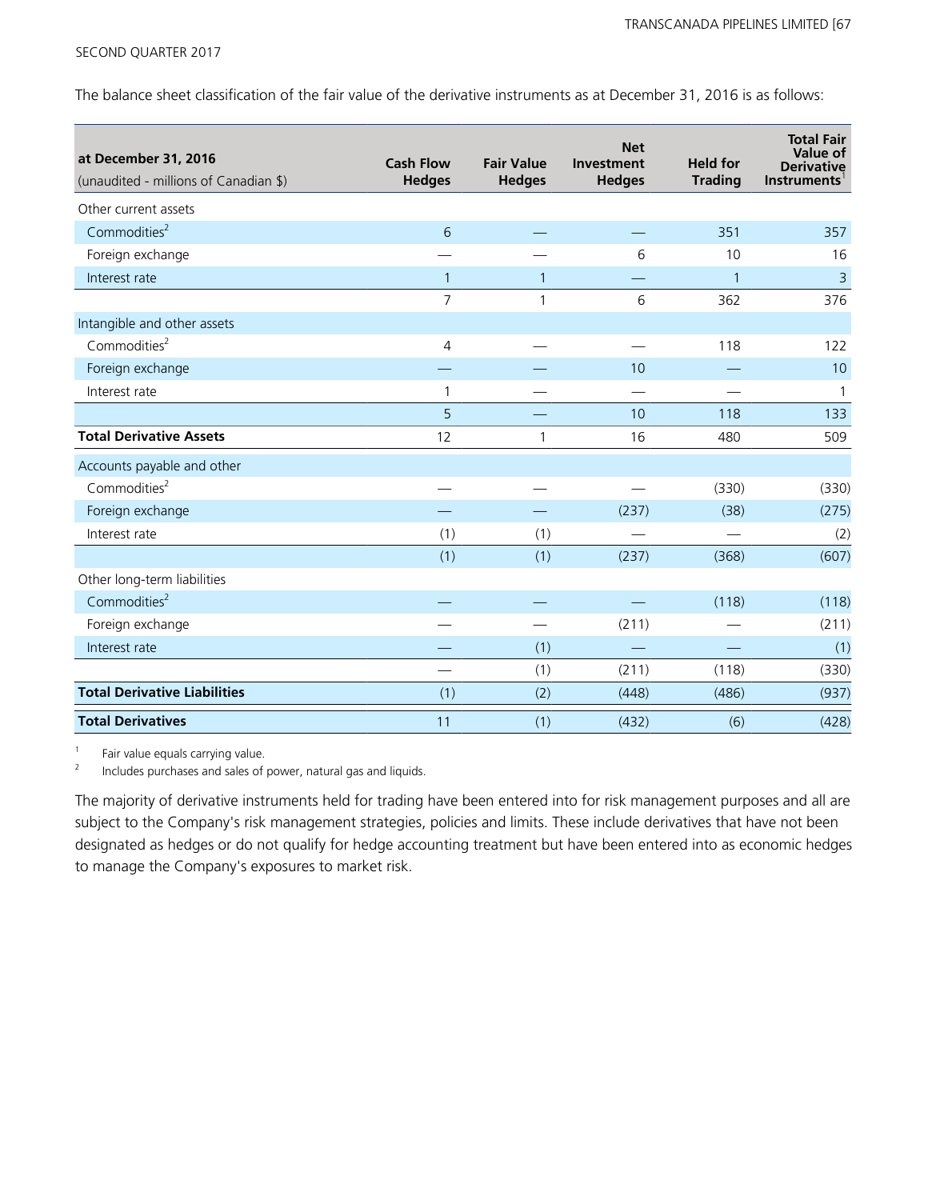The balance sheet classification of the fair value of the derivative instruments as at December 31, 2016 is as follows:

| **at December 31, 2016** (unaudited - millions of Canadian $) | **Cash Flow Hedges** | **Fair Value Hedges** | **Net Investment Hedges** | **Held for Trading** | **Total Fair Value of Derivative Instruments**[1] |
|---|---|---|---|---|---|
| Other current assets | | | | | |
| Commodities[2] | 6 | — | — | 351 | 357 |
| Foreign exchange | — | — | 6 | 10 | 16 |
| Interest rate | 1 | 1 | — | 1 | 3 |
| | 7 | 1 | 6 | 362 | 376 |
| Intangible and other assets | | | | | |
| Commodities[2] | 4 | — | — | 118 | 122 |
| Foreign exchange | — | — | 10 | — | 10 |
| Interest rate | 1 | — | — | — | 1 |
| | 5 | — | 10 | 118 | 133 |
| **Total Derivative Assets** | 12 | 1 | 16 | 480 | 509 |
| Accounts payable and other | | | | | |
| Commodities[2] | — | — | — | (330) | (330) |
| Foreign exchange | — | — | (237) | (38) | (275) |
| Interest rate | (1) | (1) | — | — | (2) |
| | (1) | (1) | (237) | (368) | (607) |
| Other long-term liabilities | | | | | |
| Commodities[2] | — | — | — | (118) | (118) |
| Foreign exchange | — | — | (211) | — | (211) |
| Interest rate | — | (1) | — | — | (1) |
| | — | (1) | (211) | (118) | (330) |
| **Total Derivative Liabilities** | (1) | (2) | (448) | (486) | (937) |
| **Total Derivatives** | 11 | (1) | (432) | (6) | (428) |

1 Fair value equals carrying value.

2 Includes purchases and sales of power, natural gas and liquids.

The majority of derivative instruments held for trading have been entered into for risk management purposes and all are subject to the Company's risk management strategies, policies and limits. These include derivatives that have not been designated as hedges or do not qualify for hedge accounting treatment but have been entered into as economic hedges to manage the Company's exposures to market risk.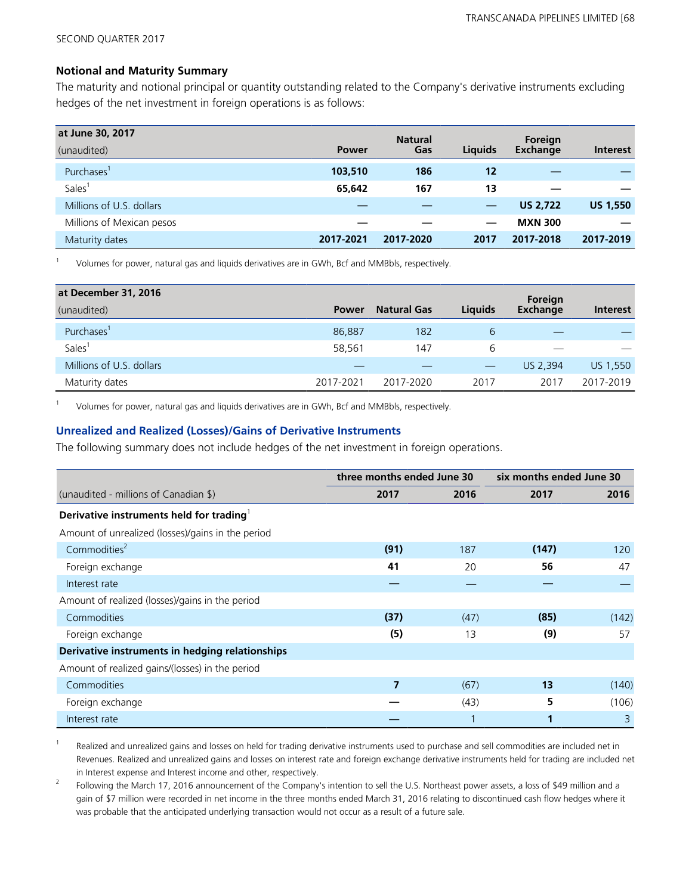### Notional and Maturity Summary

The maturity and notional principal or quantity outstanding related to the Company's derivative instruments excluding hedges of the net investment in foreign operations is as follows:

| at June 30, 2017 (unaudited) | Power | Natural Gas | Liquids | Foreign Exchange | Interest |
|---|---|---|---|---|---|
| Purchases[1] | **103,510** | **186** | **12** | **—** | **—** |
| Sales[1] | **65,642** | **167** | **13** | **—** | **—** |
| Millions of U.S. dollars | **—** | **—** | **—** | **US 2,722** | **US 1,550** |
| Millions of Mexican pesos | **—** | **—** | **—** | **MXN 300** | **—** |
| Maturity dates | **2017-2021** | **2017-2020** | **2017** | **2017-2018** | **2017-2019** |

1 Volumes for power, natural gas and liquids derivatives are in GWh, Bcf and MMBbls, respectively.

| at December 31, 2016 (unaudited) | Power | Natural Gas | Liquids | Foreign Exchange | Interest |
|---|---|---|---|---|---|
| Purchases[1] | 86,887 | 182 | 6 | — | — |
| Sales[1] | 58,561 | 147 | 6 | — | — |
| Millions of U.S. dollars | — | — | — | US 2,394 | US 1,550 |
| Maturity dates | 2017-2021 | 2017-2020 | 2017 | 2017 | 2017-2019 |

1 Volumes for power, natural gas and liquids derivatives are in GWh, Bcf and MMBbls, respectively.

### Unrealized and Realized (Losses)/Gains of Derivative Instruments

The following summary does not include hedges of the net investment in foreign operations.

| | three months ended June 30 | | six months ended June 30 | |
|---|---|---|---|---|
| (unaudited - millions of Canadian $) | 2017 | 2016 | 2017 | 2016 |
| **Derivative instruments held for trading**[1] | | | | |
| Amount of unrealized (losses)/gains in the period | | | | |
| Commodities[2] | **(91)** | 187 | **(147)** | 120 |
| Foreign exchange | **41** | 20 | **56** | 47 |
| Interest rate | **—** | — | **—** | — |
| Amount of realized (losses)/gains in the period | | | | |
| Commodities | **(37)** | (47) | **(85)** | (142) |
| Foreign exchange | **(5)** | 13 | **(9)** | 57 |
| **Derivative instruments in hedging relationships** | | | | |
| Amount of realized gains/(losses) in the period | | | | |
| Commodities | **7** | (67) | **13** | (140) |
| Foreign exchange | **—** | (43) | **5** | (106) |
| Interest rate | **—** | 1 | **1** | 3 |

1 Realized and unrealized gains and losses on held for trading derivative instruments used to purchase and sell commodities are included net in Revenues. Realized and unrealized gains and losses on interest rate and foreign exchange derivative instruments held for trading are included net in Interest expense and Interest income and other, respectively.

2 Following the March 17, 2016 announcement of the Company's intention to sell the U.S. Northeast power assets, a loss of $49 million and a gain of $7 million were recorded in net income in the three months ended March 31, 2016 relating to discontinued cash flow hedges where it was probable that the anticipated underlying transaction would not occur as a result of a future sale.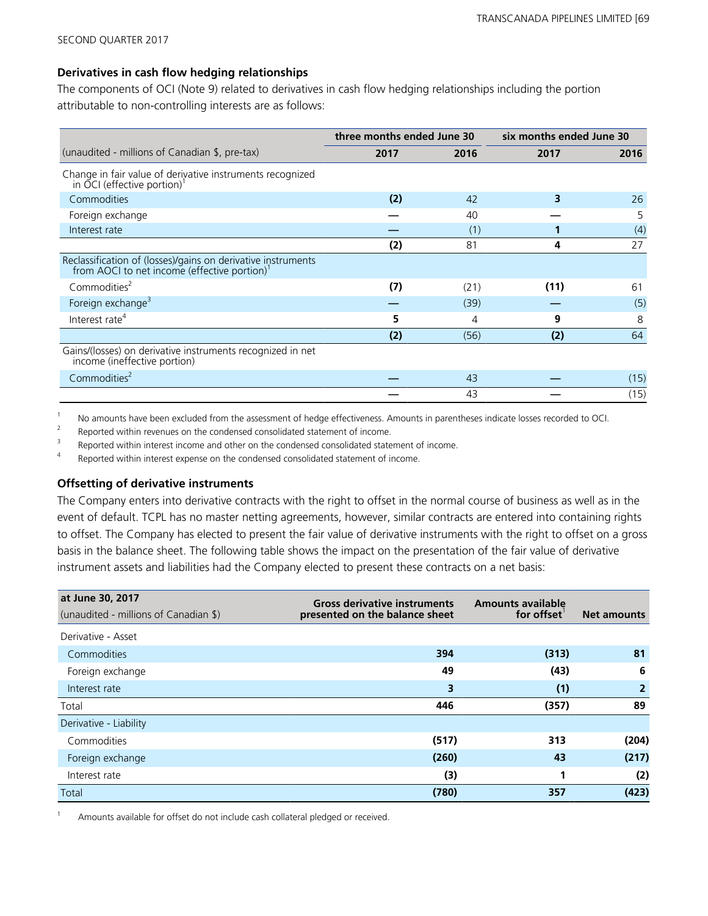SECOND QUARTER 2017

### Derivatives in cash flow hedging relationships

The components of OCI (Note 9) related to derivatives in cash flow hedging relationships including the portion attributable to non-controlling interests are as follows:

| | three months ended June 30 | | six months ended June 30 | |
|---|---|---|---|---|
| (unaudited - millions of Canadian $, pre-tax) | **2017** | 2016 | **2017** | 2016 |
| Change in fair value of derivative instruments recognized in OCI (effective portion)[1] | | | | |
| Commodities | **(2)** | 42 | **3** | 26 |
| Foreign exchange | **—** | 40 | **—** | 5 |
| Interest rate | **—** | (1) | **1** | (4) |
| | **(2)** | 81 | **4** | 27 |
| Reclassification of (losses)/gains on derivative instruments from AOCI to net income (effective portion)[1] | | | | |
| Commodities[2] | **(7)** | (21) | **(11)** | 61 |
| Foreign exchange[3] | **—** | (39) | **—** | (5) |
| Interest rate[4] | **5** | 4 | **9** | 8 |
| | **(2)** | (56) | **(2)** | 64 |
| Gains/(losses) on derivative instruments recognized in net income (ineffective portion) | | | | |
| Commodities[2] | **—** | 43 | **—** | (15) |
| | **—** | 43 | **—** | (15) |

1. No amounts have been excluded from the assessment of hedge effectiveness. Amounts in parentheses indicate losses recorded to OCI.
2. Reported within revenues on the condensed consolidated statement of income.
3. Reported within interest income and other on the condensed consolidated statement of income.
4. Reported within interest expense on the condensed consolidated statement of income.

### Offsetting of derivative instruments

The Company enters into derivative contracts with the right to offset in the normal course of business as well as in the event of default. TCPL has no master netting agreements, however, similar contracts are entered into containing rights to offset. The Company has elected to present the fair value of derivative instruments with the right to offset on a gross basis in the balance sheet. The following table shows the impact on the presentation of the fair value of derivative instrument assets and liabilities had the Company elected to present these contracts on a net basis:

| **at June 30, 2017** (unaudited - millions of Canadian $) | Gross derivative instruments presented on the balance sheet | Amounts available for offset[1] | Net amounts |
|---|---|---|---|
| Derivative - Asset | | | |
| Commodities | **394** | **(313)** | **81** |
| Foreign exchange | **49** | **(43)** | **6** |
| Interest rate | **3** | **(1)** | **2** |
| Total | **446** | **(357)** | **89** |
| Derivative - Liability | | | |
| Commodities | **(517)** | **313** | **(204)** |
| Foreign exchange | **(260)** | **43** | **(217)** |
| Interest rate | **(3)** | **1** | **(2)** |
| Total | **(780)** | **357** | **(423)** |

1. Amounts available for offset do not include cash collateral pledged or received.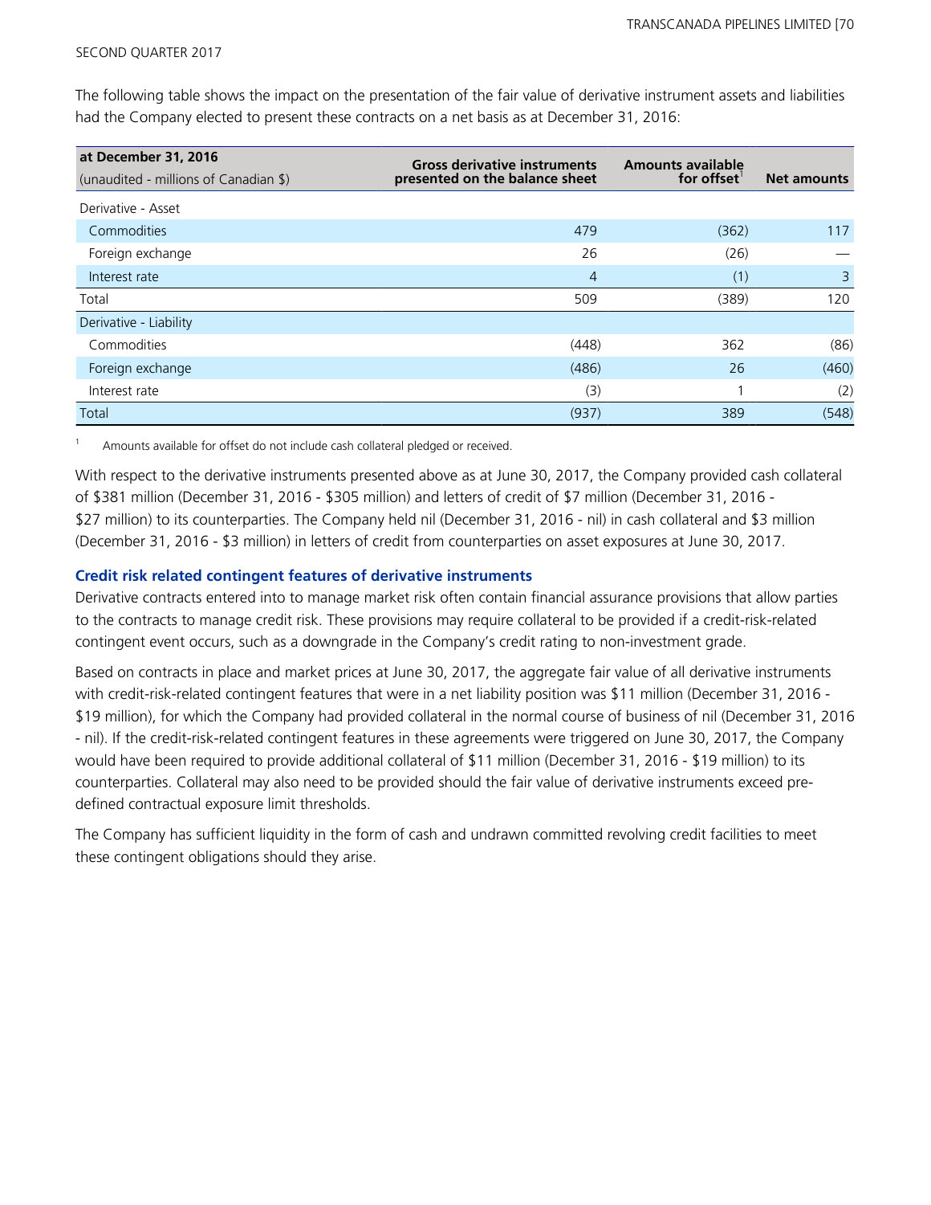The following table shows the impact on the presentation of the fair value of derivative instrument assets and liabilities had the Company elected to present these contracts on a net basis as at December 31, 2016:

| at December 31, 2016<br>(unaudited - millions of Canadian $) | Gross derivative instruments presented on the balance sheet | Amounts available for offset[1] | Net amounts |
|---|---|---|---|
| Derivative - Asset | | | |
| Commodities | 479 | (362) | 117 |
| Foreign exchange | 26 | (26) | — |
| Interest rate | 4 | (1) | 3 |
| Total | 509 | (389) | 120 |
| Derivative - Liability | | | |
| Commodities | (448) | 362 | (86) |
| Foreign exchange | (486) | 26 | (460) |
| Interest rate | (3) | 1 | (2) |
| Total | (937) | 389 | (548) |

[1] Amounts available for offset do not include cash collateral pledged or received.

With respect to the derivative instruments presented above as at June 30, 2017, the Company provided cash collateral of $381 million (December 31, 2016 - $305 million) and letters of credit of $7 million (December 31, 2016 - $27 million) to its counterparties. The Company held nil (December 31, 2016 - nil) in cash collateral and $3 million (December 31, 2016 - $3 million) in letters of credit from counterparties on asset exposures at June 30, 2017.

### Credit risk related contingent features of derivative instruments

Derivative contracts entered into to manage market risk often contain financial assurance provisions that allow parties to the contracts to manage credit risk. These provisions may require collateral to be provided if a credit-risk-related contingent event occurs, such as a downgrade in the Company's credit rating to non-investment grade.

Based on contracts in place and market prices at June 30, 2017, the aggregate fair value of all derivative instruments with credit-risk-related contingent features that were in a net liability position was $11 million (December 31, 2016 - $19 million), for which the Company had provided collateral in the normal course of business of nil (December 31, 2016 - nil). If the credit-risk-related contingent features in these agreements were triggered on June 30, 2017, the Company would have been required to provide additional collateral of $11 million (December 31, 2016 - $19 million) to its counterparties. Collateral may also need to be provided should the fair value of derivative instruments exceed pre-defined contractual exposure limit thresholds.

The Company has sufficient liquidity in the form of cash and undrawn committed revolving credit facilities to meet these contingent obligations should they arise.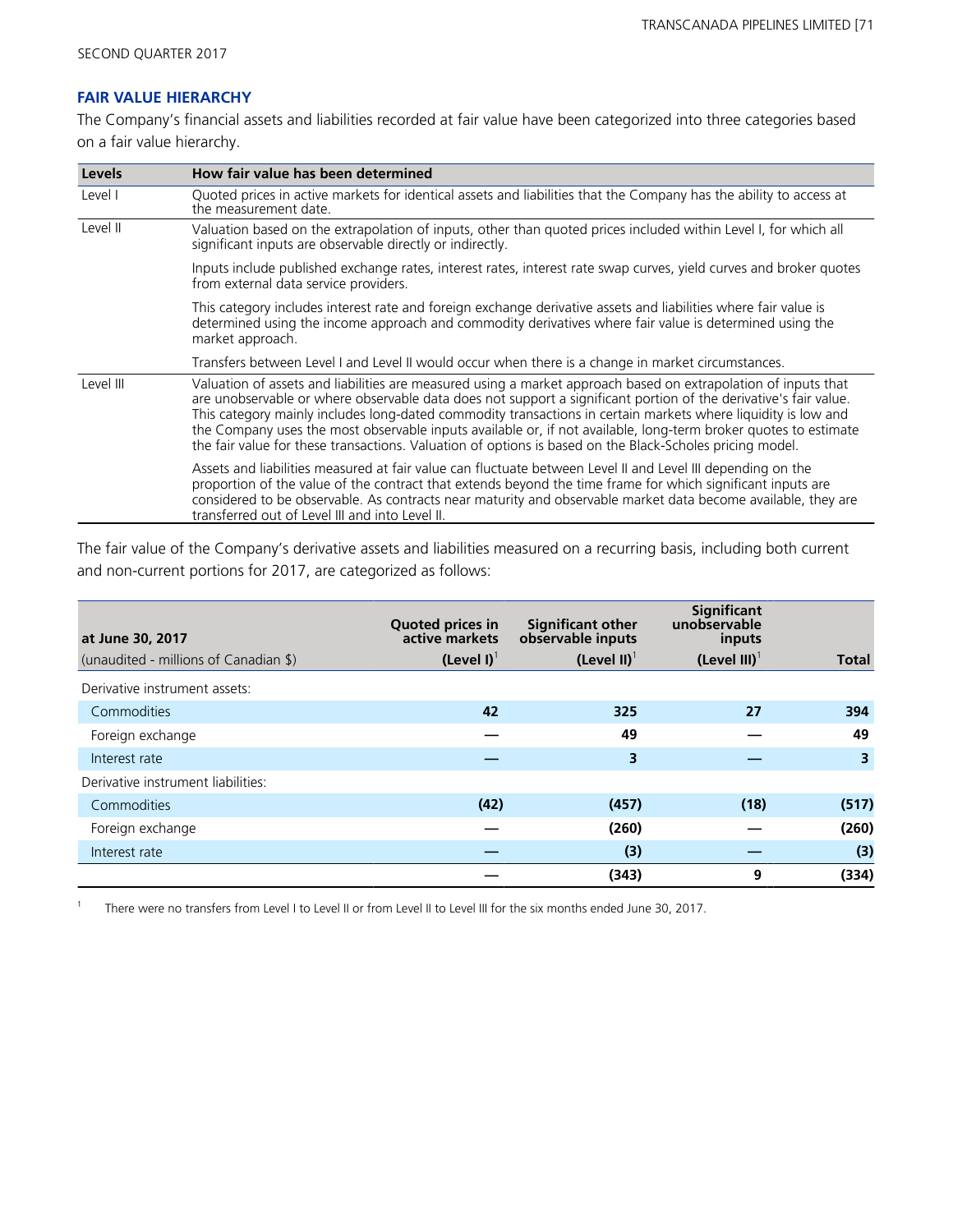## FAIR VALUE HIERARCHY

The Company's financial assets and liabilities recorded at fair value have been categorized into three categories based on a fair value hierarchy.

| Levels | How fair value has been determined |
|---|---|
| Level I | Quoted prices in active markets for identical assets and liabilities that the Company has the ability to access at the measurement date. |
| Level II | Valuation based on the extrapolation of inputs, other than quoted prices included within Level I, for which all significant inputs are observable directly or indirectly. |
| | Inputs include published exchange rates, interest rates, interest rate swap curves, yield curves and broker quotes from external data service providers. |
| | This category includes interest rate and foreign exchange derivative assets and liabilities where fair value is determined using the income approach and commodity derivatives where fair value is determined using the market approach. |
| | Transfers between Level I and Level II would occur when there is a change in market circumstances. |
| Level III | Valuation of assets and liabilities are measured using a market approach based on extrapolation of inputs that are unobservable or where observable data does not support a significant portion of the derivative's fair value. This category mainly includes long-dated commodity transactions in certain markets where liquidity is low and the Company uses the most observable inputs available or, if not available, long-term broker quotes to estimate the fair value for these transactions. Valuation of options is based on the Black-Scholes pricing model. |
| | Assets and liabilities measured at fair value can fluctuate between Level II and Level III depending on the proportion of the value of the contract that extends beyond the time frame for which significant inputs are considered to be observable. As contracts near maturity and observable market data become available, they are transferred out of Level III and into Level II. |

The fair value of the Company's derivative assets and liabilities measured on a recurring basis, including both current and non-current portions for 2017, are categorized as follows:

| at June 30, 2017<br>(unaudited - millions of Canadian $) | Quoted prices in active markets<br>(Level I)[1] | Significant other observable inputs<br>(Level II)[1] | Significant unobservable inputs<br>(Level III)[1] | Total |
|---|---|---|---|---|
| Derivative instrument assets: | | | | |
| Commodities | 42 | 325 | 27 | 394 |
| Foreign exchange | — | 49 | — | 49 |
| Interest rate | — | 3 | — | 3 |
| Derivative instrument liabilities: | | | | |
| Commodities | (42) | (457) | (18) | (517) |
| Foreign exchange | — | (260) | — | (260) |
| Interest rate | — | (3) | — | (3) |
| | — | (343) | 9 | (334) |

1 There were no transfers from Level I to Level II or from Level II to Level III for the six months ended June 30, 2017.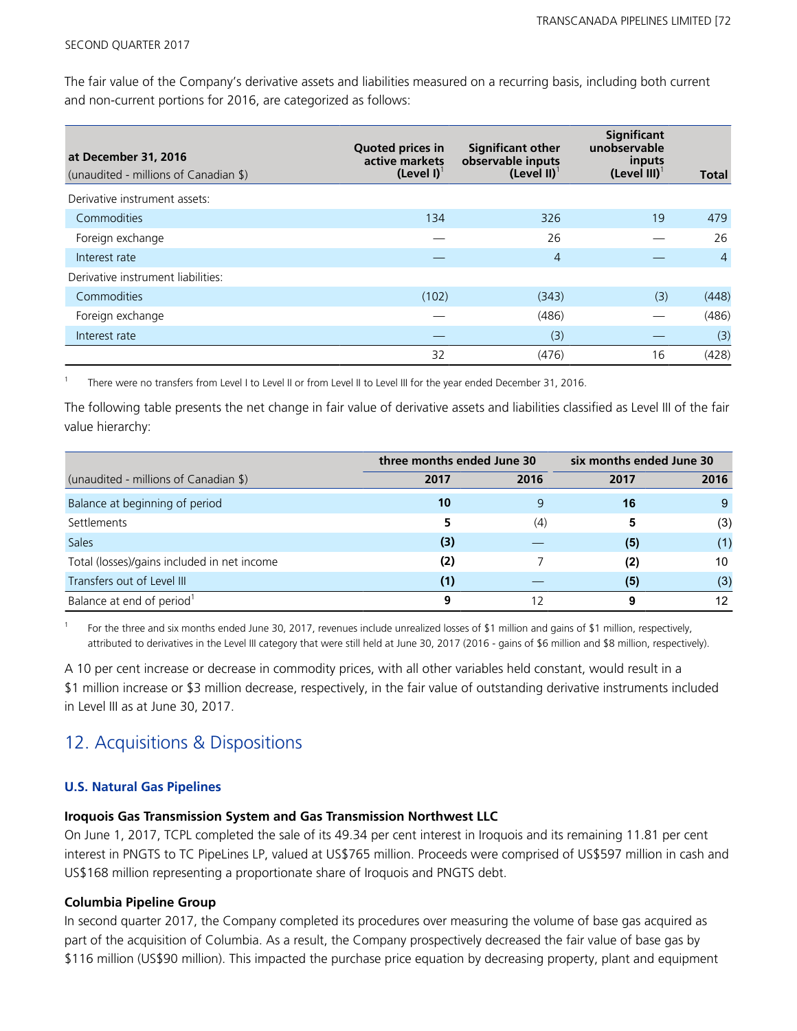SECOND QUARTER 2017

The fair value of the Company's derivative assets and liabilities measured on a recurring basis, including both current and non-current portions for 2016, are categorized as follows:

| at December 31, 2016<br>(unaudited - millions of Canadian $) | Quoted prices in active markets (Level I)[1] | Significant other observable inputs (Level II)[1] | Significant unobservable inputs (Level III)[1] | Total |
|---|---|---|---|---|
| Derivative instrument assets: | | | | |
| Commodities | 134 | 326 | 19 | 479 |
| Foreign exchange | — | 26 | — | 26 |
| Interest rate | — | 4 | — | 4 |
| Derivative instrument liabilities: | | | | |
| Commodities | (102) | (343) | (3) | (448) |
| Foreign exchange | — | (486) | — | (486) |
| Interest rate | — | (3) | — | (3) |
| | 32 | (476) | 16 | (428) |

1 There were no transfers from Level I to Level II or from Level II to Level III for the year ended December 31, 2016.

The following table presents the net change in fair value of derivative assets and liabilities classified as Level III of the fair value hierarchy:

| | three months ended June 30 | | six months ended June 30 | |
|---|---|---|---|---|
| (unaudited - millions of Canadian $) | **2017** | 2016 | **2017** | 2016 |
| Balance at beginning of period | **10** | 9 | **16** | 9 |
| Settlements | **5** | (4) | **5** | (3) |
| Sales | **(3)** | — | **(5)** | (1) |
| Total (losses)/gains included in net income | **(2)** | 7 | **(2)** | 10 |
| Transfers out of Level III | **(1)** | — | **(5)** | (3) |
| Balance at end of period[1] | **9** | 12 | **9** | 12 |

1 For the three and six months ended June 30, 2017, revenues include unrealized losses of $1 million and gains of $1 million, respectively, attributed to derivatives in the Level III category that were still held at June 30, 2017 (2016 - gains of $6 million and $8 million, respectively).

A 10 per cent increase or decrease in commodity prices, with all other variables held constant, would result in a $1 million increase or $3 million decrease, respectively, in the fair value of outstanding derivative instruments included in Level III as at June 30, 2017.

## 12. Acquisitions & Dispositions

### U.S. Natural Gas Pipelines

#### Iroquois Gas Transmission System and Gas Transmission Northwest LLC

On June 1, 2017, TCPL completed the sale of its 49.34 per cent interest in Iroquois and its remaining 11.81 per cent interest in PNGTS to TC PipeLines LP, valued at US$765 million. Proceeds were comprised of US$597 million in cash and US$168 million representing a proportionate share of Iroquois and PNGTS debt.

#### Columbia Pipeline Group

In second quarter 2017, the Company completed its procedures over measuring the volume of base gas acquired as part of the acquisition of Columbia. As a result, the Company prospectively decreased the fair value of base gas by $116 million (US$90 million). This impacted the purchase price equation by decreasing property, plant and equipment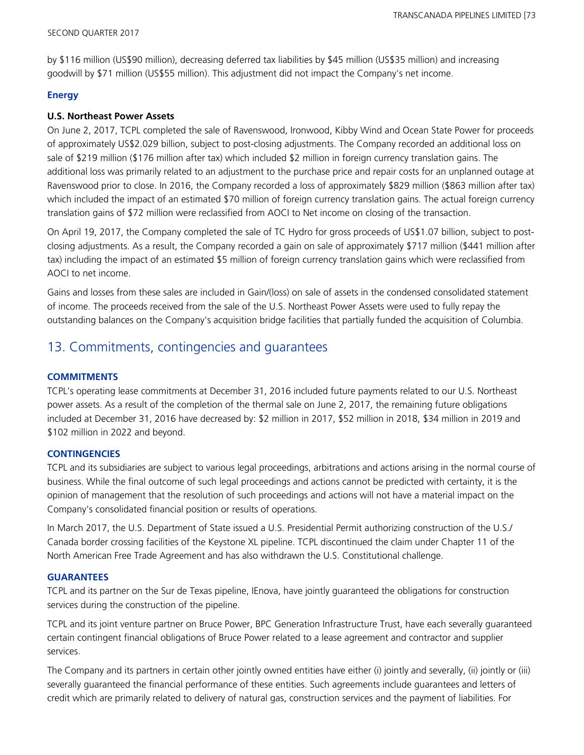by $116 million (US$90 million), decreasing deferred tax liabilities by $45 million (US$35 million) and increasing goodwill by $71 million (US$55 million). This adjustment did not impact the Company's net income.

### Energy

**U.S. Northeast Power Assets**

On June 2, 2017, TCPL completed the sale of Ravenswood, Ironwood, Kibby Wind and Ocean State Power for proceeds of approximately US$2.029 billion, subject to post-closing adjustments. The Company recorded an additional loss on sale of $219 million ($176 million after tax) which included $2 million in foreign currency translation gains. The additional loss was primarily related to an adjustment to the purchase price and repair costs for an unplanned outage at Ravenswood prior to close. In 2016, the Company recorded a loss of approximately $829 million ($863 million after tax) which included the impact of an estimated $70 million of foreign currency translation gains. The actual foreign currency translation gains of $72 million were reclassified from AOCI to Net income on closing of the transaction.

On April 19, 2017, the Company completed the sale of TC Hydro for gross proceeds of US$1.07 billion, subject to post-closing adjustments. As a result, the Company recorded a gain on sale of approximately $717 million ($441 million after tax) including the impact of an estimated $5 million of foreign currency translation gains which were reclassified from AOCI to net income.

Gains and losses from these sales are included in Gain/(loss) on sale of assets in the condensed consolidated statement of income. The proceeds received from the sale of the U.S. Northeast Power Assets were used to fully repay the outstanding balances on the Company's acquisition bridge facilities that partially funded the acquisition of Columbia.

## 13. Commitments, contingencies and guarantees

### COMMITMENTS

TCPL's operating lease commitments at December 31, 2016 included future payments related to our U.S. Northeast power assets. As a result of the completion of the thermal sale on June 2, 2017, the remaining future obligations included at December 31, 2016 have decreased by: $2 million in 2017, $52 million in 2018, $34 million in 2019 and $102 million in 2022 and beyond.

### CONTINGENCIES

TCPL and its subsidiaries are subject to various legal proceedings, arbitrations and actions arising in the normal course of business. While the final outcome of such legal proceedings and actions cannot be predicted with certainty, it is the opinion of management that the resolution of such proceedings and actions will not have a material impact on the Company's consolidated financial position or results of operations.

In March 2017, the U.S. Department of State issued a U.S. Presidential Permit authorizing construction of the U.S./ Canada border crossing facilities of the Keystone XL pipeline. TCPL discontinued the claim under Chapter 11 of the North American Free Trade Agreement and has also withdrawn the U.S. Constitutional challenge.

### GUARANTEES

TCPL and its partner on the Sur de Texas pipeline, IEnova, have jointly guaranteed the obligations for construction services during the construction of the pipeline.

TCPL and its joint venture partner on Bruce Power, BPC Generation Infrastructure Trust, have each severally guaranteed certain contingent financial obligations of Bruce Power related to a lease agreement and contractor and supplier services.

The Company and its partners in certain other jointly owned entities have either (i) jointly and severally, (ii) jointly or (iii) severally guaranteed the financial performance of these entities. Such agreements include guarantees and letters of credit which are primarily related to delivery of natural gas, construction services and the payment of liabilities. For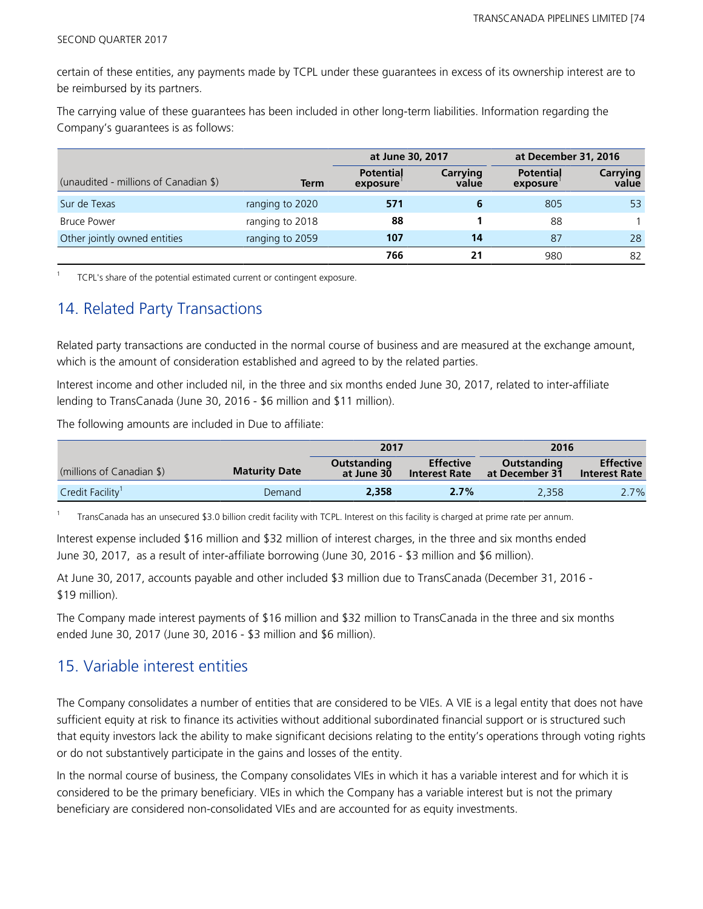certain of these entities, any payments made by TCPL under these guarantees in excess of its ownership interest are to be reimbursed by its partners.

The carrying value of these guarantees has been included in other long-term liabilities. Information regarding the Company's guarantees is as follows:

| | | at June 30, 2017 | | at December 31, 2016 | |
|---|---|---|---|---|---|
| (unaudited - millions of Canadian $) | Term | Potential exposure[1] | Carrying value | Potential exposure[1] | Carrying value |
| Sur de Texas | ranging to 2020 | **571** | **6** | 805 | 53 |
| Bruce Power | ranging to 2018 | **88** | **1** | 88 | 1 |
| Other jointly owned entities | ranging to 2059 | **107** | **14** | 87 | 28 |
| | | **766** | **21** | 980 | 82 |

[1] TCPL's share of the potential estimated current or contingent exposure.

## 14. Related Party Transactions

Related party transactions are conducted in the normal course of business and are measured at the exchange amount, which is the amount of consideration established and agreed to by the related parties.

Interest income and other included nil, in the three and six months ended June 30, 2017, related to inter-affiliate lending to TransCanada (June 30, 2016 - $6 million and $11 million).

The following amounts are included in Due to affiliate:

| | | 2017 | | 2016 | |
|---|---|---|---|---|---|
| (millions of Canadian $) | Maturity Date | Outstanding at June 30 | Effective Interest Rate | Outstanding at December 31 | Effective Interest Rate |
| Credit Facility[1] | Demand | **2,358** | **2.7%** | 2,358 | 2.7% |

[1] TransCanada has an unsecured $3.0 billion credit facility with TCPL. Interest on this facility is charged at prime rate per annum.

Interest expense included $16 million and $32 million of interest charges, in the three and six months ended June 30, 2017, as a result of inter-affiliate borrowing (June 30, 2016 - $3 million and $6 million).

At June 30, 2017, accounts payable and other included $3 million due to TransCanada (December 31, 2016 - $19 million).

The Company made interest payments of $16 million and $32 million to TransCanada in the three and six months ended June 30, 2017 (June 30, 2016 - $3 million and $6 million).

## 15. Variable interest entities

The Company consolidates a number of entities that are considered to be VIEs. A VIE is a legal entity that does not have sufficient equity at risk to finance its activities without additional subordinated financial support or is structured such that equity investors lack the ability to make significant decisions relating to the entity's operations through voting rights or do not substantively participate in the gains and losses of the entity.

In the normal course of business, the Company consolidates VIEs in which it has a variable interest and for which it is considered to be the primary beneficiary. VIEs in which the Company has a variable interest but is not the primary beneficiary are considered non-consolidated VIEs and are accounted for as equity investments.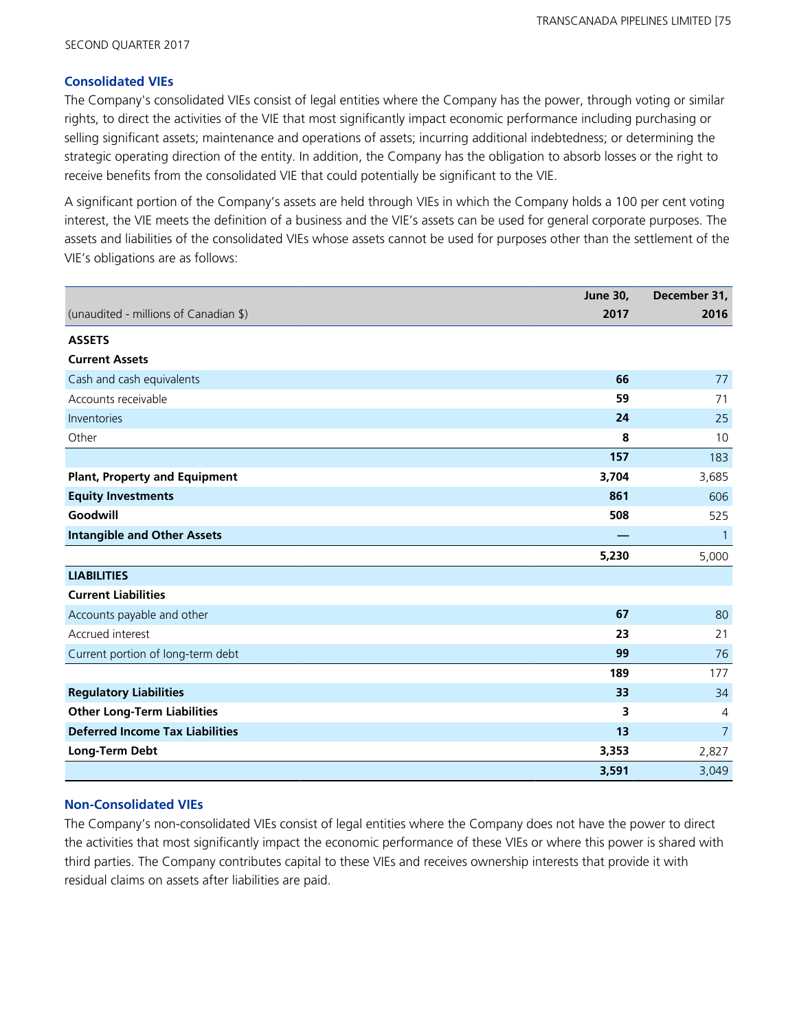SECOND QUARTER 2017

### Consolidated VIEs

The Company's consolidated VIEs consist of legal entities where the Company has the power, through voting or similar rights, to direct the activities of the VIE that most significantly impact economic performance including purchasing or selling significant assets; maintenance and operations of assets; incurring additional indebtedness; or determining the strategic operating direction of the entity. In addition, the Company has the obligation to absorb losses or the right to receive benefits from the consolidated VIE that could potentially be significant to the VIE.

A significant portion of the Company's assets are held through VIEs in which the Company holds a 100 per cent voting interest, the VIE meets the definition of a business and the VIE's assets can be used for general corporate purposes. The assets and liabilities of the consolidated VIEs whose assets cannot be used for purposes other than the settlement of the VIE's obligations are as follows:

| (unaudited - millions of Canadian $) | June 30, 2017 | December 31, 2016 |
|---|---|---|
| **ASSETS** | | |
| **Current Assets** | | |
| Cash and cash equivalents | **66** | 77 |
| Accounts receivable | **59** | 71 |
| Inventories | **24** | 25 |
| Other | **8** | 10 |
| | **157** | 183 |
| **Plant, Property and Equipment** | **3,704** | 3,685 |
| **Equity Investments** | **861** | 606 |
| **Goodwill** | **508** | 525 |
| **Intangible and Other Assets** | **—** | 1 |
| | **5,230** | 5,000 |
| **LIABILITIES** | | |
| **Current Liabilities** | | |
| Accounts payable and other | **67** | 80 |
| Accrued interest | **23** | 21 |
| Current portion of long-term debt | **99** | 76 |
| | **189** | 177 |
| **Regulatory Liabilities** | **33** | 34 |
| **Other Long-Term Liabilities** | **3** | 4 |
| **Deferred Income Tax Liabilities** | **13** | 7 |
| **Long-Term Debt** | **3,353** | 2,827 |
| | **3,591** | 3,049 |

### Non-Consolidated VIEs

The Company's non-consolidated VIEs consist of legal entities where the Company does not have the power to direct the activities that most significantly impact the economic performance of these VIEs or where this power is shared with third parties. The Company contributes capital to these VIEs and receives ownership interests that provide it with residual claims on assets after liabilities are paid.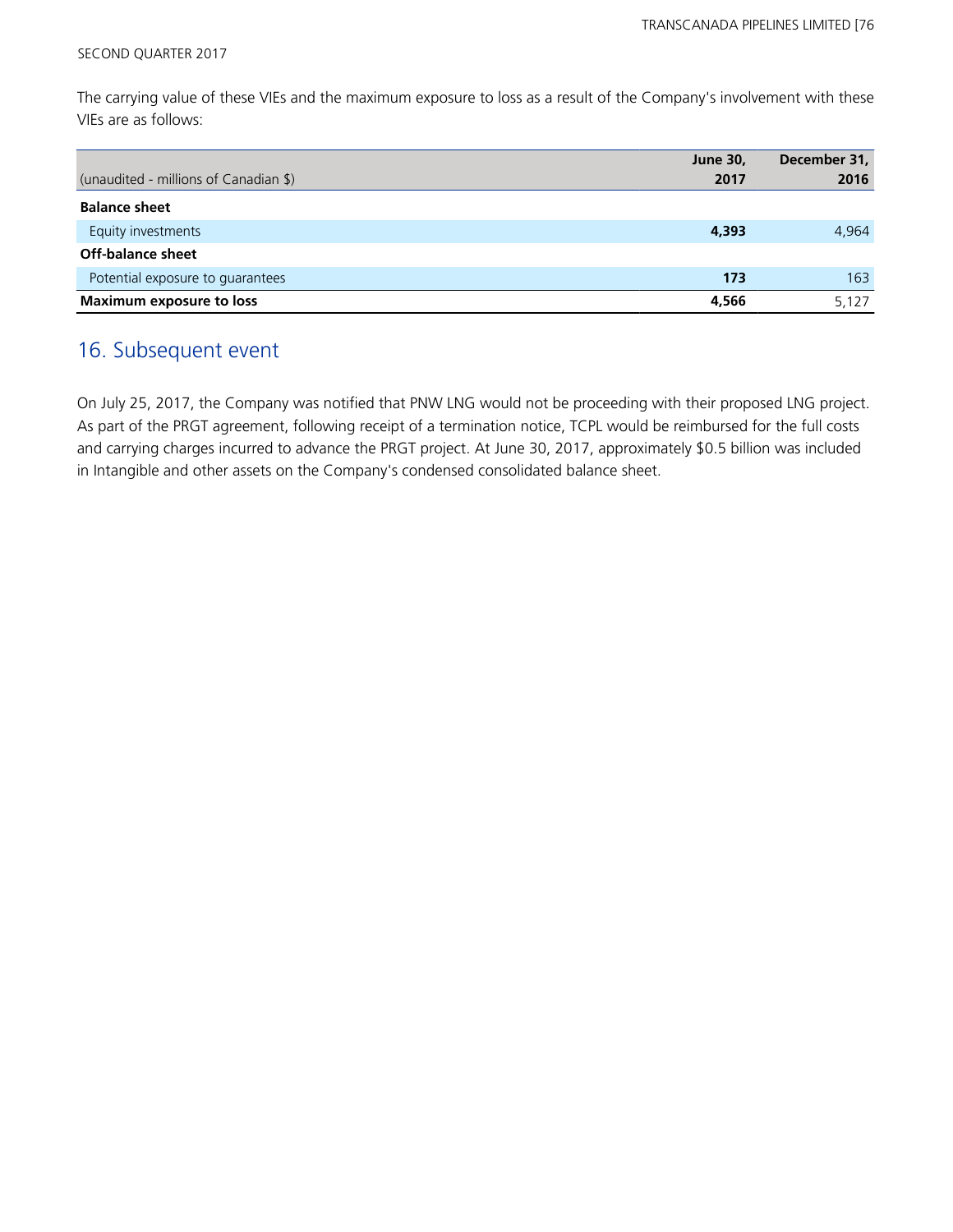The carrying value of these VIEs and the maximum exposure to loss as a result of the Company's involvement with these VIEs are as follows:

| (unaudited - millions of Canadian $) | June 30, 2017 | December 31, 2016 |
|---|---|---|
| **Balance sheet** | | |
| Equity investments | **4,393** | 4,964 |
| **Off-balance sheet** | | |
| Potential exposure to guarantees | **173** | 163 |
| **Maximum exposure to loss** | **4,566** | 5,127 |

## 16. Subsequent event

On July 25, 2017, the Company was notified that PNW LNG would not be proceeding with their proposed LNG project. As part of the PRGT agreement, following receipt of a termination notice, TCPL would be reimbursed for the full costs and carrying charges incurred to advance the PRGT project. At June 30, 2017, approximately $0.5 billion was included in Intangible and other assets on the Company's condensed consolidated balance sheet.